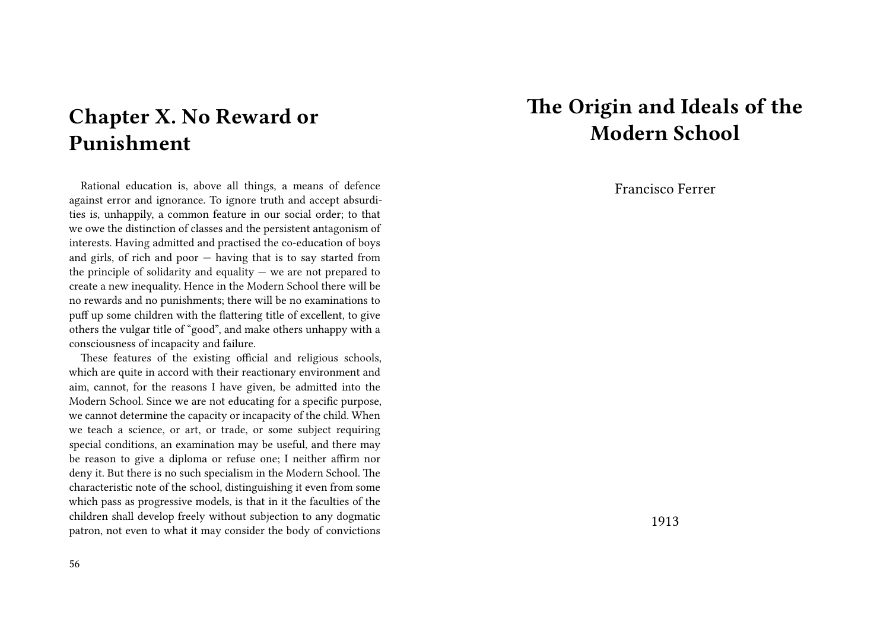## Chapter X. No Reward or Punishment

Rational education is, above all things, a means of defence against error and ignorance. To ignore truth and accept absurdities is, unhappily, a common feature in our social order; to that we owe the distinction of classes and the persistent antagonism of interests. Having admitted and practised the co-education of boys and girls, of rich and poor — having that is to say started from the principle of solidarity and equality — we are not prepared to create a new inequality. Hence in the Modern School there will be no rewards and no punishments; there will be no examinations to puff up some children with the flattering title of excellent, to give others the vulgar title of "good", and make others unhappy with a consciousness of incapacity and failure.

These features of the existing official and religious schools, which are quite in accord with their reactionary environment and aim, cannot, for the reasons I have given, be admitted into the Modern School. Since we are not educating for a specific purpose, we cannot determine the capacity or incapacity of the child. When we teach a science, or art, or trade, or some subject requiring special conditions, an examination may be useful, and there may be reason to give a diploma or refuse one; I neither affirm nor deny it. But there is no such specialism in the Modern School. The characteristic note of the school, distinguishing it even from some which pass as progressive models, is that in it the faculties of the children shall develop freely without subjection to any dogmatic patron, not even to what it may consider the body of convictions

# The Origin and Ideals of the Modern School

Francisco Ferrer

1913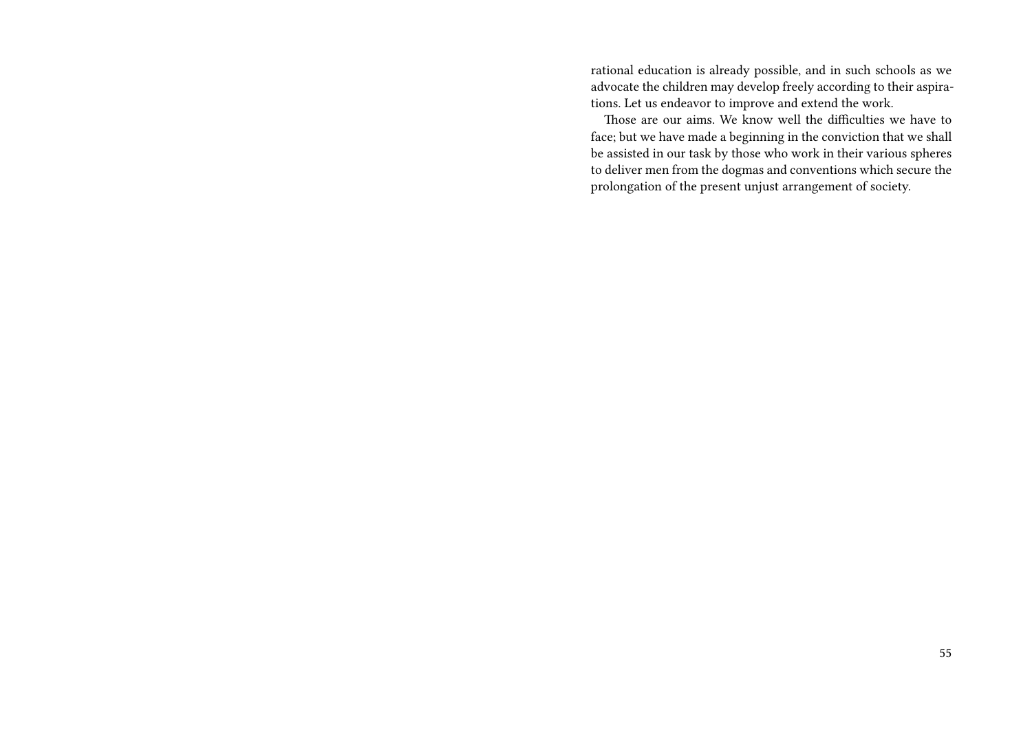rational education is already possible, and in such schools as we advocate the children may develop freely according to their aspirations. Let us endeavor to improve and extend the work.

Those are our aims. We know well the difficulties we have to face; but we have made a beginning in the conviction that we shall be assisted in our task by those who work in their various spheres to deliver men from the dogmas and conventions which secure the prolongation of the present unjust arrangement of society.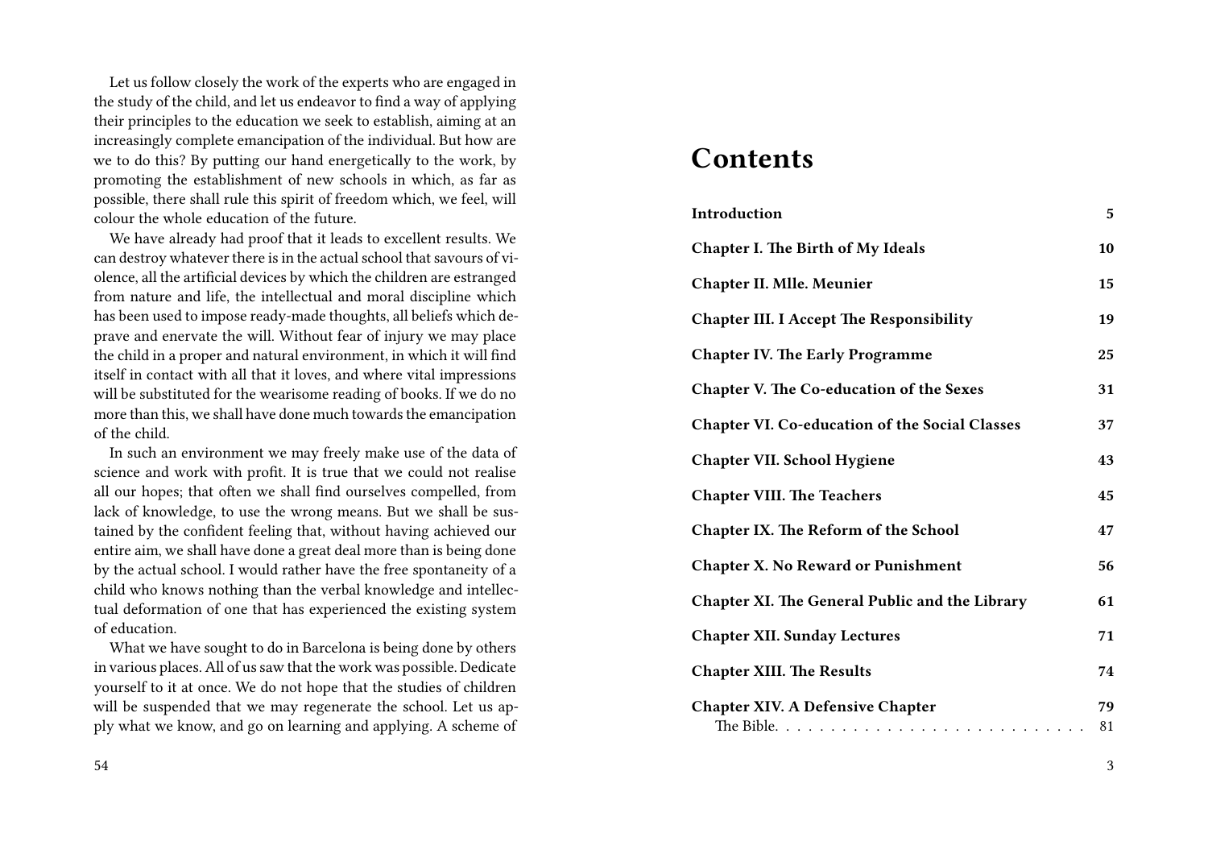Let us follow closely the work of the experts who are engaged in the study of the child, and let us endeavor to find a way of applying their principles to the education we seek to establish, aiming at an increasingly complete emancipation of the individual. But how are we to do this? By putting our hand energetically to the work, by promoting the establishment of new schools in which, as far as possible, there shall rule this spirit of freedom which, we feel, will colour the whole education of the future.

We have already had proof that it leads to excellent results. We can destroy whatever there is in the actual school that savours of violence, all the artificial devices by which the children are estranged from nature and life, the intellectual and moral discipline which has been used to impose ready-made thoughts, all beliefs which deprave and enervate the will. Without fear of injury we may place the child in a proper and natural environment, in which it will find itself in contact with all that it loves, and where vital impressions will be substituted for the wearisome reading of books. If we do no more than this, we shall have done much towards the emancipation of the child.

In such an environment we may freely make use of the data of science and work with profit. It is true that we could not realise all our hopes; that often we shall find ourselves compelled, from lack of knowledge, to use the wrong means. But we shall be sustained by the confident feeling that, without having achieved our entire aim, we shall have done a great deal more than is being done by the actual school. I would rather have the free spontaneity of a child who knows nothing than the verbal knowledge and intellectual deformation of one that has experienced the existing system of education.

What we have sought to do in Barcelona is being done by others in various places. All of us saw that the work was possible. Dedicate yourself to it at once. We do not hope that the studies of children will be suspended that we may regenerate the school. Let us apply what we know, and go on learning and applying. A scheme of

# Contents

| | |
|---|---|
| **Introduction** | **5** |
| **Chapter I. The Birth of My Ideals** | **10** |
| **Chapter II. Mlle. Meunier** | **15** |
| **Chapter III. I Accept The Responsibility** | **19** |
| **Chapter IV. The Early Programme** | **25** |
| **Chapter V. The Co-education of the Sexes** | **31** |
| **Chapter VI. Co-education of the Social Classes** | **37** |
| **Chapter VII. School Hygiene** | **43** |
| **Chapter VIII. The Teachers** | **45** |
| **Chapter IX. The Reform of the School** | **47** |
| **Chapter X. No Reward or Punishment** | **56** |
| **Chapter XI. The General Public and the Library** | **61** |
| **Chapter XII. Sunday Lectures** | **71** |
| **Chapter XIII. The Results** | **74** |
| **Chapter XIV. A Defensive Chapter** | **79** |
| The Bible. | 81 |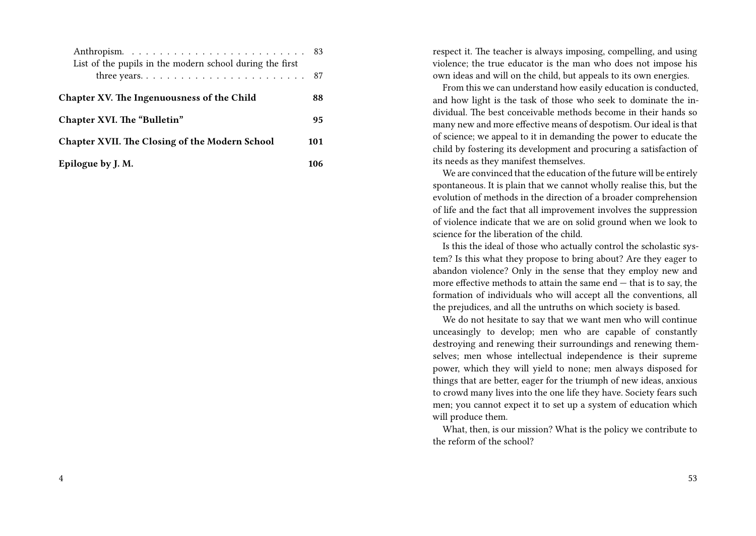Anthropism. . . . . . . . . . . . . . . . . . . . . . . . . . 83
List of the pupils in the modern school during the first three years. . . . . . . . . . . . . . . . . . . . . . . . 87

**Chapter XV. The Ingenuousness of the Child 88**

**Chapter XVI. The "Bulletin" 95**

**Chapter XVII. The Closing of the Modern School 101**

**Epilogue by J. M. 106**

respect it. The teacher is always imposing, compelling, and using violence; the true educator is the man who does not impose his own ideas and will on the child, but appeals to its own energies.

From this we can understand how easily education is conducted, and how light is the task of those who seek to dominate the individual. The best conceivable methods become in their hands so many new and more effective means of despotism. Our ideal is that of science; we appeal to it in demanding the power to educate the child by fostering its development and procuring a satisfaction of its needs as they manifest themselves.

We are convinced that the education of the future will be entirely spontaneous. It is plain that we cannot wholly realise this, but the evolution of methods in the direction of a broader comprehension of life and the fact that all improvement involves the suppression of violence indicate that we are on solid ground when we look to science for the liberation of the child.

Is this the ideal of those who actually control the scholastic system? Is this what they propose to bring about? Are they eager to abandon violence? Only in the sense that they employ new and more effective methods to attain the same end — that is to say, the formation of individuals who will accept all the conventions, all the prejudices, and all the untruths on which society is based.

We do not hesitate to say that we want men who will continue unceasingly to develop; men who are capable of constantly destroying and renewing their surroundings and renewing themselves; men whose intellectual independence is their supreme power, which they will yield to none; men always disposed for things that are better, eager for the triumph of new ideas, anxious to crowd many lives into the one life they have. Society fears such men; you cannot expect it to set up a system of education which will produce them.

What, then, is our mission? What is the policy we contribute to the reform of the school?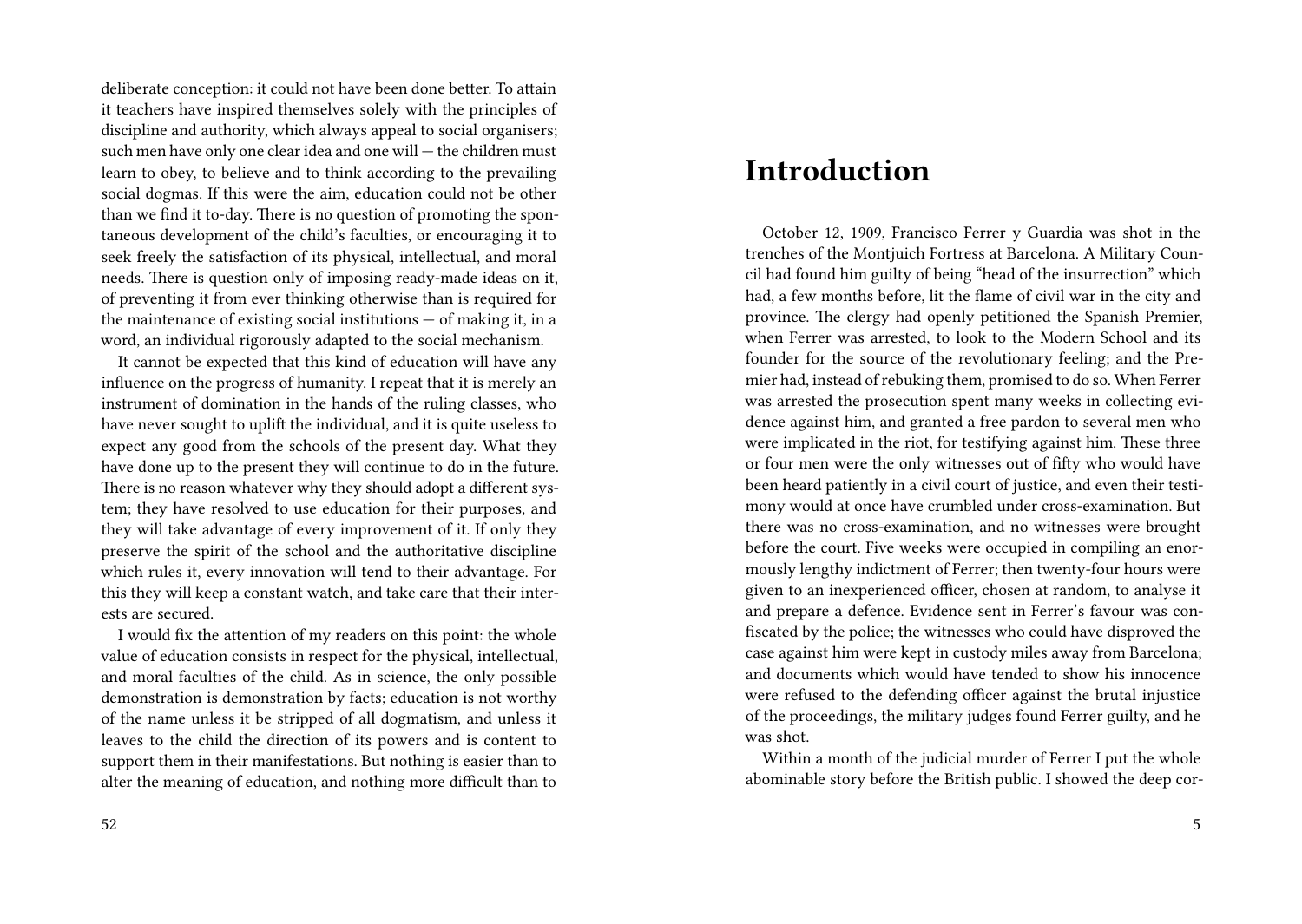deliberate conception: it could not have been done better. To attain it teachers have inspired themselves solely with the principles of discipline and authority, which always appeal to social organisers; such men have only one clear idea and one will — the children must learn to obey, to believe and to think according to the prevailing social dogmas. If this were the aim, education could not be other than we find it to-day. There is no question of promoting the spontaneous development of the child's faculties, or encouraging it to seek freely the satisfaction of its physical, intellectual, and moral needs. There is question only of imposing ready-made ideas on it, of preventing it from ever thinking otherwise than is required for the maintenance of existing social institutions — of making it, in a word, an individual rigorously adapted to the social mechanism.

It cannot be expected that this kind of education will have any influence on the progress of humanity. I repeat that it is merely an instrument of domination in the hands of the ruling classes, who have never sought to uplift the individual, and it is quite useless to expect any good from the schools of the present day. What they have done up to the present they will continue to do in the future. There is no reason whatever why they should adopt a different system; they have resolved to use education for their purposes, and they will take advantage of every improvement of it. If only they preserve the spirit of the school and the authoritative discipline which rules it, every innovation will tend to their advantage. For this they will keep a constant watch, and take care that their interests are secured.

I would fix the attention of my readers on this point: the whole value of education consists in respect for the physical, intellectual, and moral faculties of the child. As in science, the only possible demonstration is demonstration by facts; education is not worthy of the name unless it be stripped of all dogmatism, and unless it leaves to the child the direction of its powers and is content to support them in their manifestations. But nothing is easier than to alter the meaning of education, and nothing more difficult than to

# Introduction

October 12, 1909, Francisco Ferrer y Guardia was shot in the trenches of the Montjuich Fortress at Barcelona. A Military Council had found him guilty of being "head of the insurrection" which had, a few months before, lit the flame of civil war in the city and province. The clergy had openly petitioned the Spanish Premier, when Ferrer was arrested, to look to the Modern School and its founder for the source of the revolutionary feeling; and the Premier had, instead of rebuking them, promised to do so. When Ferrer was arrested the prosecution spent many weeks in collecting evidence against him, and granted a free pardon to several men who were implicated in the riot, for testifying against him. These three or four men were the only witnesses out of fifty who would have been heard patiently in a civil court of justice, and even their testimony would at once have crumbled under cross-examination. But there was no cross-examination, and no witnesses were brought before the court. Five weeks were occupied in compiling an enormously lengthy indictment of Ferrer; then twenty-four hours were given to an inexperienced officer, chosen at random, to analyse it and prepare a defence. Evidence sent in Ferrer's favour was confiscated by the police; the witnesses who could have disproved the case against him were kept in custody miles away from Barcelona; and documents which would have tended to show his innocence were refused to the defending officer against the brutal injustice of the proceedings, the military judges found Ferrer guilty, and he was shot.

Within a month of the judicial murder of Ferrer I put the whole abominable story before the British public. I showed the deep cor-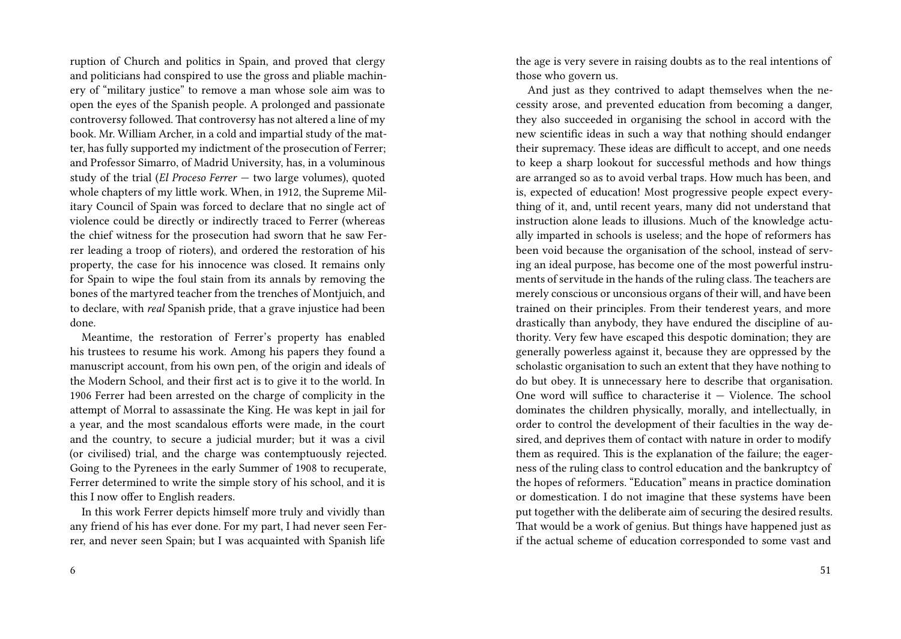ruption of Church and politics in Spain, and proved that clergy and politicians had conspired to use the gross and pliable machinery of "military justice" to remove a man whose sole aim was to open the eyes of the Spanish people. A prolonged and passionate controversy followed. That controversy has not altered a line of my book. Mr. William Archer, in a cold and impartial study of the matter, has fully supported my indictment of the prosecution of Ferrer; and Professor Simarro, of Madrid University, has, in a voluminous study of the trial (*El Proceso Ferrer* — two large volumes), quoted whole chapters of my little work. When, in 1912, the Supreme Military Council of Spain was forced to declare that no single act of violence could be directly or indirectly traced to Ferrer (whereas the chief witness for the prosecution had sworn that he saw Ferrer leading a troop of rioters), and ordered the restoration of his property, the case for his innocence was closed. It remains only for Spain to wipe the foul stain from its annals by removing the bones of the martyred teacher from the trenches of Montjuich, and to declare, with *real* Spanish pride, that a grave injustice had been done.

Meantime, the restoration of Ferrer's property has enabled his trustees to resume his work. Among his papers they found a manuscript account, from his own pen, of the origin and ideals of the Modern School, and their first act is to give it to the world. In 1906 Ferrer had been arrested on the charge of complicity in the attempt of Morral to assassinate the King. He was kept in jail for a year, and the most scandalous efforts were made, in the court and the country, to secure a judicial murder; but it was a civil (or civilised) trial, and the charge was contemptuously rejected. Going to the Pyrenees in the early Summer of 1908 to recuperate, Ferrer determined to write the simple story of his school, and it is this I now offer to English readers.

In this work Ferrer depicts himself more truly and vividly than any friend of his has ever done. For my part, I had never seen Ferrer, and never seen Spain; but I was acquainted with Spanish life

the age is very severe in raising doubts as to the real intentions of those who govern us.

And just as they contrived to adapt themselves when the necessity arose, and prevented education from becoming a danger, they also succeeded in organising the school in accord with the new scientific ideas in such a way that nothing should endanger their supremacy. These ideas are difficult to accept, and one needs to keep a sharp lookout for successful methods and how things are arranged so as to avoid verbal traps. How much has been, and is, expected of education! Most progressive people expect everything of it, and, until recent years, many did not understand that instruction alone leads to illusions. Much of the knowledge actually imparted in schools is useless; and the hope of reformers has been void because the organisation of the school, instead of serving an ideal purpose, has become one of the most powerful instruments of servitude in the hands of the ruling class. The teachers are merely conscious or unconsious organs of their will, and have been trained on their principles. From their tenderest years, and more drastically than anybody, they have endured the discipline of authority. Very few have escaped this despotic domination; they are generally powerless against it, because they are oppressed by the scholastic organisation to such an extent that they have nothing to do but obey. It is unnecessary here to describe that organisation. One word will suffice to characterise it — Violence. The school dominates the children physically, morally, and intellectually, in order to control the development of their faculties in the way desired, and deprives them of contact with nature in order to modify them as required. This is the explanation of the failure; the eagerness of the ruling class to control education and the bankruptcy of the hopes of reformers. "Education" means in practice domination or domestication. I do not imagine that these systems have been put together with the deliberate aim of securing the desired results. That would be a work of genius. But things have happened just as if the actual scheme of education corresponded to some vast and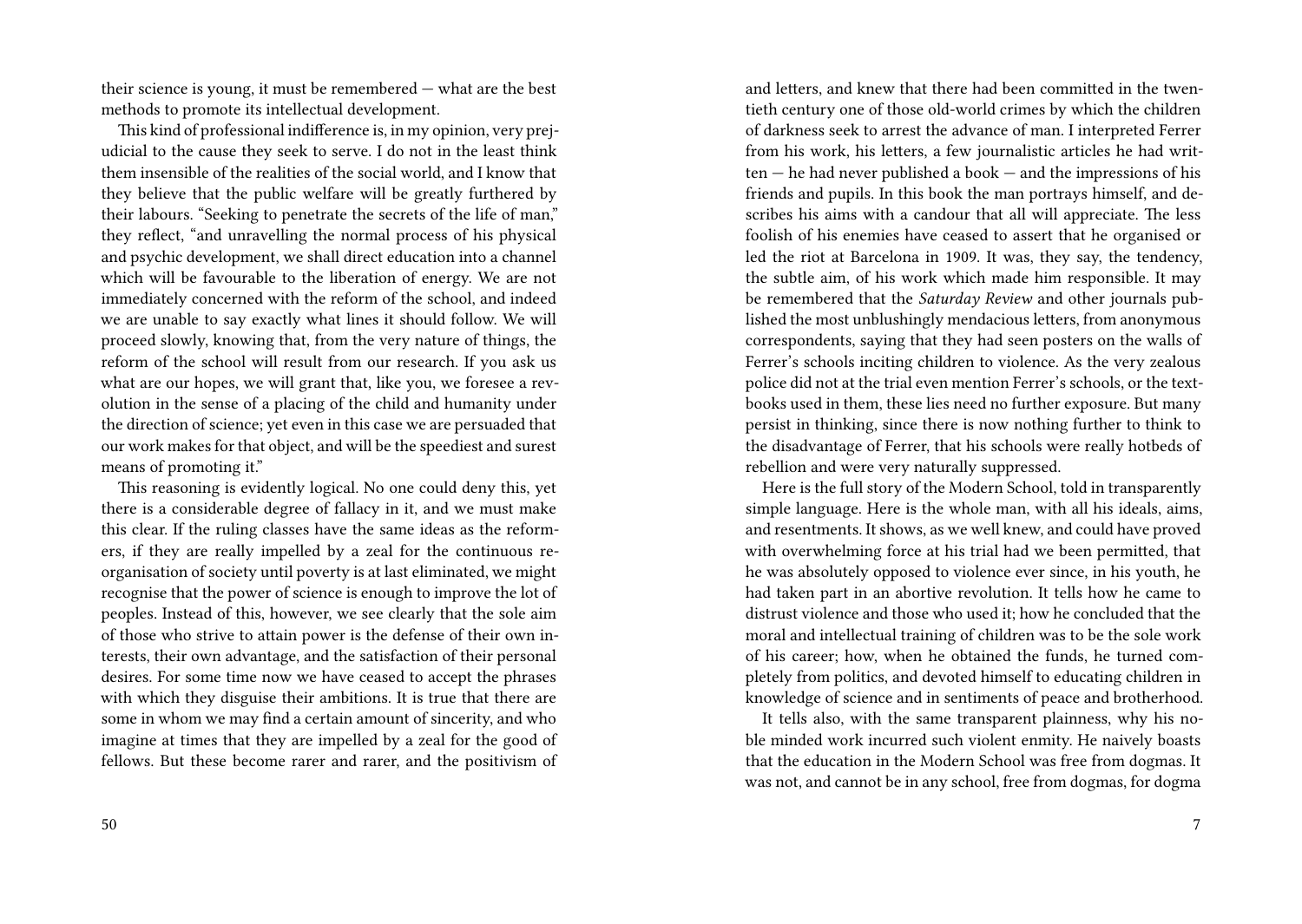their science is young, it must be remembered — what are the best methods to promote its intellectual development.

This kind of professional indifference is, in my opinion, very prejudicial to the cause they seek to serve. I do not in the least think them insensible of the realities of the social world, and I know that they believe that the public welfare will be greatly furthered by their labours. "Seeking to penetrate the secrets of the life of man," they reflect, "and unravelling the normal process of his physical and psychic development, we shall direct education into a channel which will be favourable to the liberation of energy. We are not immediately concerned with the reform of the school, and indeed we are unable to say exactly what lines it should follow. We will proceed slowly, knowing that, from the very nature of things, the reform of the school will result from our research. If you ask us what are our hopes, we will grant that, like you, we foresee a revolution in the sense of a placing of the child and humanity under the direction of science; yet even in this case we are persuaded that our work makes for that object, and will be the speediest and surest means of promoting it."

This reasoning is evidently logical. No one could deny this, yet there is a considerable degree of fallacy in it, and we must make this clear. If the ruling classes have the same ideas as the reformers, if they are really impelled by a zeal for the continuous reorganisation of society until poverty is at last eliminated, we might recognise that the power of science is enough to improve the lot of peoples. Instead of this, however, we see clearly that the sole aim of those who strive to attain power is the defense of their own interests, their own advantage, and the satisfaction of their personal desires. For some time now we have ceased to accept the phrases with which they disguise their ambitions. It is true that there are some in whom we may find a certain amount of sincerity, and who imagine at times that they are impelled by a zeal for the good of fellows. But these become rarer and rarer, and the positivism of

and letters, and knew that there had been committed in the twentieth century one of those old-world crimes by which the children of darkness seek to arrest the advance of man. I interpreted Ferrer from his work, his letters, a few journalistic articles he had written — he had never published a book — and the impressions of his friends and pupils. In this book the man portrays himself, and describes his aims with a candour that all will appreciate. The less foolish of his enemies have ceased to assert that he organised or led the riot at Barcelona in 1909. It was, they say, the tendency, the subtle aim, of his work which made him responsible. It may be remembered that the *Saturday Review* and other journals published the most unblushingly mendacious letters, from anonymous correspondents, saying that they had seen posters on the walls of Ferrer's schools inciting children to violence. As the very zealous police did not at the trial even mention Ferrer's schools, or the textbooks used in them, these lies need no further exposure. But many persist in thinking, since there is now nothing further to think to the disadvantage of Ferrer, that his schools were really hotbeds of rebellion and were very naturally suppressed.

Here is the full story of the Modern School, told in transparently simple language. Here is the whole man, with all his ideals, aims, and resentments. It shows, as we well knew, and could have proved with overwhelming force at his trial had we been permitted, that he was absolutely opposed to violence ever since, in his youth, he had taken part in an abortive revolution. It tells how he came to distrust violence and those who used it; how he concluded that the moral and intellectual training of children was to be the sole work of his career; how, when he obtained the funds, he turned completely from politics, and devoted himself to educating children in knowledge of science and in sentiments of peace and brotherhood.

It tells also, with the same transparent plainness, why his noble minded work incurred such violent enmity. He naively boasts that the education in the Modern School was free from dogmas. It was not, and cannot be in any school, free from dogmas, for dogma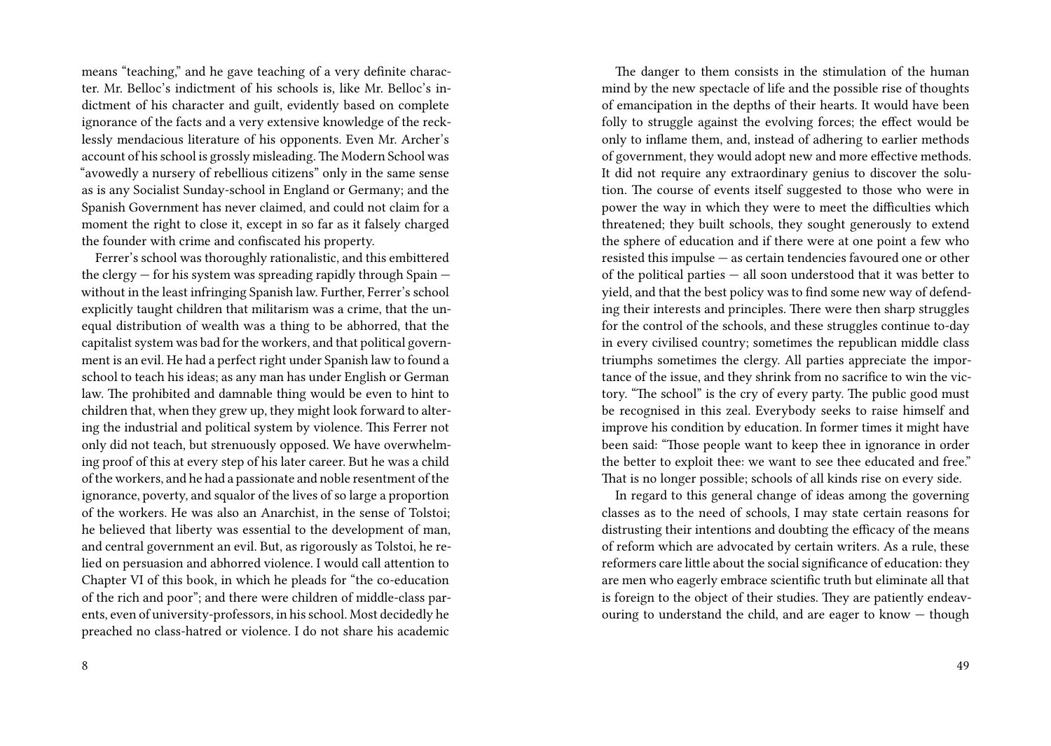means "teaching," and he gave teaching of a very definite character. Mr. Belloc's indictment of his schools is, like Mr. Belloc's indictment of his character and guilt, evidently based on complete ignorance of the facts and a very extensive knowledge of the recklessly mendacious literature of his opponents. Even Mr. Archer's account of his school is grossly misleading. The Modern School was "avowedly a nursery of rebellious citizens" only in the same sense as is any Socialist Sunday-school in England or Germany; and the Spanish Government has never claimed, and could not claim for a moment the right to close it, except in so far as it falsely charged the founder with crime and confiscated his property.

Ferrer's school was thoroughly rationalistic, and this embittered the clergy — for his system was spreading rapidly through Spain — without in the least infringing Spanish law. Further, Ferrer's school explicitly taught children that militarism was a crime, that the unequal distribution of wealth was a thing to be abhorred, that the capitalist system was bad for the workers, and that political government is an evil. He had a perfect right under Spanish law to found a school to teach his ideas; as any man has under English or German law. The prohibited and damnable thing would be even to hint to children that, when they grew up, they might look forward to altering the industrial and political system by violence. This Ferrer not only did not teach, but strenuously opposed. We have overwhelming proof of this at every step of his later career. But he was a child of the workers, and he had a passionate and noble resentment of the ignorance, poverty, and squalor of the lives of so large a proportion of the workers. He was also an Anarchist, in the sense of Tolstoi; he believed that liberty was essential to the development of man, and central government an evil. But, as rigorously as Tolstoi, he relied on persuasion and abhorred violence. I would call attention to Chapter VI of this book, in which he pleads for "the co-education of the rich and poor"; and there were children of middle-class parents, even of university-professors, in his school. Most decidedly he preached no class-hatred or violence. I do not share his academic

The danger to them consists in the stimulation of the human mind by the new spectacle of life and the possible rise of thoughts of emancipation in the depths of their hearts. It would have been folly to struggle against the evolving forces; the effect would be only to inflame them, and, instead of adhering to earlier methods of government, they would adopt new and more effective methods. It did not require any extraordinary genius to discover the solution. The course of events itself suggested to those who were in power the way in which they were to meet the difficulties which threatened; they built schools, they sought generously to extend the sphere of education and if there were at one point a few who resisted this impulse — as certain tendencies favoured one or other of the political parties — all soon understood that it was better to yield, and that the best policy was to find some new way of defending their interests and principles. There were then sharp struggles for the control of the schools, and these struggles continue to-day in every civilised country; sometimes the republican middle class triumphs sometimes the clergy. All parties appreciate the importance of the issue, and they shrink from no sacrifice to win the victory. "The school" is the cry of every party. The public good must be recognised in this zeal. Everybody seeks to raise himself and improve his condition by education. In former times it might have been said: "Those people want to keep thee in ignorance in order the better to exploit thee: we want to see thee educated and free." That is no longer possible; schools of all kinds rise on every side.

In regard to this general change of ideas among the governing classes as to the need of schools, I may state certain reasons for distrusting their intentions and doubting the efficacy of the means of reform which are advocated by certain writers. As a rule, these reformers care little about the social significance of education: they are men who eagerly embrace scientific truth but eliminate all that is foreign to the object of their studies. They are patiently endeavouring to understand the child, and are eager to know — though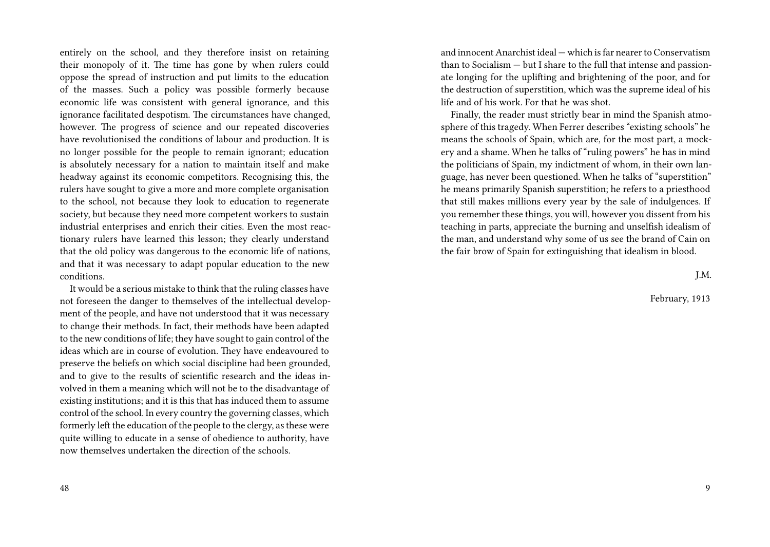entirely on the school, and they therefore insist on retaining their monopoly of it. The time has gone by when rulers could oppose the spread of instruction and put limits to the education of the masses. Such a policy was possible formerly because economic life was consistent with general ignorance, and this ignorance facilitated despotism. The circumstances have changed, however. The progress of science and our repeated discoveries have revolutionised the conditions of labour and production. It is no longer possible for the people to remain ignorant; education is absolutely necessary for a nation to maintain itself and make headway against its economic competitors. Recognising this, the rulers have sought to give a more and more complete organisation to the school, not because they look to education to regenerate society, but because they need more competent workers to sustain industrial enterprises and enrich their cities. Even the most reactionary rulers have learned this lesson; they clearly understand that the old policy was dangerous to the economic life of nations, and that it was necessary to adapt popular education to the new conditions.

It would be a serious mistake to think that the ruling classes have not foreseen the danger to themselves of the intellectual development of the people, and have not understood that it was necessary to change their methods. In fact, their methods have been adapted to the new conditions of life; they have sought to gain control of the ideas which are in course of evolution. They have endeavoured to preserve the beliefs on which social discipline had been grounded, and to give to the results of scientific research and the ideas involved in them a meaning which will not be to the disadvantage of existing institutions; and it is this that has induced them to assume control of the school. In every country the governing classes, which formerly left the education of the people to the clergy, as these were quite willing to educate in a sense of obedience to authority, have now themselves undertaken the direction of the schools.

and innocent Anarchist ideal — which is far nearer to Conservatism than to Socialism — but I share to the full that intense and passionate longing for the uplifting and brightening of the poor, and for the destruction of superstition, which was the supreme ideal of his life and of his work. For that he was shot.

Finally, the reader must strictly bear in mind the Spanish atmosphere of this tragedy. When Ferrer describes "existing schools" he means the schools of Spain, which are, for the most part, a mockery and a shame. When he talks of "ruling powers" he has in mind the politicians of Spain, my indictment of whom, in their own language, has never been questioned. When he talks of "superstition" he means primarily Spanish superstition; he refers to a priesthood that still makes millions every year by the sale of indulgences. If you remember these things, you will, however you dissent from his teaching in parts, appreciate the burning and unselfish idealism of the man, and understand why some of us see the brand of Cain on the fair brow of Spain for extinguishing that idealism in blood.

J.M.

February, 1913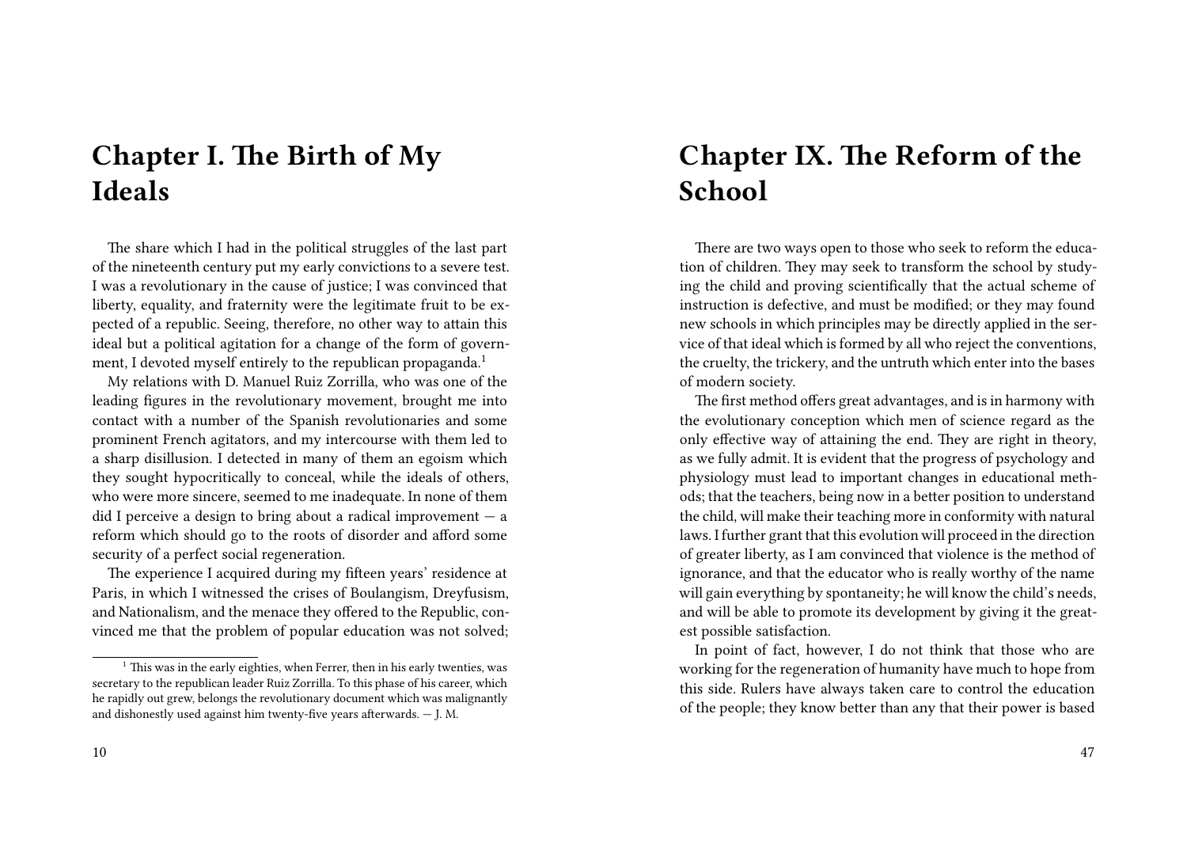# Chapter I. The Birth of My Ideals

The share which I had in the political struggles of the last part of the nineteenth century put my early convictions to a severe test. I was a revolutionary in the cause of justice; I was convinced that liberty, equality, and fraternity were the legitimate fruit to be expected of a republic. Seeing, therefore, no other way to attain this ideal but a political agitation for a change of the form of government, I devoted myself entirely to the republican propaganda.[1]

My relations with D. Manuel Ruiz Zorrilla, who was one of the leading figures in the revolutionary movement, brought me into contact with a number of the Spanish revolutionaries and some prominent French agitators, and my intercourse with them led to a sharp disillusion. I detected in many of them an egoism which they sought hypocritically to conceal, while the ideals of others, who were more sincere, seemed to me inadequate. In none of them did I perceive a design to bring about a radical improvement — a reform which should go to the roots of disorder and afford some security of a perfect social regeneration.

The experience I acquired during my fifteen years' residence at Paris, in which I witnessed the crises of Boulangism, Dreyfusism, and Nationalism, and the menace they offered to the Republic, convinced me that the problem of popular education was not solved;

[1] This was in the early eighties, when Ferrer, then in his early twenties, was secretary to the republican leader Ruiz Zorrilla. To this phase of his career, which he rapidly out grew, belongs the revolutionary document which was malignantly and dishonestly used against him twenty-five years afterwards. — J. M.

# Chapter IX. The Reform of the School

There are two ways open to those who seek to reform the education of children. They may seek to transform the school by studying the child and proving scientifically that the actual scheme of instruction is defective, and must be modified; or they may found new schools in which principles may be directly applied in the service of that ideal which is formed by all who reject the conventions, the cruelty, the trickery, and the untruth which enter into the bases of modern society.

The first method offers great advantages, and is in harmony with the evolutionary conception which men of science regard as the only effective way of attaining the end. They are right in theory, as we fully admit. It is evident that the progress of psychology and physiology must lead to important changes in educational methods; that the teachers, being now in a better position to understand the child, will make their teaching more in conformity with natural laws. I further grant that this evolution will proceed in the direction of greater liberty, as I am convinced that violence is the method of ignorance, and that the educator who is really worthy of the name will gain everything by spontaneity; he will know the child's needs, and will be able to promote its development by giving it the greatest possible satisfaction.

In point of fact, however, I do not think that those who are working for the regeneration of humanity have much to hope from this side. Rulers have always taken care to control the education of the people; they know better than any that their power is based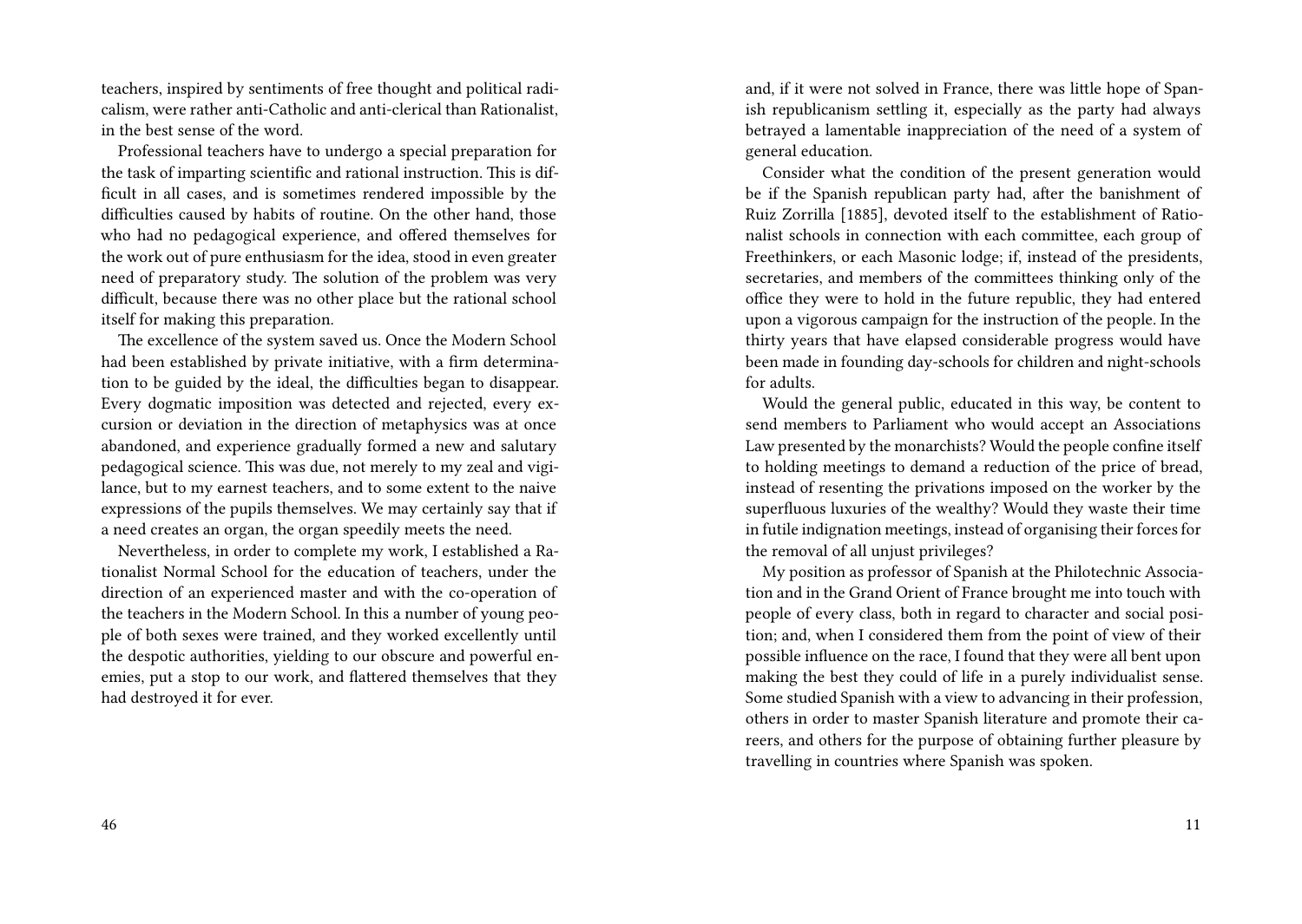teachers, inspired by sentiments of free thought and political radicalism, were rather anti-Catholic and anti-clerical than Rationalist, in the best sense of the word.

Professional teachers have to undergo a special preparation for the task of imparting scientific and rational instruction. This is difficult in all cases, and is sometimes rendered impossible by the difficulties caused by habits of routine. On the other hand, those who had no pedagogical experience, and offered themselves for the work out of pure enthusiasm for the idea, stood in even greater need of preparatory study. The solution of the problem was very difficult, because there was no other place but the rational school itself for making this preparation.

The excellence of the system saved us. Once the Modern School had been established by private initiative, with a firm determination to be guided by the ideal, the difficulties began to disappear. Every dogmatic imposition was detected and rejected, every excursion or deviation in the direction of metaphysics was at once abandoned, and experience gradually formed a new and salutary pedagogical science. This was due, not merely to my zeal and vigilance, but to my earnest teachers, and to some extent to the naive expressions of the pupils themselves. We may certainly say that if a need creates an organ, the organ speedily meets the need.

Nevertheless, in order to complete my work, I established a Rationalist Normal School for the education of teachers, under the direction of an experienced master and with the co-operation of the teachers in the Modern School. In this a number of young people of both sexes were trained, and they worked excellently until the despotic authorities, yielding to our obscure and powerful enemies, put a stop to our work, and flattered themselves that they had destroyed it for ever.

and, if it were not solved in France, there was little hope of Spanish republicanism settling it, especially as the party had always betrayed a lamentable inappreciation of the need of a system of general education.

Consider what the condition of the present generation would be if the Spanish republican party had, after the banishment of Ruiz Zorrilla [1885], devoted itself to the establishment of Rationalist schools in connection with each committee, each group of Freethinkers, or each Masonic lodge; if, instead of the presidents, secretaries, and members of the committees thinking only of the office they were to hold in the future republic, they had entered upon a vigorous campaign for the instruction of the people. In the thirty years that have elapsed considerable progress would have been made in founding day-schools for children and night-schools for adults.

Would the general public, educated in this way, be content to send members to Parliament who would accept an Associations Law presented by the monarchists? Would the people confine itself to holding meetings to demand a reduction of the price of bread, instead of resenting the privations imposed on the worker by the superfluous luxuries of the wealthy? Would they waste their time in futile indignation meetings, instead of organising their forces for the removal of all unjust privileges?

My position as professor of Spanish at the Philotechnic Association and in the Grand Orient of France brought me into touch with people of every class, both in regard to character and social position; and, when I considered them from the point of view of their possible influence on the race, I found that they were all bent upon making the best they could of life in a purely individualist sense. Some studied Spanish with a view to advancing in their profession, others in order to master Spanish literature and promote their careers, and others for the purpose of obtaining further pleasure by travelling in countries where Spanish was spoken.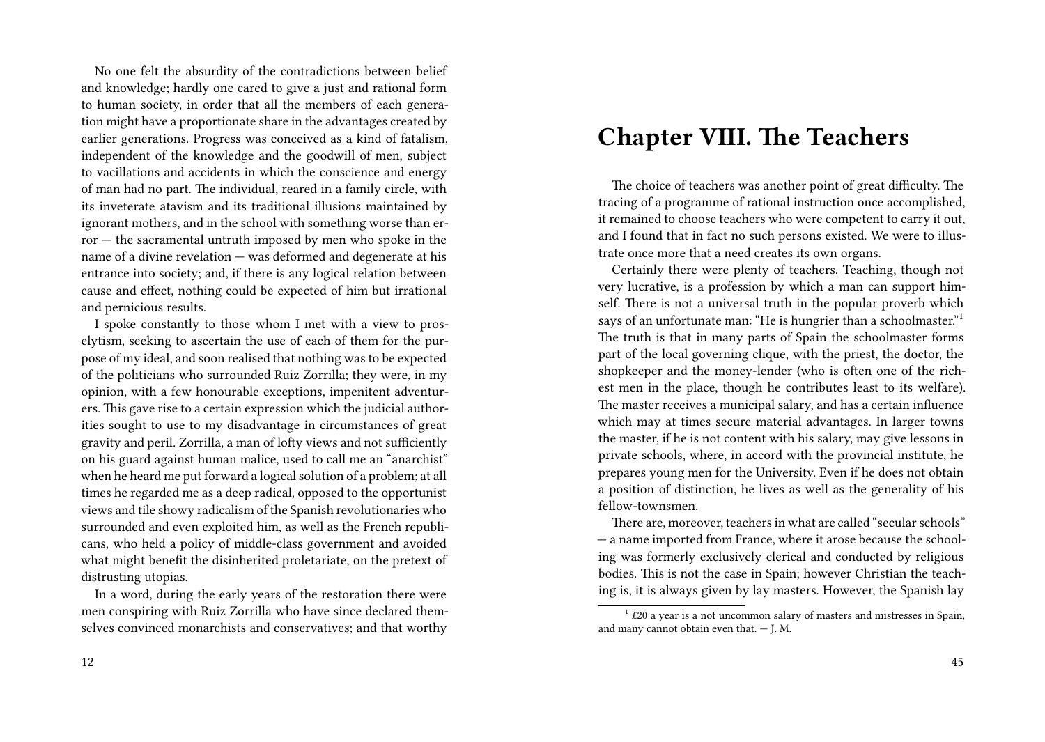No one felt the absurdity of the contradictions between belief and knowledge; hardly one cared to give a just and rational form to human society, in order that all the members of each generation might have a proportionate share in the advantages created by earlier generations. Progress was conceived as a kind of fatalism, independent of the knowledge and the goodwill of men, subject to vacillations and accidents in which the conscience and energy of man had no part. The individual, reared in a family circle, with its inveterate atavism and its traditional illusions maintained by ignorant mothers, and in the school with something worse than error — the sacramental untruth imposed by men who spoke in the name of a divine revelation — was deformed and degenerate at his entrance into society; and, if there is any logical relation between cause and effect, nothing could be expected of him but irrational and pernicious results.

I spoke constantly to those whom I met with a view to proselytism, seeking to ascertain the use of each of them for the purpose of my ideal, and soon realised that nothing was to be expected of the politicians who surrounded Ruiz Zorrilla; they were, in my opinion, with a few honourable exceptions, impenitent adventurers. This gave rise to a certain expression which the judicial authorities sought to use to my disadvantage in circumstances of great gravity and peril. Zorrilla, a man of lofty views and not sufficiently on his guard against human malice, used to call me an "anarchist" when he heard me put forward a logical solution of a problem; at all times he regarded me as a deep radical, opposed to the opportunist views and tile showy radicalism of the Spanish revolutionaries who surrounded and even exploited him, as well as the French republicans, who held a policy of middle-class government and avoided what might benefit the disinherited proletariate, on the pretext of distrusting utopias.

In a word, during the early years of the restoration there were men conspiring with Ruiz Zorrilla who have since declared themselves convinced monarchists and conservatives; and that worthy

# Chapter VIII. The Teachers

The choice of teachers was another point of great difficulty. The tracing of a programme of rational instruction once accomplished, it remained to choose teachers who were competent to carry it out, and I found that in fact no such persons existed. We were to illustrate once more that a need creates its own organs.

Certainly there were plenty of teachers. Teaching, though not very lucrative, is a profession by which a man can support himself. There is not a universal truth in the popular proverb which says of an unfortunate man: "He is hungrier than a schoolmaster."[1] The truth is that in many parts of Spain the schoolmaster forms part of the local governing clique, with the priest, the doctor, the shopkeeper and the money-lender (who is often one of the richest men in the place, though he contributes least to its welfare). The master receives a municipal salary, and has a certain influence which may at times secure material advantages. In larger towns the master, if he is not content with his salary, may give lessons in private schools, where, in accord with the provincial institute, he prepares young men for the University. Even if he does not obtain a position of distinction, he lives as well as the generality of his fellow-townsmen.

There are, moreover, teachers in what are called "secular schools" — a name imported from France, where it arose because the schooling was formerly exclusively clerical and conducted by religious bodies. This is not the case in Spain; however Christian the teaching is, it is always given by lay masters. However, the Spanish lay

[1] £20 a year is a not uncommon salary of masters and mistresses in Spain, and many cannot obtain even that. — J. M.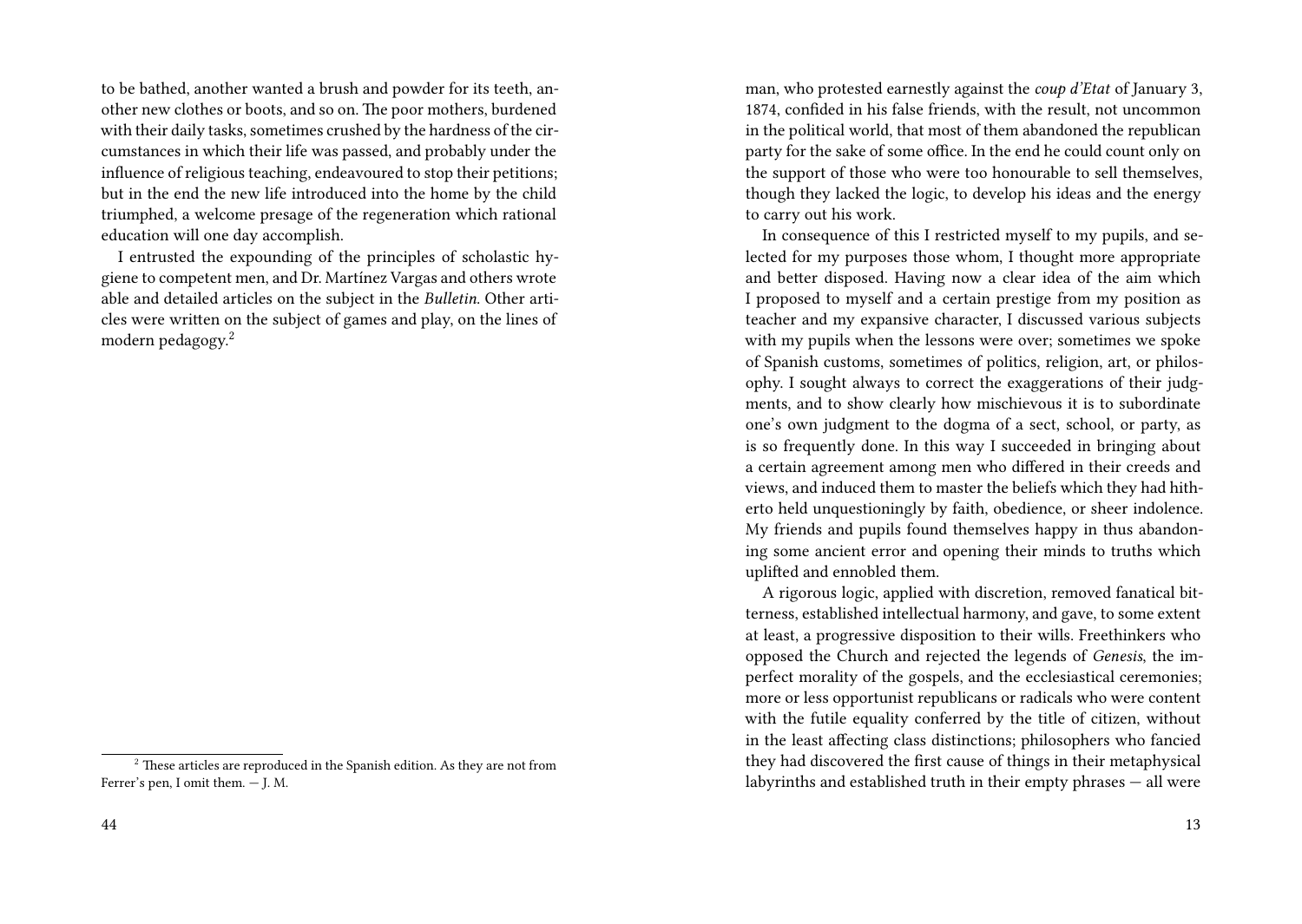to be bathed, another wanted a brush and powder for its teeth, another new clothes or boots, and so on. The poor mothers, burdened with their daily tasks, sometimes crushed by the hardness of the circumstances in which their life was passed, and probably under the influence of religious teaching, endeavoured to stop their petitions; but in the end the new life introduced into the home by the child triumphed, a welcome presage of the regeneration which rational education will one day accomplish.

I entrusted the expounding of the principles of scholastic hygiene to competent men, and Dr. Martínez Vargas and others wrote able and detailed articles on the subject in the *Bulletin*. Other articles were written on the subject of games and play, on the lines of modern pedagogy.[2]

[2] These articles are reproduced in the Spanish edition. As they are not from Ferrer's pen, I omit them. — J. M.

man, who protested earnestly against the *coup d'Etat* of January 3, 1874, confided in his false friends, with the result, not uncommon in the political world, that most of them abandoned the republican party for the sake of some office. In the end he could count only on the support of those who were too honourable to sell themselves, though they lacked the logic, to develop his ideas and the energy to carry out his work.

In consequence of this I restricted myself to my pupils, and selected for my purposes those whom, I thought more appropriate and better disposed. Having now a clear idea of the aim which I proposed to myself and a certain prestige from my position as teacher and my expansive character, I discussed various subjects with my pupils when the lessons were over; sometimes we spoke of Spanish customs, sometimes of politics, religion, art, or philosophy. I sought always to correct the exaggerations of their judgments, and to show clearly how mischievous it is to subordinate one's own judgment to the dogma of a sect, school, or party, as is so frequently done. In this way I succeeded in bringing about a certain agreement among men who differed in their creeds and views, and induced them to master the beliefs which they had hitherto held unquestioningly by faith, obedience, or sheer indolence. My friends and pupils found themselves happy in thus abandoning some ancient error and opening their minds to truths which uplifted and ennobled them.

A rigorous logic, applied with discretion, removed fanatical bitterness, established intellectual harmony, and gave, to some extent at least, a progressive disposition to their wills. Freethinkers who opposed the Church and rejected the legends of *Genesis*, the imperfect morality of the gospels, and the ecclesiastical ceremonies; more or less opportunist republicans or radicals who were content with the futile equality conferred by the title of citizen, without in the least affecting class distinctions; philosophers who fancied they had discovered the first cause of things in their metaphysical labyrinths and established truth in their empty phrases — all were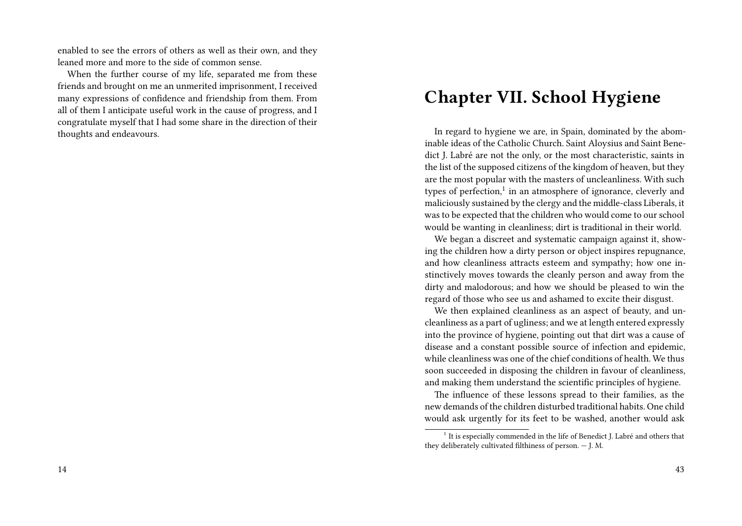enabled to see the errors of others as well as their own, and they leaned more and more to the side of common sense.

When the further course of my life, separated me from these friends and brought on me an unmerited imprisonment, I received many expressions of confidence and friendship from them. From all of them I anticipate useful work in the cause of progress, and I congratulate myself that I had some share in the direction of their thoughts and endeavours.

# Chapter VII. School Hygiene

In regard to hygiene we are, in Spain, dominated by the abominable ideas of the Catholic Church. Saint Aloysius and Saint Benedict J. Labré are not the only, or the most characteristic, saints in the list of the supposed citizens of the kingdom of heaven, but they are the most popular with the masters of uncleanliness. With such types of perfection,[1] in an atmosphere of ignorance, cleverly and maliciously sustained by the clergy and the middle-class Liberals, it was to be expected that the children who would come to our school would be wanting in cleanliness; dirt is traditional in their world.

We began a discreet and systematic campaign against it, showing the children how a dirty person or object inspires repugnance, and how cleanliness attracts esteem and sympathy; how one instinctively moves towards the cleanly person and away from the dirty and malodorous; and how we should be pleased to win the regard of those who see us and ashamed to excite their disgust.

We then explained cleanliness as an aspect of beauty, and uncleanliness as a part of ugliness; and we at length entered expressly into the province of hygiene, pointing out that dirt was a cause of disease and a constant possible source of infection and epidemic, while cleanliness was one of the chief conditions of health. We thus soon succeeded in disposing the children in favour of cleanliness, and making them understand the scientific principles of hygiene.

The influence of these lessons spread to their families, as the new demands of the children disturbed traditional habits. One child would ask urgently for its feet to be washed, another would ask

[1] It is especially commended in the life of Benedict J. Labré and others that they deliberately cultivated filthiness of person. — J. M.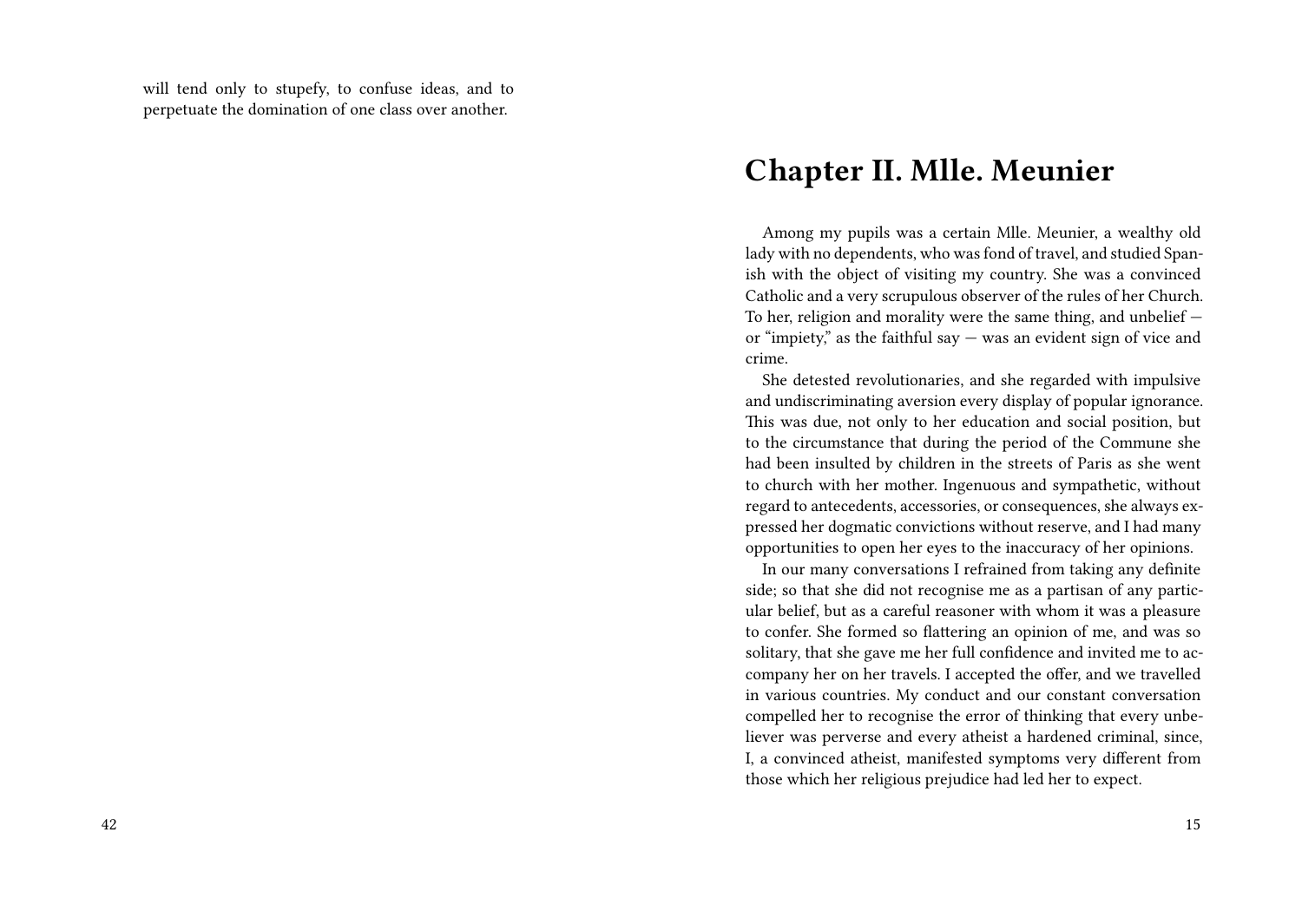will tend only to stupefy, to confuse ideas, and to perpetuate the domination of one class over another.

## Chapter II. Mlle. Meunier

Among my pupils was a certain Mlle. Meunier, a wealthy old lady with no dependents, who was fond of travel, and studied Spanish with the object of visiting my country. She was a convinced Catholic and a very scrupulous observer of the rules of her Church. To her, religion and morality were the same thing, and unbelief — or "impiety," as the faithful say — was an evident sign of vice and crime.

She detested revolutionaries, and she regarded with impulsive and undiscriminating aversion every display of popular ignorance. This was due, not only to her education and social position, but to the circumstance that during the period of the Commune she had been insulted by children in the streets of Paris as she went to church with her mother. Ingenuous and sympathetic, without regard to antecedents, accessories, or consequences, she always expressed her dogmatic convictions without reserve, and I had many opportunities to open her eyes to the inaccuracy of her opinions.

In our many conversations I refrained from taking any definite side; so that she did not recognise me as a partisan of any particular belief, but as a careful reasoner with whom it was a pleasure to confer. She formed so flattering an opinion of me, and was so solitary, that she gave me her full confidence and invited me to accompany her on her travels. I accepted the offer, and we travelled in various countries. My conduct and our constant conversation compelled her to recognise the error of thinking that every unbeliever was perverse and every atheist a hardened criminal, since, I, a convinced atheist, manifested symptoms very different from those which her religious prejudice had led her to expect.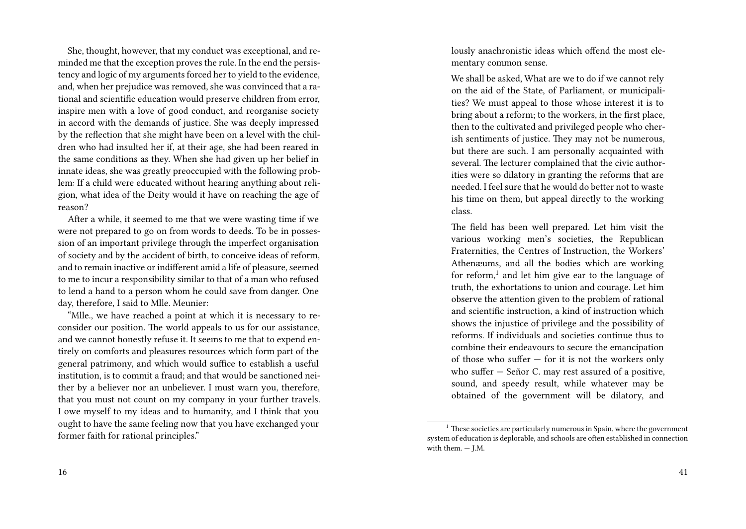She, thought, however, that my conduct was exceptional, and reminded me that the exception proves the rule. In the end the persistency and logic of my arguments forced her to yield to the evidence, and, when her prejudice was removed, she was convinced that a rational and scientific education would preserve children from error, inspire men with a love of good conduct, and reorganise society in accord with the demands of justice. She was deeply impressed by the reflection that she might have been on a level with the children who had insulted her if, at their age, she had been reared in the same conditions as they. When she had given up her belief in innate ideas, she was greatly preoccupied with the following problem: If a child were educated without hearing anything about religion, what idea of the Deity would it have on reaching the age of reason?

After a while, it seemed to me that we were wasting time if we were not prepared to go on from words to deeds. To be in possession of an important privilege through the imperfect organisation of society and by the accident of birth, to conceive ideas of reform, and to remain inactive or indifferent amid a life of pleasure, seemed to me to incur a responsibility similar to that of a man who refused to lend a hand to a person whom he could save from danger. One day, therefore, I said to Mlle. Meunier:

"Mlle., we have reached a point at which it is necessary to reconsider our position. The world appeals to us for our assistance, and we cannot honestly refuse it. It seems to me that to expend entirely on comforts and pleasures resources which form part of the general patrimony, and which would suffice to establish a useful institution, is to commit a fraud; and that would be sanctioned neither by a believer nor an unbeliever. I must warn you, therefore, that you must not count on my company in your further travels. I owe myself to my ideas and to humanity, and I think that you ought to have the same feeling now that you have exchanged your former faith for rational principles."

lously anachronistic ideas which offend the most elementary common sense.

We shall be asked, What are we to do if we cannot rely on the aid of the State, of Parliament, or municipalities? We must appeal to those whose interest it is to bring about a reform; to the workers, in the first place, then to the cultivated and privileged people who cherish sentiments of justice. They may not be numerous, but there are such. I am personally acquainted with several. The lecturer complained that the civic authorities were so dilatory in granting the reforms that are needed. I feel sure that he would do better not to waste his time on them, but appeal directly to the working class.

The field has been well prepared. Let him visit the various working men's societies, the Republican Fraternities, the Centres of Instruction, the Workers' Athenæums, and all the bodies which are working for reform,[1] and let him give ear to the language of truth, the exhortations to union and courage. Let him observe the attention given to the problem of rational and scientific instruction, a kind of instruction which shows the injustice of privilege and the possibility of reforms. If individuals and societies continue thus to combine their endeavours to secure the emancipation of those who suffer — for it is not the workers only who suffer — Señor C. may rest assured of a positive, sound, and speedy result, while whatever may be obtained of the government will be dilatory, and

[1] These societies are particularly numerous in Spain, where the government system of education is deplorable, and schools are often established in connection with them. — J.M.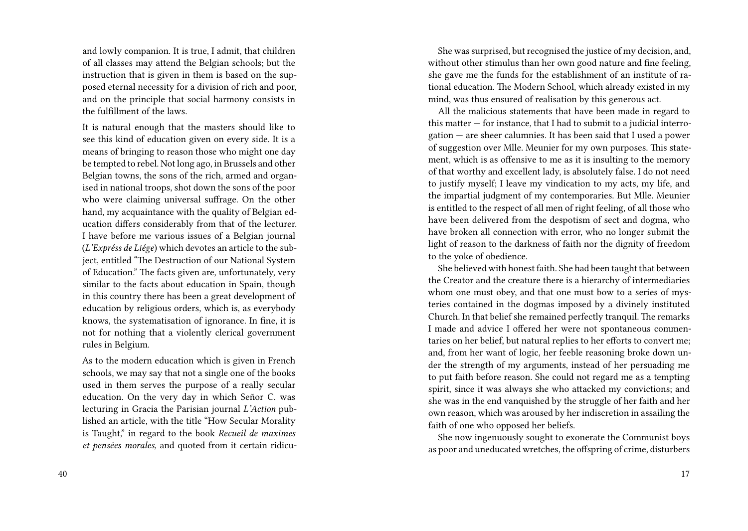and lowly companion. It is true, I admit, that children of all classes may attend the Belgian schools; but the instruction that is given in them is based on the supposed eternal necessity for a division of rich and poor, and on the principle that social harmony consists in the fulfillment of the laws.

It is natural enough that the masters should like to see this kind of education given on every side. It is a means of bringing to reason those who might one day be tempted to rebel. Not long ago, in Brussels and other Belgian towns, the sons of the rich, armed and organised in national troops, shot down the sons of the poor who were claiming universal suffrage. On the other hand, my acquaintance with the quality of Belgian education differs considerably from that of the lecturer. I have before me various issues of a Belgian journal (*L'Expréss de Liége*) which devotes an article to the subject, entitled "The Destruction of our National System of Education." The facts given are, unfortunately, very similar to the facts about education in Spain, though in this country there has been a great development of education by religious orders, which is, as everybody knows, the systematisation of ignorance. In fine, it is not for nothing that a violently clerical government rules in Belgium.

As to the modern education which is given in French schools, we may say that not a single one of the books used in them serves the purpose of a really secular education. On the very day in which Señor C. was lecturing in Gracia the Parisian journal *L'Action* published an article, with the title "How Secular Morality is Taught," in regard to the book *Recueil de maximes et pensées morales,* and quoted from it certain ridicu-

She was surprised, but recognised the justice of my decision, and, without other stimulus than her own good nature and fine feeling, she gave me the funds for the establishment of an institute of rational education. The Modern School, which already existed in my mind, was thus ensured of realisation by this generous act.

All the malicious statements that have been made in regard to this matter — for instance, that I had to submit to a judicial interrogation — are sheer calumnies. It has been said that I used a power of suggestion over Mlle. Meunier for my own purposes. This statement, which is as offensive to me as it is insulting to the memory of that worthy and excellent lady, is absolutely false. I do not need to justify myself; I leave my vindication to my acts, my life, and the impartial judgment of my contemporaries. But Mlle. Meunier is entitled to the respect of all men of right feeling, of all those who have been delivered from the despotism of sect and dogma, who have broken all connection with error, who no longer submit the light of reason to the darkness of faith nor the dignity of freedom to the yoke of obedience.

She believed with honest faith. She had been taught that between the Creator and the creature there is a hierarchy of intermediaries whom one must obey, and that one must bow to a series of mysteries contained in the dogmas imposed by a divinely instituted Church. In that belief she remained perfectly tranquil. The remarks I made and advice I offered her were not spontaneous commentaries on her belief, but natural replies to her efforts to convert me; and, from her want of logic, her feeble reasoning broke down under the strength of my arguments, instead of her persuading me to put faith before reason. She could not regard me as a tempting spirit, since it was always she who attacked my convictions; and she was in the end vanquished by the struggle of her faith and her own reason, which was aroused by her indiscretion in assailing the faith of one who opposed her beliefs.

She now ingenuously sought to exonerate the Communist boys as poor and uneducated wretches, the offspring of crime, disturbers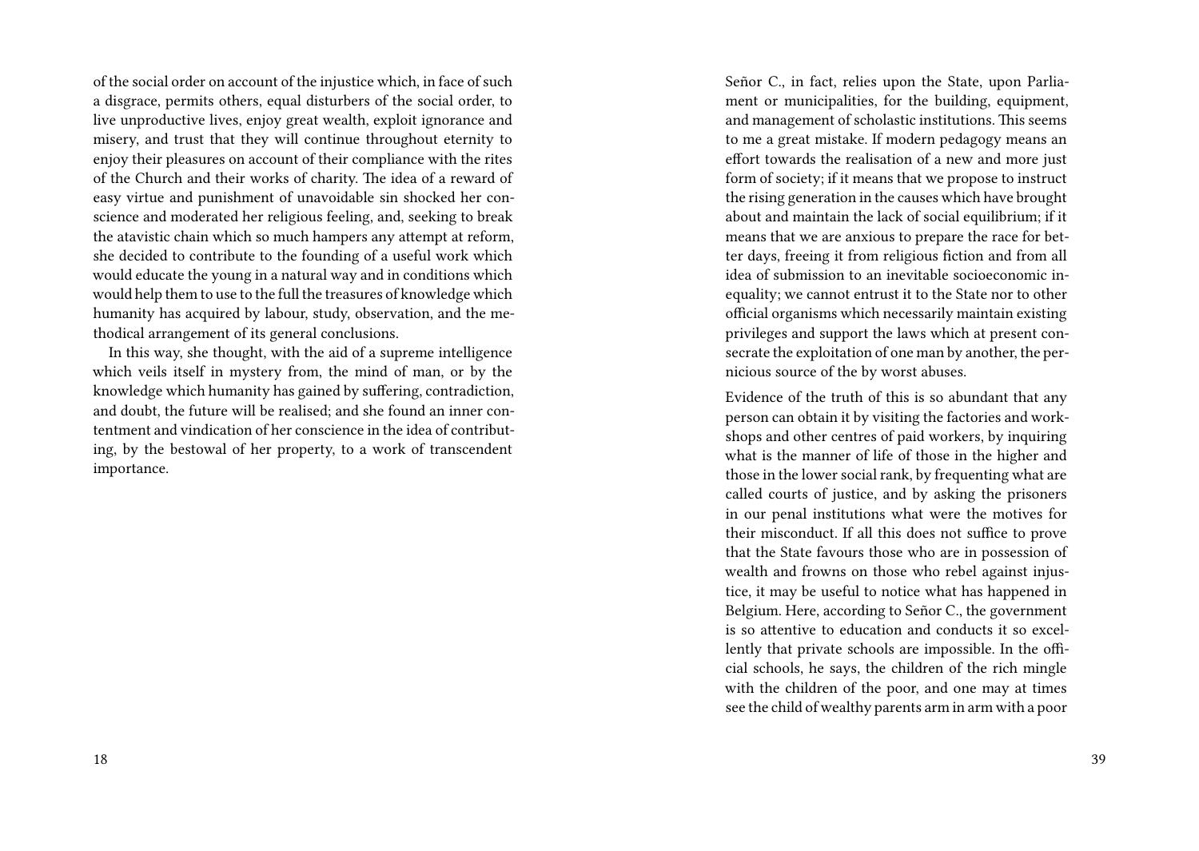of the social order on account of the injustice which, in face of such a disgrace, permits others, equal disturbers of the social order, to live unproductive lives, enjoy great wealth, exploit ignorance and misery, and trust that they will continue throughout eternity to enjoy their pleasures on account of their compliance with the rites of the Church and their works of charity. The idea of a reward of easy virtue and punishment of unavoidable sin shocked her conscience and moderated her religious feeling, and, seeking to break the atavistic chain which so much hampers any attempt at reform, she decided to contribute to the founding of a useful work which would educate the young in a natural way and in conditions which would help them to use to the full the treasures of knowledge which humanity has acquired by labour, study, observation, and the methodical arrangement of its general conclusions.

In this way, she thought, with the aid of a supreme intelligence which veils itself in mystery from, the mind of man, or by the knowledge which humanity has gained by suffering, contradiction, and doubt, the future will be realised; and she found an inner contentment and vindication of her conscience in the idea of contributing, by the bestowal of her property, to a work of transcendent importance.

Señor C., in fact, relies upon the State, upon Parliament or municipalities, for the building, equipment, and management of scholastic institutions. This seems to me a great mistake. If modern pedagogy means an effort towards the realisation of a new and more just form of society; if it means that we propose to instruct the rising generation in the causes which have brought about and maintain the lack of social equilibrium; if it means that we are anxious to prepare the race for better days, freeing it from religious fiction and from all idea of submission to an inevitable socioeconomic inequality; we cannot entrust it to the State nor to other official organisms which necessarily maintain existing privileges and support the laws which at present consecrate the exploitation of one man by another, the pernicious source of the by worst abuses.

Evidence of the truth of this is so abundant that any person can obtain it by visiting the factories and workshops and other centres of paid workers, by inquiring what is the manner of life of those in the higher and those in the lower social rank, by frequenting what are called courts of justice, and by asking the prisoners in our penal institutions what were the motives for their misconduct. If all this does not suffice to prove that the State favours those who are in possession of wealth and frowns on those who rebel against injustice, it may be useful to notice what has happened in Belgium. Here, according to Señor C., the government is so attentive to education and conducts it so excellently that private schools are impossible. In the official schools, he says, the children of the rich mingle with the children of the poor, and one may at times see the child of wealthy parents arm in arm with a poor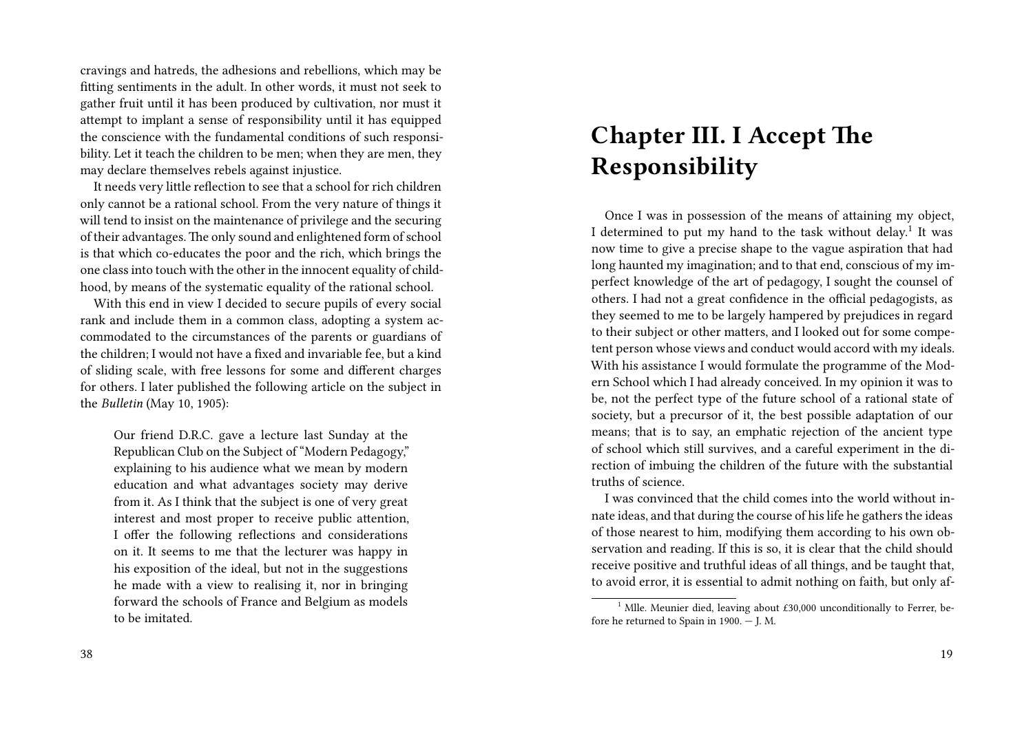cravings and hatreds, the adhesions and rebellions, which may be fitting sentiments in the adult. In other words, it must not seek to gather fruit until it has been produced by cultivation, nor must it attempt to implant a sense of responsibility until it has equipped the conscience with the fundamental conditions of such responsibility. Let it teach the children to be men; when they are men, they may declare themselves rebels against injustice.

It needs very little reflection to see that a school for rich children only cannot be a rational school. From the very nature of things it will tend to insist on the maintenance of privilege and the securing of their advantages. The only sound and enlightened form of school is that which co-educates the poor and the rich, which brings the one class into touch with the other in the innocent equality of childhood, by means of the systematic equality of the rational school.

With this end in view I decided to secure pupils of every social rank and include them in a common class, adopting a system accommodated to the circumstances of the parents or guardians of the children; I would not have a fixed and invariable fee, but a kind of sliding scale, with free lessons for some and different charges for others. I later published the following article on the subject in the *Bulletin* (May 10, 1905):

> Our friend D.R.C. gave a lecture last Sunday at the Republican Club on the Subject of "Modern Pedagogy," explaining to his audience what we mean by modern education and what advantages society may derive from it. As I think that the subject is one of very great interest and most proper to receive public attention, I offer the following reflections and considerations on it. It seems to me that the lecturer was happy in his exposition of the ideal, but not in the suggestions he made with a view to realising it, nor in bringing forward the schools of France and Belgium as models to be imitated.

# Chapter III. I Accept The Responsibility

Once I was in possession of the means of attaining my object, I determined to put my hand to the task without delay.[1] It was now time to give a precise shape to the vague aspiration that had long haunted my imagination; and to that end, conscious of my imperfect knowledge of the art of pedagogy, I sought the counsel of others. I had not a great confidence in the official pedagogists, as they seemed to me to be largely hampered by prejudices in regard to their subject or other matters, and I looked out for some competent person whose views and conduct would accord with my ideals. With his assistance I would formulate the programme of the Modern School which I had already conceived. In my opinion it was to be, not the perfect type of the future school of a rational state of society, but a precursor of it, the best possible adaptation of our means; that is to say, an emphatic rejection of the ancient type of school which still survives, and a careful experiment in the direction of imbuing the children of the future with the substantial truths of science.

I was convinced that the child comes into the world without innate ideas, and that during the course of his life he gathers the ideas of those nearest to him, modifying them according to his own observation and reading. If this is so, it is clear that the child should receive positive and truthful ideas of all things, and be taught that, to avoid error, it is essential to admit nothing on faith, but only af-

[1] Mlle. Meunier died, leaving about £30,000 unconditionally to Ferrer, before he returned to Spain in 1900. — J. M.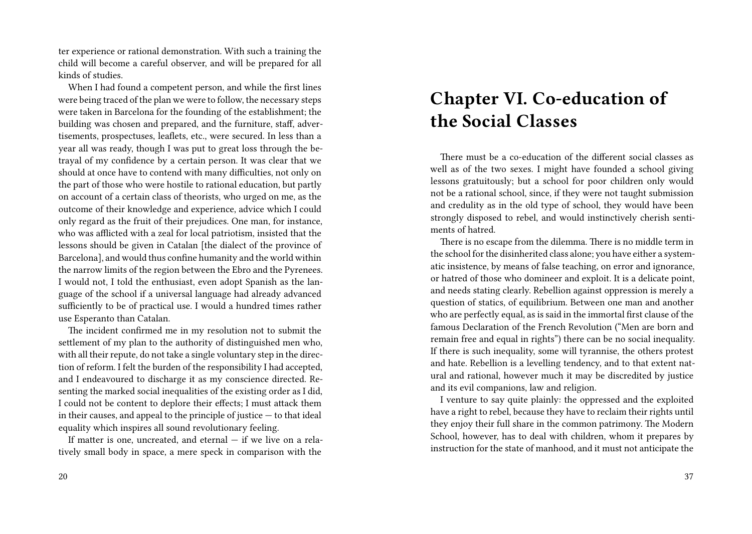ter experience or rational demonstration. With such a training the child will become a careful observer, and will be prepared for all kinds of studies.

When I had found a competent person, and while the first lines were being traced of the plan we were to follow, the necessary steps were taken in Barcelona for the founding of the establishment; the building was chosen and prepared, and the furniture, staff, advertisements, prospectuses, leaflets, etc., were secured. In less than a year all was ready, though I was put to great loss through the betrayal of my confidence by a certain person. It was clear that we should at once have to contend with many difficulties, not only on the part of those who were hostile to rational education, but partly on account of a certain class of theorists, who urged on me, as the outcome of their knowledge and experience, advice which I could only regard as the fruit of their prejudices. One man, for instance, who was afflicted with a zeal for local patriotism, insisted that the lessons should be given in Catalan [the dialect of the province of Barcelona], and would thus confine humanity and the world within the narrow limits of the region between the Ebro and the Pyrenees. I would not, I told the enthusiast, even adopt Spanish as the language of the school if a universal language had already advanced sufficiently to be of practical use. I would a hundred times rather use Esperanto than Catalan.

The incident confirmed me in my resolution not to submit the settlement of my plan to the authority of distinguished men who, with all their repute, do not take a single voluntary step in the direction of reform. I felt the burden of the responsibility I had accepted, and I endeavoured to discharge it as my conscience directed. Resenting the marked social inequalities of the existing order as I did, I could not be content to deplore their effects; I must attack them in their causes, and appeal to the principle of justice — to that ideal equality which inspires all sound revolutionary feeling.

If matter is one, uncreated, and eternal — if we live on a relatively small body in space, a mere speck in comparison with the

# Chapter VI. Co-education of the Social Classes

There must be a co-education of the different social classes as well as of the two sexes. I might have founded a school giving lessons gratuitously; but a school for poor children only would not be a rational school, since, if they were not taught submission and credulity as in the old type of school, they would have been strongly disposed to rebel, and would instinctively cherish sentiments of hatred.

There is no escape from the dilemma. There is no middle term in the school for the disinherited class alone; you have either a systematic insistence, by means of false teaching, on error and ignorance, or hatred of those who domineer and exploit. It is a delicate point, and needs stating clearly. Rebellion against oppression is merely a question of statics, of equilibrium. Between one man and another who are perfectly equal, as is said in the immortal first clause of the famous Declaration of the French Revolution ("Men are born and remain free and equal in rights") there can be no social inequality. If there is such inequality, some will tyrannise, the others protest and hate. Rebellion is a levelling tendency, and to that extent natural and rational, however much it may be discredited by justice and its evil companions, law and religion.

I venture to say quite plainly: the oppressed and the exploited have a right to rebel, because they have to reclaim their rights until they enjoy their full share in the common patrimony. The Modern School, however, has to deal with children, whom it prepares by instruction for the state of manhood, and it must not anticipate the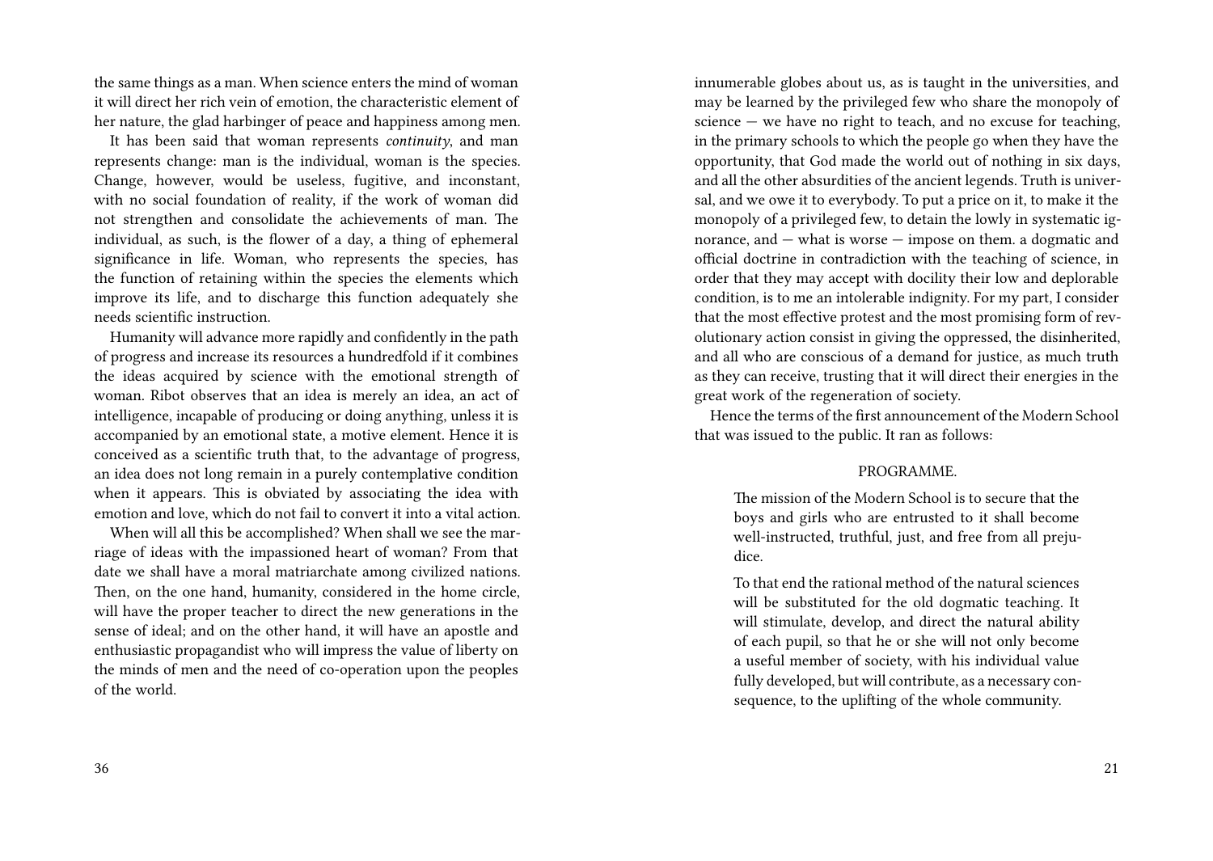the same things as a man. When science enters the mind of woman it will direct her rich vein of emotion, the characteristic element of her nature, the glad harbinger of peace and happiness among men.

It has been said that woman represents *continuity*, and man represents change: man is the individual, woman is the species. Change, however, would be useless, fugitive, and inconstant, with no social foundation of reality, if the work of woman did not strengthen and consolidate the achievements of man. The individual, as such, is the flower of a day, a thing of ephemeral significance in life. Woman, who represents the species, has the function of retaining within the species the elements which improve its life, and to discharge this function adequately she needs scientific instruction.

Humanity will advance more rapidly and confidently in the path of progress and increase its resources a hundredfold if it combines the ideas acquired by science with the emotional strength of woman. Ribot observes that an idea is merely an idea, an act of intelligence, incapable of producing or doing anything, unless it is accompanied by an emotional state, a motive element. Hence it is conceived as a scientific truth that, to the advantage of progress, an idea does not long remain in a purely contemplative condition when it appears. This is obviated by associating the idea with emotion and love, which do not fail to convert it into a vital action.

When will all this be accomplished? When shall we see the marriage of ideas with the impassioned heart of woman? From that date we shall have a moral matriarchate among civilized nations. Then, on the one hand, humanity, considered in the home circle, will have the proper teacher to direct the new generations in the sense of ideal; and on the other hand, it will have an apostle and enthusiastic propagandist who will impress the value of liberty on the minds of men and the need of co-operation upon the peoples of the world.

innumerable globes about us, as is taught in the universities, and may be learned by the privileged few who share the monopoly of science — we have no right to teach, and no excuse for teaching, in the primary schools to which the people go when they have the opportunity, that God made the world out of nothing in six days, and all the other absurdities of the ancient legends. Truth is universal, and we owe it to everybody. To put a price on it, to make it the monopoly of a privileged few, to detain the lowly in systematic ignorance, and — what is worse — impose on them. a dogmatic and official doctrine in contradiction with the teaching of science, in order that they may accept with docility their low and deplorable condition, is to me an intolerable indignity. For my part, I consider that the most effective protest and the most promising form of revolutionary action consist in giving the oppressed, the disinherited, and all who are conscious of a demand for justice, as much truth as they can receive, trusting that it will direct their energies in the great work of the regeneration of society.

Hence the terms of the first announcement of the Modern School that was issued to the public. It ran as follows:

PROGRAMME.

> The mission of the Modern School is to secure that the boys and girls who are entrusted to it shall become well-instructed, truthful, just, and free from all prejudice.
>
> To that end the rational method of the natural sciences will be substituted for the old dogmatic teaching. It will stimulate, develop, and direct the natural ability of each pupil, so that he or she will not only become a useful member of society, with his individual value fully developed, but will contribute, as a necessary consequence, to the uplifting of the whole community.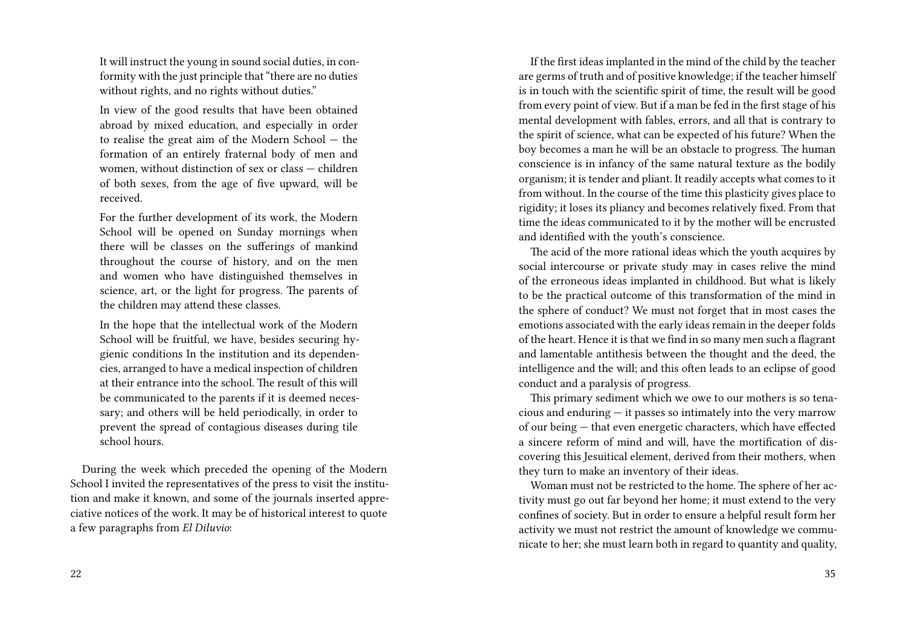> It will instruct the young in sound social duties, in conformity with the just principle that "there are no duties without rights, and no rights without duties."
>
> In view of the good results that have been obtained abroad by mixed education, and especially in order to realise the great aim of the Modern School — the formation of an entirely fraternal body of men and women, without distinction of sex or class — children of both sexes, from the age of five upward, will be received.
>
> For the further development of its work, the Modern School will be opened on Sunday mornings when there will be classes on the sufferings of mankind throughout the course of history, and on the men and women who have distinguished themselves in science, art, or the light for progress. The parents of the children may attend these classes.
>
> In the hope that the intellectual work of the Modern School will be fruitful, we have, besides securing hygienic conditions In the institution and its dependencies, arranged to have a medical inspection of children at their entrance into the school. The result of this will be communicated to the parents if it is deemed necessary; and others will be held periodically, in order to prevent the spread of contagious diseases during tile school hours.

During the week which preceded the opening of the Modern School I invited the representatives of the press to visit the institution and make it known, and some of the journals inserted appreciative notices of the work. It may be of historical interest to quote a few paragraphs from *El Diluvio*:

If the first ideas implanted in the mind of the child by the teacher are germs of truth and of positive knowledge; if the teacher himself is in touch with the scientific spirit of time, the result will be good from every point of view. But if a man be fed in the first stage of his mental development with fables, errors, and all that is contrary to the spirit of science, what can be expected of his future? When the boy becomes a man he will be an obstacle to progress. The human conscience is in infancy of the same natural texture as the bodily organism; it is tender and pliant. It readily accepts what comes to it from without. In the course of the time this plasticity gives place to rigidity; it loses its pliancy and becomes relatively fixed. From that time the ideas communicated to it by the mother will be encrusted and identified with the youth's conscience.

The acid of the more rational ideas which the youth acquires by social intercourse or private study may in cases relive the mind of the erroneous ideas implanted in childhood. But what is likely to be the practical outcome of this transformation of the mind in the sphere of conduct? We must not forget that in most cases the emotions associated with the early ideas remain in the deeper folds of the heart. Hence it is that we find in so many men such a flagrant and lamentable antithesis between the thought and the deed, the intelligence and the will; and this often leads to an eclipse of good conduct and a paralysis of progress.

This primary sediment which we owe to our mothers is so tenacious and enduring — it passes so intimately into the very marrow of our being — that even energetic characters, which have effected a sincere reform of mind and will, have the mortification of discovering this Jesuitical element, derived from their mothers, when they turn to make an inventory of their ideas.

Woman must not be restricted to the home. The sphere of her activity must go out far beyond her home; it must extend to the very confines of society. But in order to ensure a helpful result form her activity we must not restrict the amount of knowledge we communicate to her; she must learn both in regard to quantity and quality,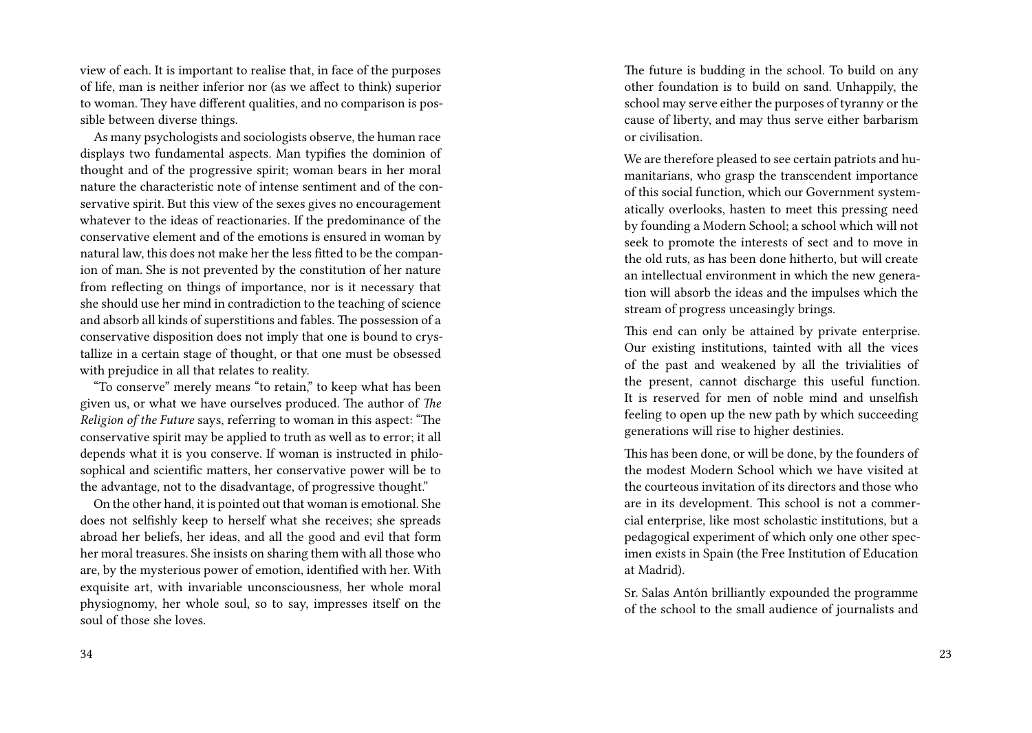view of each. It is important to realise that, in face of the purposes of life, man is neither inferior nor (as we affect to think) superior to woman. They have different qualities, and no comparison is possible between diverse things.

As many psychologists and sociologists observe, the human race displays two fundamental aspects. Man typifies the dominion of thought and of the progressive spirit; woman bears in her moral nature the characteristic note of intense sentiment and of the conservative spirit. But this view of the sexes gives no encouragement whatever to the ideas of reactionaries. If the predominance of the conservative element and of the emotions is ensured in woman by natural law, this does not make her the less fitted to be the companion of man. She is not prevented by the constitution of her nature from reflecting on things of importance, nor is it necessary that she should use her mind in contradiction to the teaching of science and absorb all kinds of superstitions and fables. The possession of a conservative disposition does not imply that one is bound to crystallize in a certain stage of thought, or that one must be obsessed with prejudice in all that relates to reality.

"To conserve" merely means "to retain," to keep what has been given us, or what we have ourselves produced. The author of *The Religion of the Future* says, referring to woman in this aspect: "The conservative spirit may be applied to truth as well as to error; it all depends what it is you conserve. If woman is instructed in philosophical and scientific matters, her conservative power will be to the advantage, not to the disadvantage, of progressive thought."

On the other hand, it is pointed out that woman is emotional. She does not selfishly keep to herself what she receives; she spreads abroad her beliefs, her ideas, and all the good and evil that form her moral treasures. She insists on sharing them with all those who are, by the mysterious power of emotion, identified with her. With exquisite art, with invariable unconsciousness, her whole moral physiognomy, her whole soul, so to say, impresses itself on the soul of those she loves.

The future is budding in the school. To build on any other foundation is to build on sand. Unhappily, the school may serve either the purposes of tyranny or the cause of liberty, and may thus serve either barbarism or civilisation.

We are therefore pleased to see certain patriots and humanitarians, who grasp the transcendent importance of this social function, which our Government systematically overlooks, hasten to meet this pressing need by founding a Modern School; a school which will not seek to promote the interests of sect and to move in the old ruts, as has been done hitherto, but will create an intellectual environment in which the new generation will absorb the ideas and the impulses which the stream of progress unceasingly brings.

This end can only be attained by private enterprise. Our existing institutions, tainted with all the vices of the past and weakened by all the trivialities of the present, cannot discharge this useful function. It is reserved for men of noble mind and unselfish feeling to open up the new path by which succeeding generations will rise to higher destinies.

This has been done, or will be done, by the founders of the modest Modern School which we have visited at the courteous invitation of its directors and those who are in its development. This school is not a commercial enterprise, like most scholastic institutions, but a pedagogical experiment of which only one other specimen exists in Spain (the Free Institution of Education at Madrid).

Sr. Salas Antón brilliantly expounded the programme of the school to the small audience of journalists and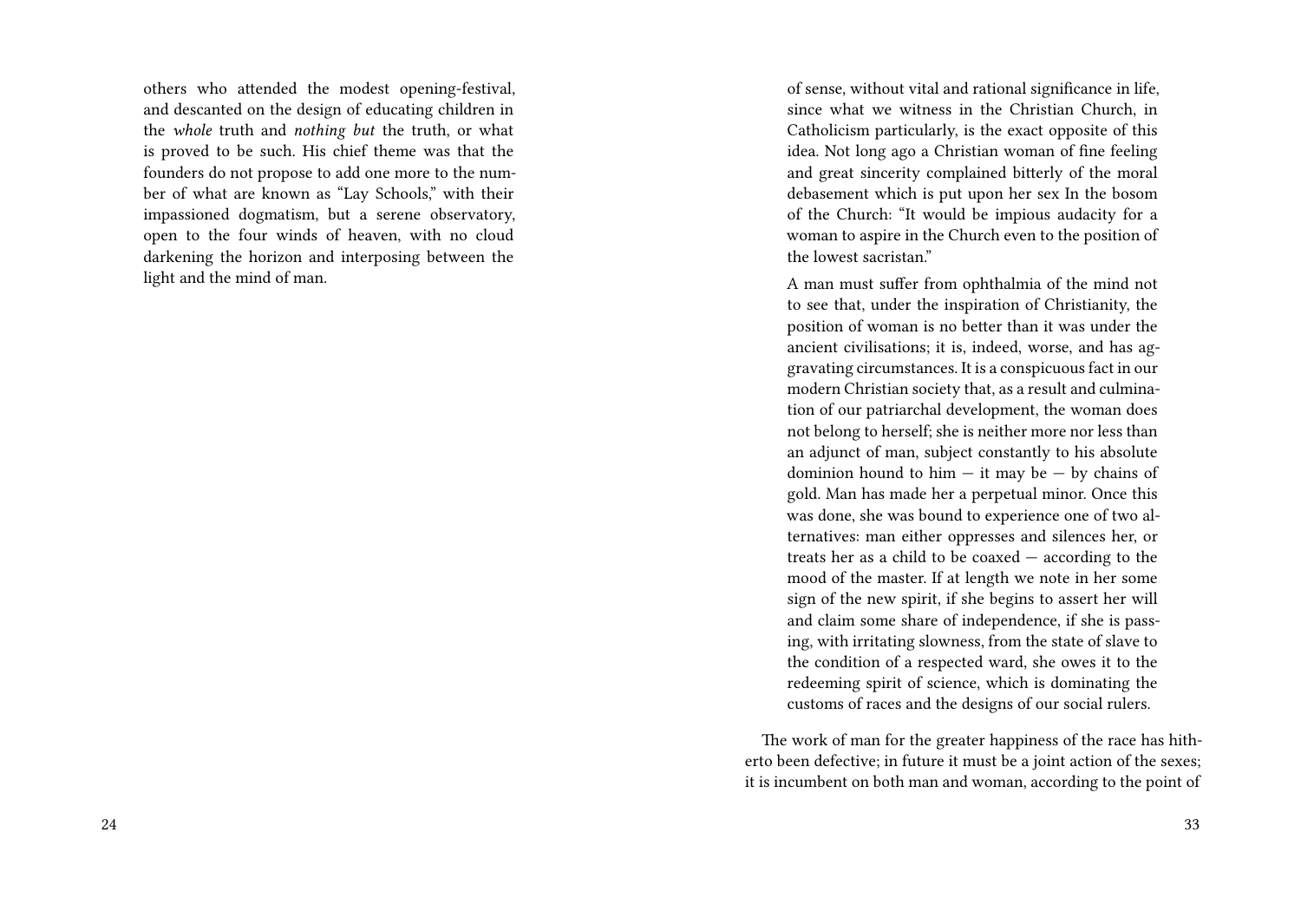others who attended the modest opening-festival, and descanted on the design of educating children in the *whole* truth and *nothing but* the truth, or what is proved to be such. His chief theme was that the founders do not propose to add one more to the number of what are known as "Lay Schools," with their impassioned dogmatism, but a serene observatory, open to the four winds of heaven, with no cloud darkening the horizon and interposing between the light and the mind of man.

of sense, without vital and rational significance in life, since what we witness in the Christian Church, in Catholicism particularly, is the exact opposite of this idea. Not long ago a Christian woman of fine feeling and great sincerity complained bitterly of the moral debasement which is put upon her sex In the bosom of the Church: "It would be impious audacity for a woman to aspire in the Church even to the position of the lowest sacristan."

A man must suffer from ophthalmia of the mind not to see that, under the inspiration of Christianity, the position of woman is no better than it was under the ancient civilisations; it is, indeed, worse, and has aggravating circumstances. It is a conspicuous fact in our modern Christian society that, as a result and culmination of our patriarchal development, the woman does not belong to herself; she is neither more nor less than an adjunct of man, subject constantly to his absolute dominion hound to him — it may be — by chains of gold. Man has made her a perpetual minor. Once this was done, she was bound to experience one of two alternatives: man either oppresses and silences her, or treats her as a child to be coaxed — according to the mood of the master. If at length we note in her some sign of the new spirit, if she begins to assert her will and claim some share of independence, if she is passing, with irritating slowness, from the state of slave to the condition of a respected ward, she owes it to the redeeming spirit of science, which is dominating the customs of races and the designs of our social rulers.

The work of man for the greater happiness of the race has hitherto been defective; in future it must be a joint action of the sexes; it is incumbent on both man and woman, according to the point of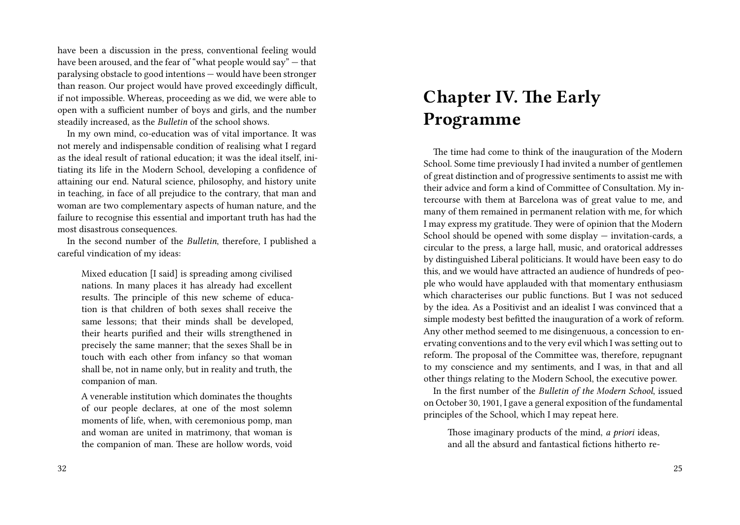have been a discussion in the press, conventional feeling would have been aroused, and the fear of "what people would say" — that paralysing obstacle to good intentions — would have been stronger than reason. Our project would have proved exceedingly difficult, if not impossible. Whereas, proceeding as we did, we were able to open with a sufficient number of boys and girls, and the number steadily increased, as the *Bulletin* of the school shows.

In my own mind, co-education was of vital importance. It was not merely and indispensable condition of realising what I regard as the ideal result of rational education; it was the ideal itself, initiating its life in the Modern School, developing a confidence of attaining our end. Natural science, philosophy, and history unite in teaching, in face of all prejudice to the contrary, that man and woman are two complementary aspects of human nature, and the failure to recognise this essential and important truth has had the most disastrous consequences.

In the second number of the *Bulletin*, therefore, I published a careful vindication of my ideas:

> Mixed education [I said] is spreading among civilised nations. In many places it has already had excellent results. The principle of this new scheme of education is that children of both sexes shall receive the same lessons; that their minds shall be developed, their hearts purified and their wills strengthened in precisely the same manner; that the sexes Shall be in touch with each other from infancy so that woman shall be, not in name only, but in reality and truth, the companion of man.
>
> A venerable institution which dominates the thoughts of our people declares, at one of the most solemn moments of life, when, with ceremonious pomp, man and woman are united in matrimony, that woman is the companion of man. These are hollow words, void

# Chapter IV. The Early Programme

The time had come to think of the inauguration of the Modern School. Some time previously I had invited a number of gentlemen of great distinction and of progressive sentiments to assist me with their advice and form a kind of Committee of Consultation. My intercourse with them at Barcelona was of great value to me, and many of them remained in permanent relation with me, for which I may express my gratitude. They were of opinion that the Modern School should be opened with some display — invitation-cards, a circular to the press, a large hall, music, and oratorical addresses by distinguished Liberal politicians. It would have been easy to do this, and we would have attracted an audience of hundreds of people who would have applauded with that momentary enthusiasm which characterises our public functions. But I was not seduced by the idea. As a Positivist and an idealist I was convinced that a simple modesty best befitted the inauguration of a work of reform. Any other method seemed to me disingenuous, a concession to enervating conventions and to the very evil which I was setting out to reform. The proposal of the Committee was, therefore, repugnant to my conscience and my sentiments, and I was, in that and all other things relating to the Modern School, the executive power.

In the first number of the *Bulletin of the Modern School*, issued on October 30, 1901, I gave a general exposition of the fundamental principles of the School, which I may repeat here.

> Those imaginary products of the mind, *a priori* ideas, and all the absurd and fantastical fictions hitherto re-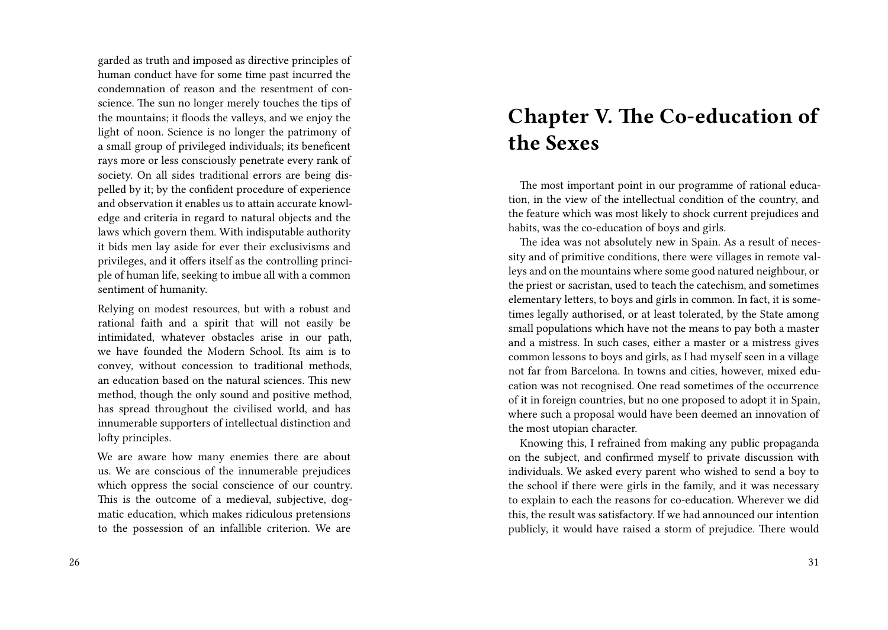garded as truth and imposed as directive principles of human conduct have for some time past incurred the condemnation of reason and the resentment of conscience. The sun no longer merely touches the tips of the mountains; it floods the valleys, and we enjoy the light of noon. Science is no longer the patrimony of a small group of privileged individuals; its beneficent rays more or less consciously penetrate every rank of society. On all sides traditional errors are being dispelled by it; by the confident procedure of experience and observation it enables us to attain accurate knowledge and criteria in regard to natural objects and the laws which govern them. With indisputable authority it bids men lay aside for ever their exclusivisms and privileges, and it offers itself as the controlling principle of human life, seeking to imbue all with a common sentiment of humanity.

Relying on modest resources, but with a robust and rational faith and a spirit that will not easily be intimidated, whatever obstacles arise in our path, we have founded the Modern School. Its aim is to convey, without concession to traditional methods, an education based on the natural sciences. This new method, though the only sound and positive method, has spread throughout the civilised world, and has innumerable supporters of intellectual distinction and lofty principles.

We are aware how many enemies there are about us. We are conscious of the innumerable prejudices which oppress the social conscience of our country. This is the outcome of a medieval, subjective, dogmatic education, which makes ridiculous pretensions to the possession of an infallible criterion. We are

# Chapter V. The Co-education of the Sexes

The most important point in our programme of rational education, in the view of the intellectual condition of the country, and the feature which was most likely to shock current prejudices and habits, was the co-education of boys and girls.

The idea was not absolutely new in Spain. As a result of necessity and of primitive conditions, there were villages in remote valleys and on the mountains where some good natured neighbour, or the priest or sacristan, used to teach the catechism, and sometimes elementary letters, to boys and girls in common. In fact, it is sometimes legally authorised, or at least tolerated, by the State among small populations which have not the means to pay both a master and a mistress. In such cases, either a master or a mistress gives common lessons to boys and girls, as I had myself seen in a village not far from Barcelona. In towns and cities, however, mixed education was not recognised. One read sometimes of the occurrence of it in foreign countries, but no one proposed to adopt it in Spain, where such a proposal would have been deemed an innovation of the most utopian character.

Knowing this, I refrained from making any public propaganda on the subject, and confirmed myself to private discussion with individuals. We asked every parent who wished to send a boy to the school if there were girls in the family, and it was necessary to explain to each the reasons for co-education. Wherever we did this, the result was satisfactory. If we had announced our intention publicly, it would have raised a storm of prejudice. There would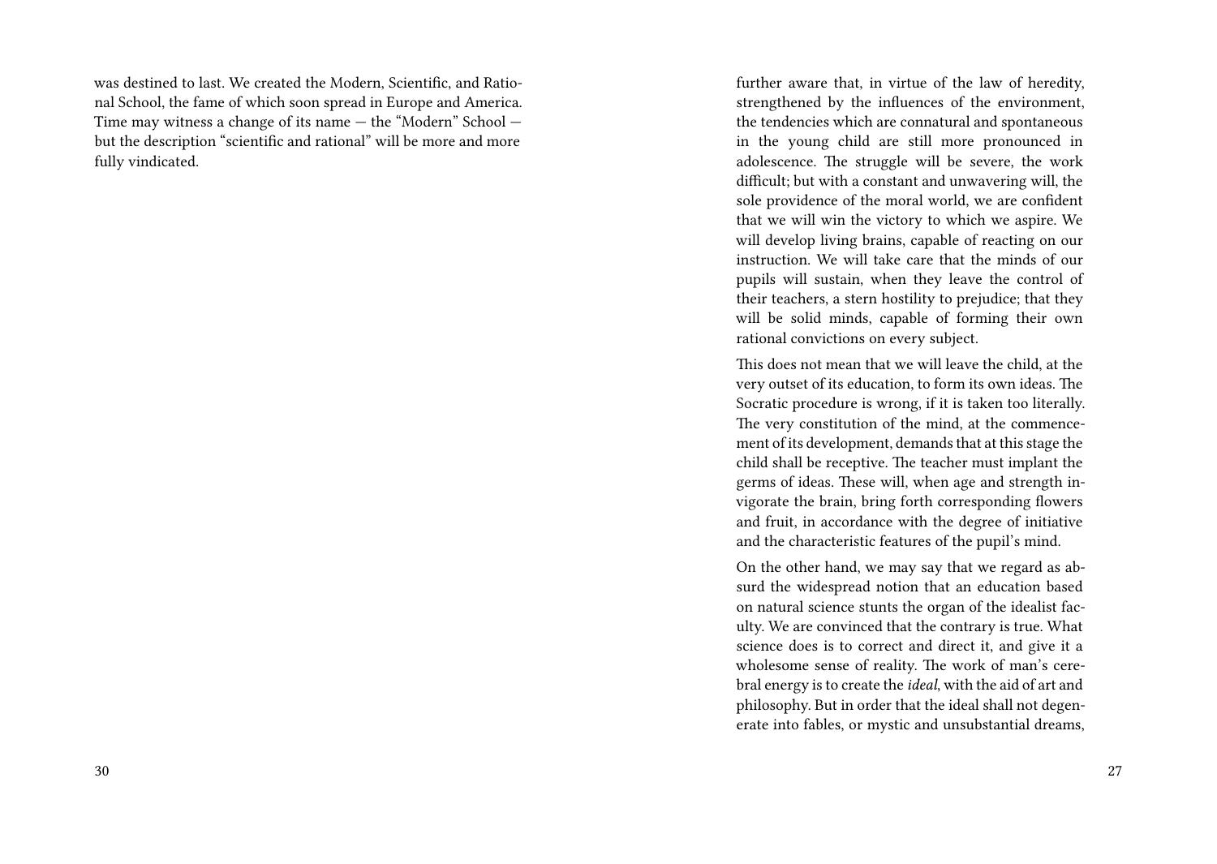was destined to last. We created the Modern, Scientific, and Rational School, the fame of which soon spread in Europe and America. Time may witness a change of its name — the "Modern" School — but the description "scientific and rational" will be more and more fully vindicated.

further aware that, in virtue of the law of heredity, strengthened by the influences of the environment, the tendencies which are connatural and spontaneous in the young child are still more pronounced in adolescence. The struggle will be severe, the work difficult; but with a constant and unwavering will, the sole providence of the moral world, we are confident that we will win the victory to which we aspire. We will develop living brains, capable of reacting on our instruction. We will take care that the minds of our pupils will sustain, when they leave the control of their teachers, a stern hostility to prejudice; that they will be solid minds, capable of forming their own rational convictions on every subject.

This does not mean that we will leave the child, at the very outset of its education, to form its own ideas. The Socratic procedure is wrong, if it is taken too literally. The very constitution of the mind, at the commencement of its development, demands that at this stage the child shall be receptive. The teacher must implant the germs of ideas. These will, when age and strength invigorate the brain, bring forth corresponding flowers and fruit, in accordance with the degree of initiative and the characteristic features of the pupil's mind.

On the other hand, we may say that we regard as absurd the widespread notion that an education based on natural science stunts the organ of the idealist faculty. We are convinced that the contrary is true. What science does is to correct and direct it, and give it a wholesome sense of reality. The work of man's cerebral energy is to create the *ideal*, with the aid of art and philosophy. But in order that the ideal shall not degenerate into fables, or mystic and unsubstantial dreams,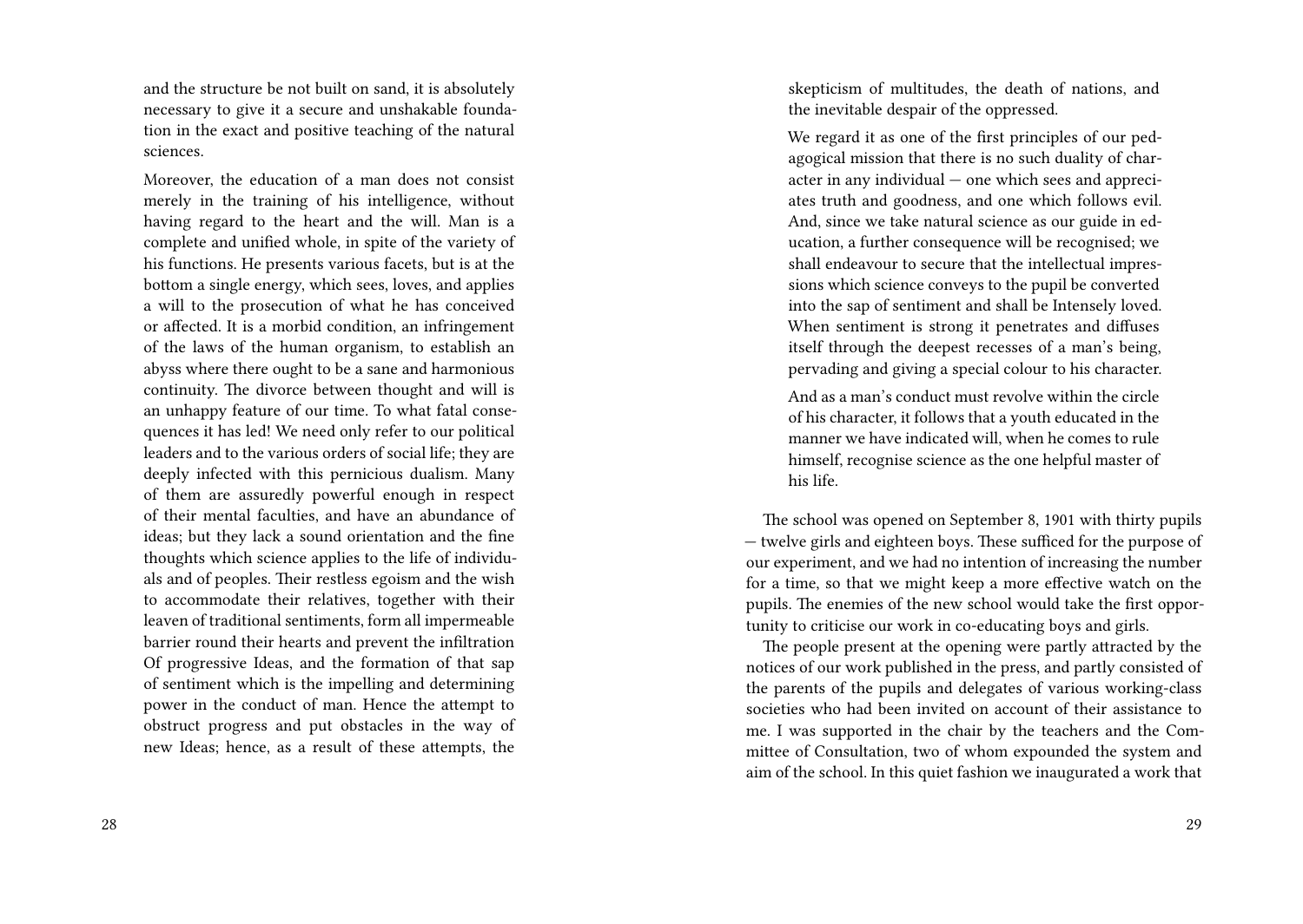and the structure be not built on sand, it is absolutely necessary to give it a secure and unshakable foundation in the exact and positive teaching of the natural sciences.

Moreover, the education of a man does not consist merely in the training of his intelligence, without having regard to the heart and the will. Man is a complete and unified whole, in spite of the variety of his functions. He presents various facets, but is at the bottom a single energy, which sees, loves, and applies a will to the prosecution of what he has conceived or affected. It is a morbid condition, an infringement of the laws of the human organism, to establish an abyss where there ought to be a sane and harmonious continuity. The divorce between thought and will is an unhappy feature of our time. To what fatal consequences it has led! We need only refer to our political leaders and to the various orders of social life; they are deeply infected with this pernicious dualism. Many of them are assuredly powerful enough in respect of their mental faculties, and have an abundance of ideas; but they lack a sound orientation and the fine thoughts which science applies to the life of individuals and of peoples. Their restless egoism and the wish to accommodate their relatives, together with their leaven of traditional sentiments, form all impermeable barrier round their hearts and prevent the infiltration Of progressive Ideas, and the formation of that sap of sentiment which is the impelling and determining power in the conduct of man. Hence the attempt to obstruct progress and put obstacles in the way of new Ideas; hence, as a result of these attempts, the skepticism of multitudes, the death of nations, and the inevitable despair of the oppressed.

We regard it as one of the first principles of our pedagogical mission that there is no such duality of character in any individual — one which sees and appreciates truth and goodness, and one which follows evil. And, since we take natural science as our guide in education, a further consequence will be recognised; we shall endeavour to secure that the intellectual impressions which science conveys to the pupil be converted into the sap of sentiment and shall be Intensely loved. When sentiment is strong it penetrates and diffuses itself through the deepest recesses of a man's being, pervading and giving a special colour to his character.

And as a man's conduct must revolve within the circle of his character, it follows that a youth educated in the manner we have indicated will, when he comes to rule himself, recognise science as the one helpful master of his life.

The school was opened on September 8, 1901 with thirty pupils — twelve girls and eighteen boys. These sufficed for the purpose of our experiment, and we had no intention of increasing the number for a time, so that we might keep a more effective watch on the pupils. The enemies of the new school would take the first opportunity to criticise our work in co-educating boys and girls.

The people present at the opening were partly attracted by the notices of our work published in the press, and partly consisted of the parents of the pupils and delegates of various working-class societies who had been invited on account of their assistance to me. I was supported in the chair by the teachers and the Committee of Consultation, two of whom expounded the system and aim of the school. In this quiet fashion we inaugurated a work that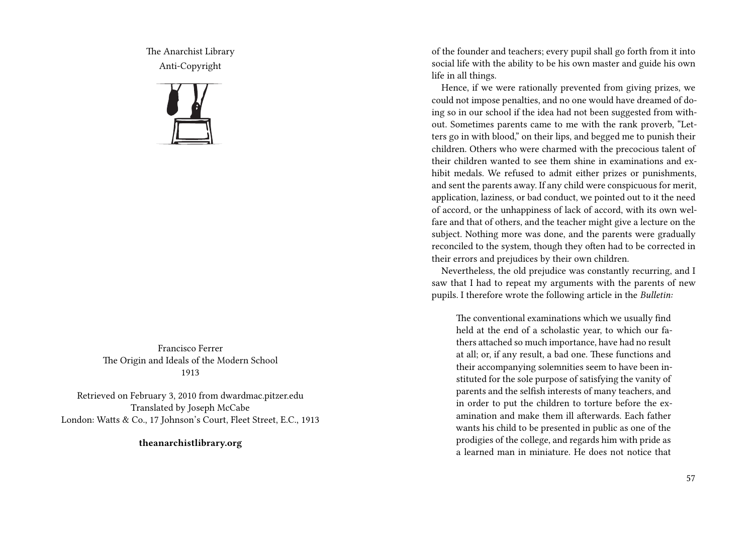The Anarchist Library
Anti-Copyright

Francisco Ferrer
The Origin and Ideals of the Modern School
1913

Retrieved on February 3, 2010 from dwardmac.pitzer.edu
Translated by Joseph McCabe
London: Watts & Co., 17 Johnson's Court, Fleet Street, E.C., 1913

**theanarchistlibrary.org**

of the founder and teachers; every pupil shall go forth from it into social life with the ability to be his own master and guide his own life in all things.

Hence, if we were rationally prevented from giving prizes, we could not impose penalties, and no one would have dreamed of doing so in our school if the idea had not been suggested from without. Sometimes parents came to me with the rank proverb, "Letters go in with blood," on their lips, and begged me to punish their children. Others who were charmed with the precocious talent of their children wanted to see them shine in examinations and exhibit medals. We refused to admit either prizes or punishments, and sent the parents away. If any child were conspicuous for merit, application, laziness, or bad conduct, we pointed out to it the need of accord, or the unhappiness of lack of accord, with its own welfare and that of others, and the teacher might give a lecture on the subject. Nothing more was done, and the parents were gradually reconciled to the system, though they often had to be corrected in their errors and prejudices by their own children.

Nevertheless, the old prejudice was constantly recurring, and I saw that I had to repeat my arguments with the parents of new pupils. I therefore wrote the following article in the *Bulletin:*

> The conventional examinations which we usually find held at the end of a scholastic year, to which our fathers attached so much importance, have had no result at all; or, if any result, a bad one. These functions and their accompanying solemnities seem to have been instituted for the sole purpose of satisfying the vanity of parents and the selfish interests of many teachers, and in order to put the children to torture before the examination and make them ill afterwards. Each father wants his child to be presented in public as one of the prodigies of the college, and regards him with pride as a learned man in miniature. He does not notice that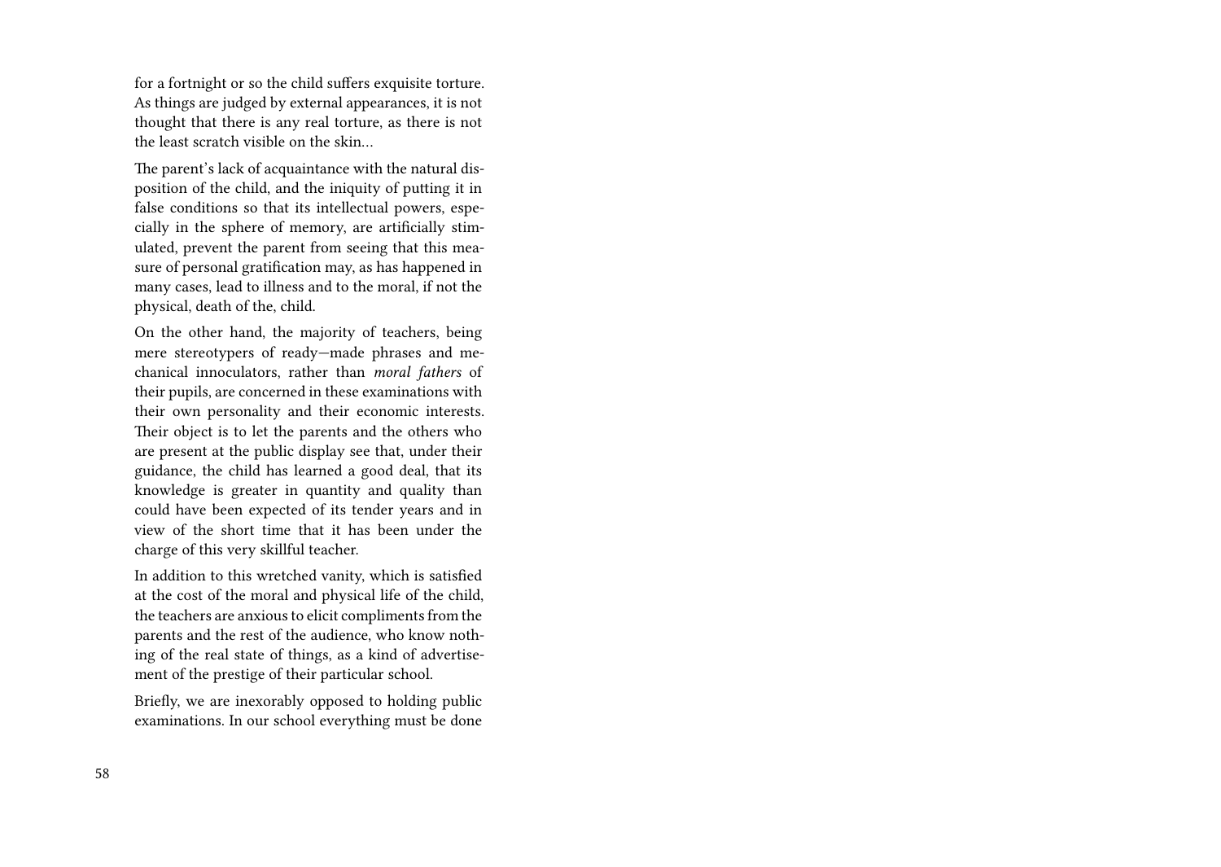for a fortnight or so the child suffers exquisite torture. As things are judged by external appearances, it is not thought that there is any real torture, as there is not the least scratch visible on the skin…

The parent's lack of acquaintance with the natural disposition of the child, and the iniquity of putting it in false conditions so that its intellectual powers, especially in the sphere of memory, are artificially stimulated, prevent the parent from seeing that this measure of personal gratification may, as has happened in many cases, lead to illness and to the moral, if not the physical, death of the, child.

On the other hand, the majority of teachers, being mere stereotypers of ready—made phrases and mechanical innoculators, rather than *moral fathers* of their pupils, are concerned in these examinations with their own personality and their economic interests. Their object is to let the parents and the others who are present at the public display see that, under their guidance, the child has learned a good deal, that its knowledge is greater in quantity and quality than could have been expected of its tender years and in view of the short time that it has been under the charge of this very skillful teacher.

In addition to this wretched vanity, which is satisfied at the cost of the moral and physical life of the child, the teachers are anxious to elicit compliments from the parents and the rest of the audience, who know nothing of the real state of things, as a kind of advertisement of the prestige of their particular school.

Briefly, we are inexorably opposed to holding public examinations. In our school everything must be done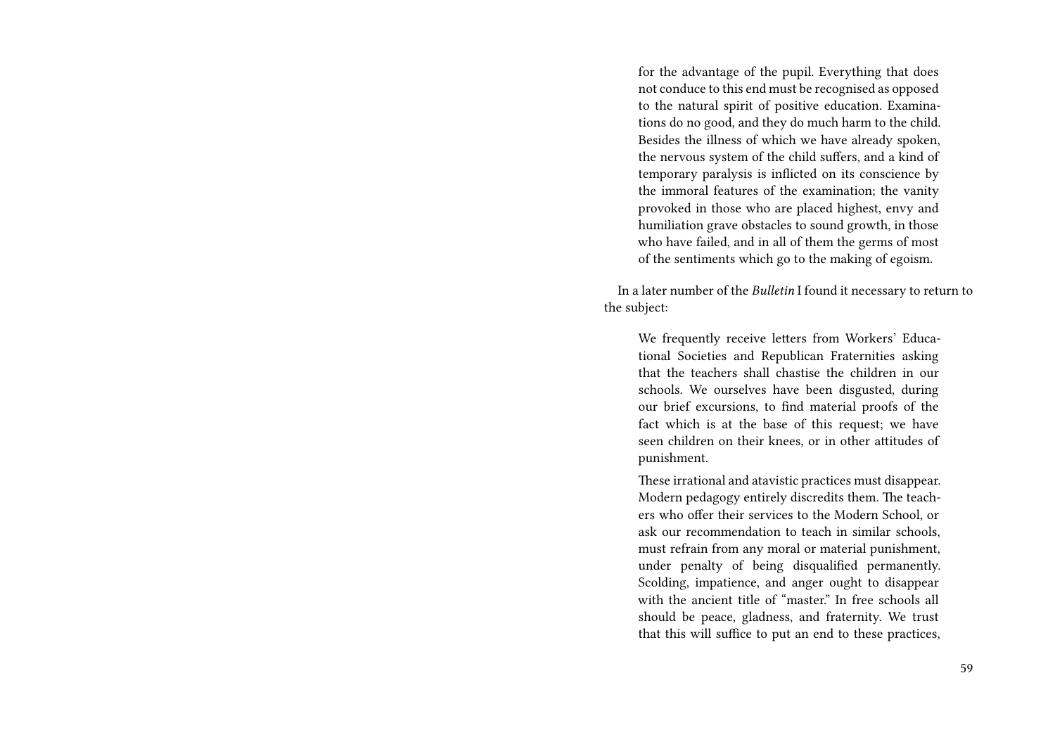> for the advantage of the pupil. Everything that does not conduce to this end must be recognised as opposed to the natural spirit of positive education. Examinations do no good, and they do much harm to the child. Besides the illness of which we have already spoken, the nervous system of the child suffers, and a kind of temporary paralysis is inflicted on its conscience by the immoral features of the examination; the vanity provoked in those who are placed highest, envy and humiliation grave obstacles to sound growth, in those who have failed, and in all of them the germs of most of the sentiments which go to the making of egoism.

In a later number of the *Bulletin* I found it necessary to return to the subject:

> We frequently receive letters from Workers' Educational Societies and Republican Fraternities asking that the teachers shall chastise the children in our schools. We ourselves have been disgusted, during our brief excursions, to find material proofs of the fact which is at the base of this request; we have seen children on their knees, or in other attitudes of punishment.
>
> These irrational and atavistic practices must disappear. Modern pedagogy entirely discredits them. The teachers who offer their services to the Modern School, or ask our recommendation to teach in similar schools, must refrain from any moral or material punishment, under penalty of being disqualified permanently. Scolding, impatience, and anger ought to disappear with the ancient title of "master." In free schools all should be peace, gladness, and fraternity. We trust that this will suffice to put an end to these practices,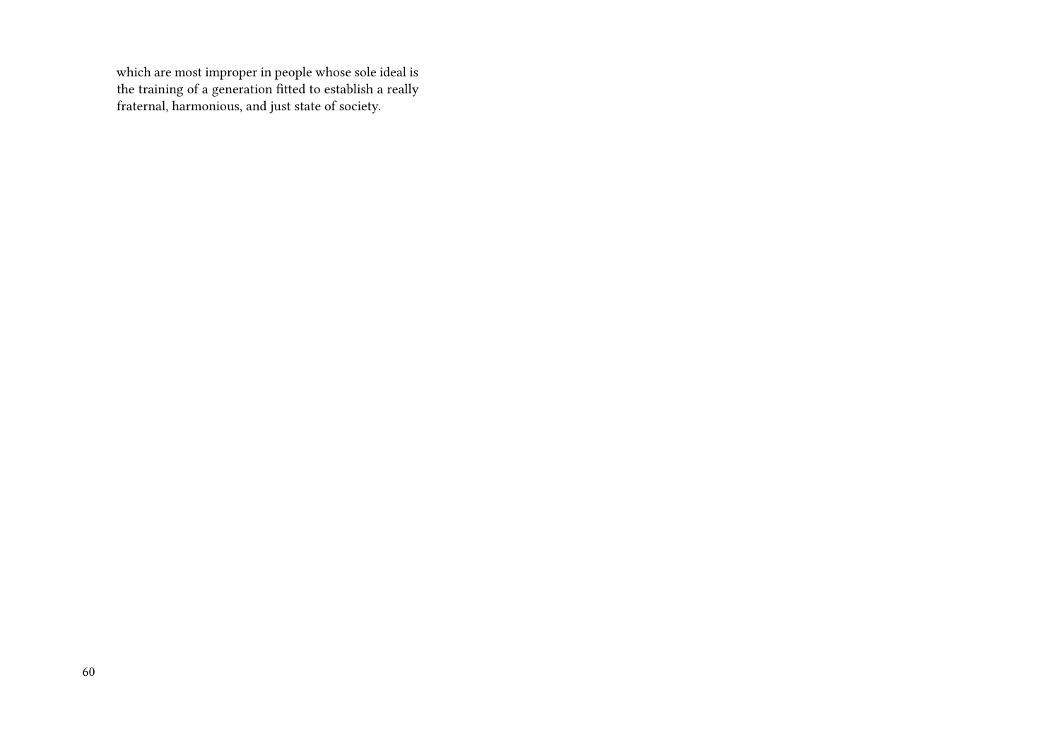which are most improper in people whose sole ideal is the training of a generation fitted to establish a really fraternal, harmonious, and just state of society.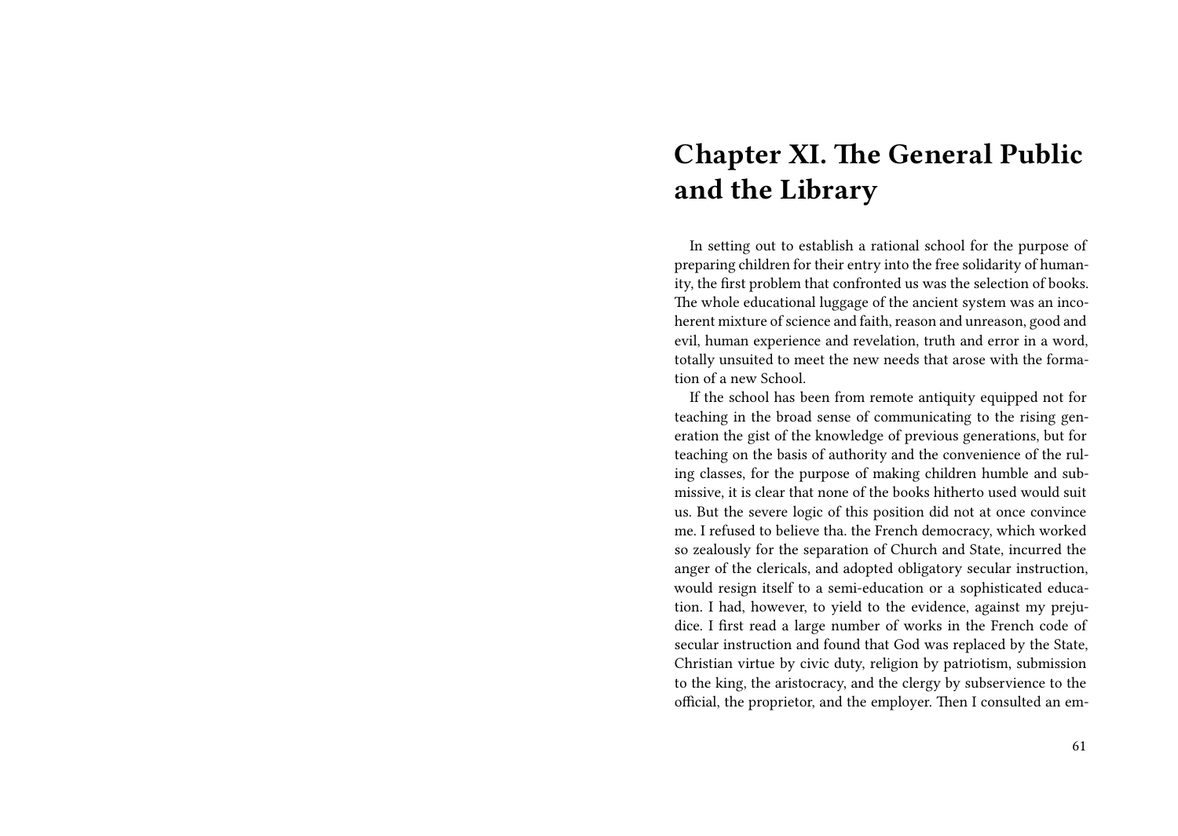# Chapter XI. The General Public and the Library

In setting out to establish a rational school for the purpose of preparing children for their entry into the free solidarity of humanity, the first problem that confronted us was the selection of books. The whole educational luggage of the ancient system was an incoherent mixture of science and faith, reason and unreason, good and evil, human experience and revelation, truth and error in a word, totally unsuited to meet the new needs that arose with the formation of a new School.

If the school has been from remote antiquity equipped not for teaching in the broad sense of communicating to the rising generation the gist of the knowledge of previous generations, but for teaching on the basis of authority and the convenience of the ruling classes, for the purpose of making children humble and submissive, it is clear that none of the books hitherto used would suit us. But the severe logic of this position did not at once convince me. I refused to believe tha. the French democracy, which worked so zealously for the separation of Church and State, incurred the anger of the clericals, and adopted obligatory secular instruction, would resign itself to a semi-education or a sophisticated education. I had, however, to yield to the evidence, against my prejudice. I first read a large number of works in the French code of secular instruction and found that God was replaced by the State, Christian virtue by civic duty, religion by patriotism, submission to the king, the aristocracy, and the clergy by subservience to the official, the proprietor, and the employer. Then I consulted an em-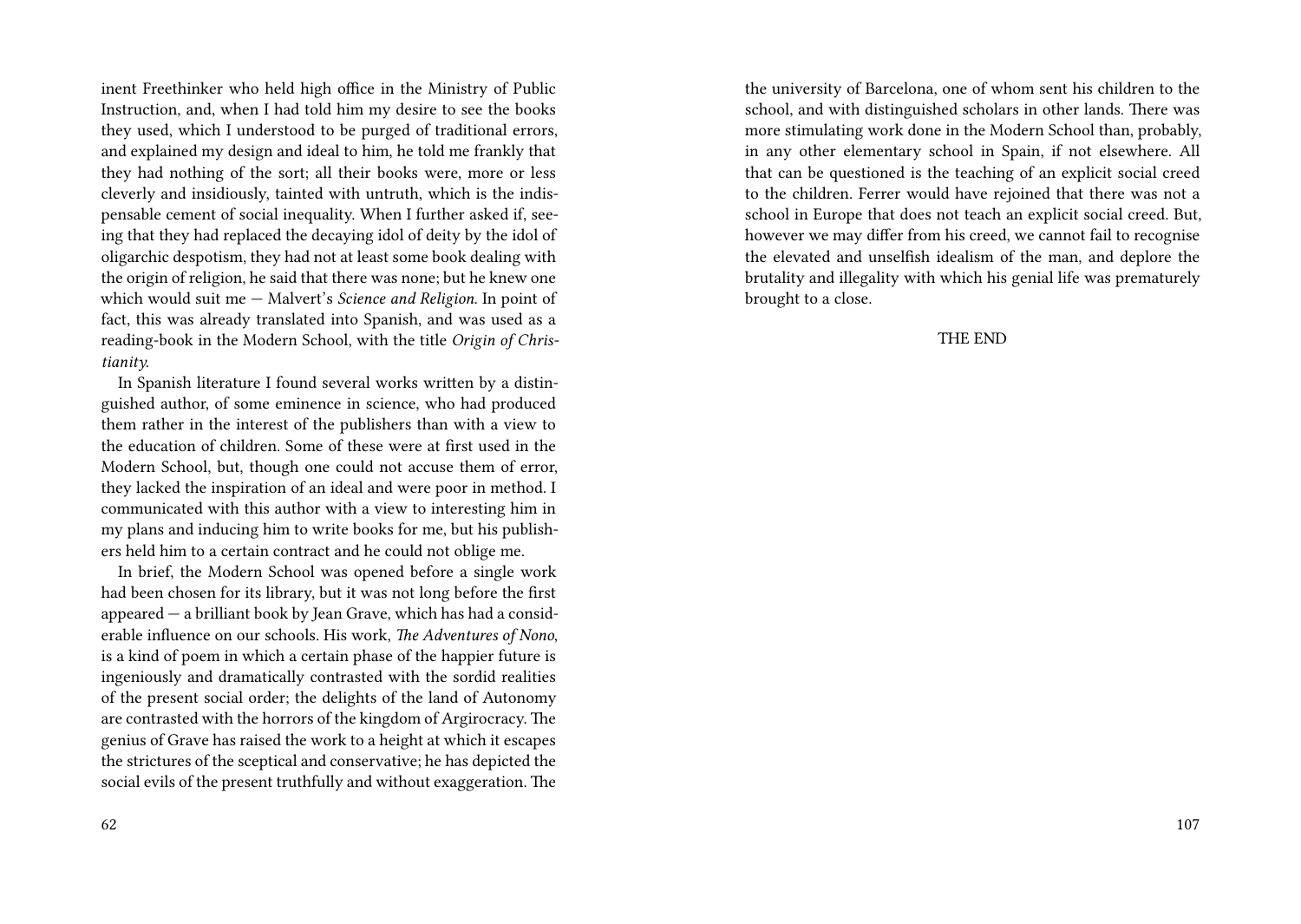inent Freethinker who held high office in the Ministry of Public Instruction, and, when I had told him my desire to see the books they used, which I understood to be purged of traditional errors, and explained my design and ideal to him, he told me frankly that they had nothing of the sort; all their books were, more or less cleverly and insidiously, tainted with untruth, which is the indispensable cement of social inequality. When I further asked if, seeing that they had replaced the decaying idol of deity by the idol of oligarchic despotism, they had not at least some book dealing with the origin of religion, he said that there was none; but he knew one which would suit me — Malvert's *Science and Religion*. In point of fact, this was already translated into Spanish, and was used as a reading-book in the Modern School, with the title *Origin of Christianity.*

In Spanish literature I found several works written by a distinguished author, of some eminence in science, who had produced them rather in the interest of the publishers than with a view to the education of children. Some of these were at first used in the Modern School, but, though one could not accuse them of error, they lacked the inspiration of an ideal and were poor in method. I communicated with this author with a view to interesting him in my plans and inducing him to write books for me, but his publishers held him to a certain contract and he could not oblige me.

In brief, the Modern School was opened before a single work had been chosen for its library, but it was not long before the first appeared — a brilliant book by Jean Grave, which has had a considerable influence on our schools. His work, *The Adventures of Nono*, is a kind of poem in which a certain phase of the happier future is ingeniously and dramatically contrasted with the sordid realities of the present social order; the delights of the land of Autonomy are contrasted with the horrors of the kingdom of Argirocracy. The genius of Grave has raised the work to a height at which it escapes the strictures of the sceptical and conservative; he has depicted the social evils of the present truthfully and without exaggeration. The

the university of Barcelona, one of whom sent his children to the school, and with distinguished scholars in other lands. There was more stimulating work done in the Modern School than, probably, in any other elementary school in Spain, if not elsewhere. All that can be questioned is the teaching of an explicit social creed to the children. Ferrer would have rejoined that there was not a school in Europe that does not teach an explicit social creed. But, however we may differ from his creed, we cannot fail to recognise the elevated and unselfish idealism of the man, and deplore the brutality and illegality with which his genial life was prematurely brought to a close.

THE END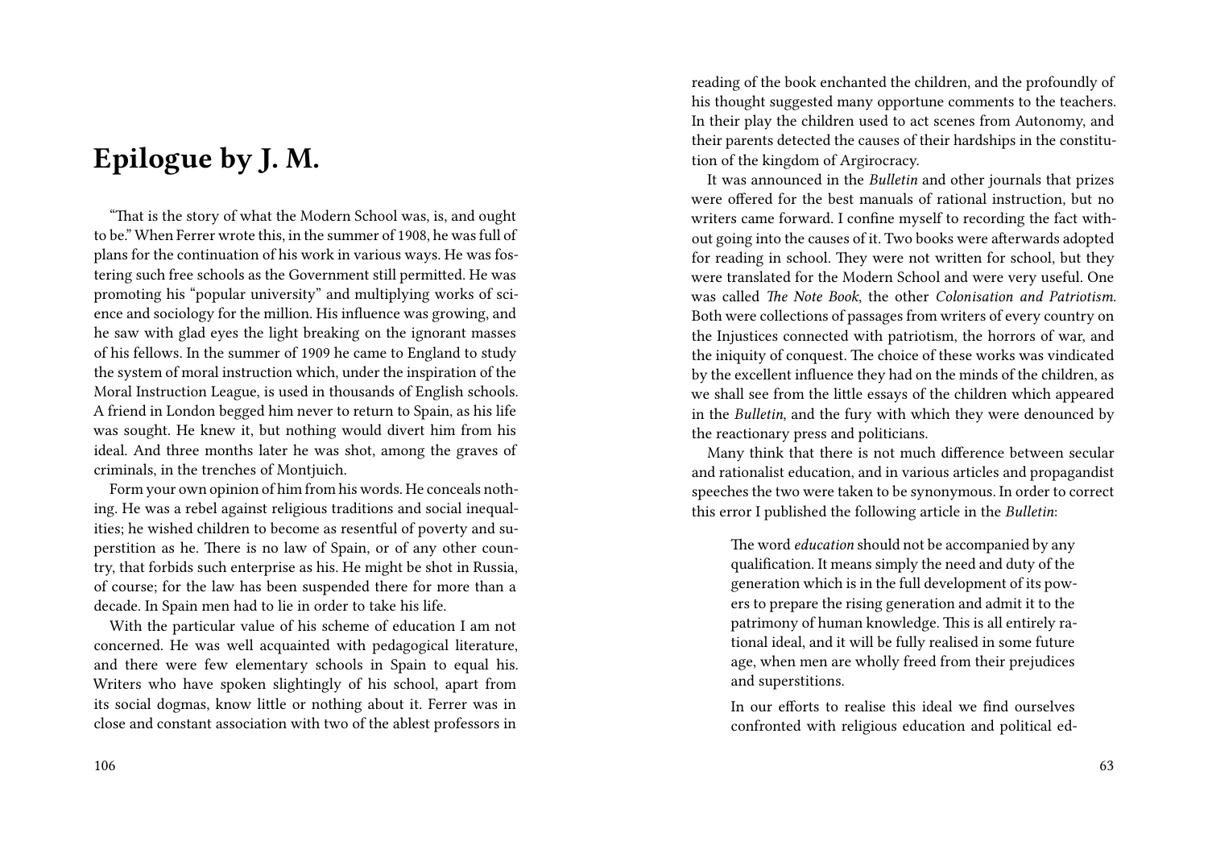# Epilogue by J. M.

"That is the story of what the Modern School was, is, and ought to be." When Ferrer wrote this, in the summer of 1908, he was full of plans for the continuation of his work in various ways. He was fostering such free schools as the Government still permitted. He was promoting his "popular university" and multiplying works of science and sociology for the million. His influence was growing, and he saw with glad eyes the light breaking on the ignorant masses of his fellows. In the summer of 1909 he came to England to study the system of moral instruction which, under the inspiration of the Moral Instruction League, is used in thousands of English schools. A friend in London begged him never to return to Spain, as his life was sought. He knew it, but nothing would divert him from his ideal. And three months later he was shot, among the graves of criminals, in the trenches of Montjuich.

Form your own opinion of him from his words. He conceals nothing. He was a rebel against religious traditions and social inequalities; he wished children to become as resentful of poverty and superstition as he. There is no law of Spain, or of any other country, that forbids such enterprise as his. He might be shot in Russia, of course; for the law has been suspended there for more than a decade. In Spain men had to lie in order to take his life.

With the particular value of his scheme of education I am not concerned. He was well acquainted with pedagogical literature, and there were few elementary schools in Spain to equal his. Writers who have spoken slightingly of his school, apart from its social dogmas, know little or nothing about it. Ferrer was in close and constant association with two of the ablest professors in

reading of the book enchanted the children, and the profoundly of his thought suggested many opportune comments to the teachers. In their play the children used to act scenes from Autonomy, and their parents detected the causes of their hardships in the constitution of the kingdom of Argirocracy.

It was announced in the *Bulletin* and other journals that prizes were offered for the best manuals of rational instruction, but no writers came forward. I confine myself to recording the fact without going into the causes of it. Two books were afterwards adopted for reading in school. They were not written for school, but they were translated for the Modern School and were very useful. One was called *The Note Book*, the other *Colonisation and Patriotism*. Both were collections of passages from writers of every country on the Injustices connected with patriotism, the horrors of war, and the iniquity of conquest. The choice of these works was vindicated by the excellent influence they had on the minds of the children, as we shall see from the little essays of the children which appeared in the *Bulletin*, and the fury with which they were denounced by the reactionary press and politicians.

Many think that there is not much difference between secular and rationalist education, and in various articles and propagandist speeches the two were taken to be synonymous. In order to correct this error I published the following article in the *Bulletin*:

> The word *education* should not be accompanied by any qualification. It means simply the need and duty of the generation which is in the full development of its powers to prepare the rising generation and admit it to the patrimony of human knowledge. This is all entirely rational ideal, and it will be fully realised in some future age, when men are wholly freed from their prejudices and superstitions.
>
> In our efforts to realise this ideal we find ourselves confronted with religious education and political ed-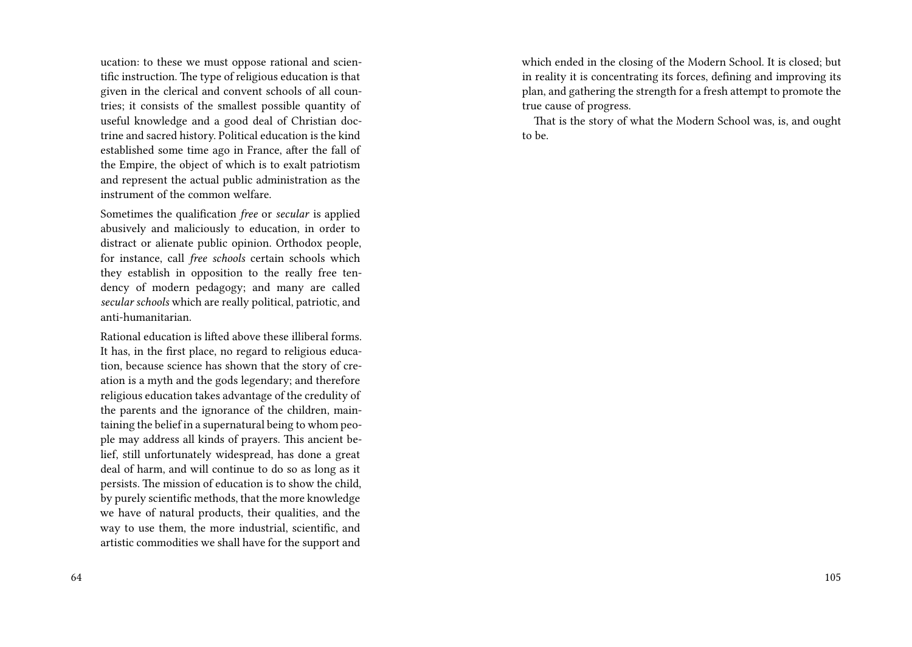ucation: to these we must oppose rational and scientific instruction. The type of religious education is that given in the clerical and convent schools of all countries; it consists of the smallest possible quantity of useful knowledge and a good deal of Christian doctrine and sacred history. Political education is the kind established some time ago in France, after the fall of the Empire, the object of which is to exalt patriotism and represent the actual public administration as the instrument of the common welfare.

Sometimes the qualification *free* or *secular* is applied abusively and maliciously to education, in order to distract or alienate public opinion. Orthodox people, for instance, call *free schools* certain schools which they establish in opposition to the really free tendency of modern pedagogy; and many are called *secular schools* which are really political, patriotic, and anti-humanitarian.

Rational education is lifted above these illiberal forms. It has, in the first place, no regard to religious education, because science has shown that the story of creation is a myth and the gods legendary; and therefore religious education takes advantage of the credulity of the parents and the ignorance of the children, maintaining the belief in a supernatural being to whom people may address all kinds of prayers. This ancient belief, still unfortunately widespread, has done a great deal of harm, and will continue to do so as long as it persists. The mission of education is to show the child, by purely scientific methods, that the more knowledge we have of natural products, their qualities, and the way to use them, the more industrial, scientific, and artistic commodities we shall have for the support and

which ended in the closing of the Modern School. It is closed; but in reality it is concentrating its forces, defining and improving its plan, and gathering the strength for a fresh attempt to promote the true cause of progress.

That is the story of what the Modern School was, is, and ought to be.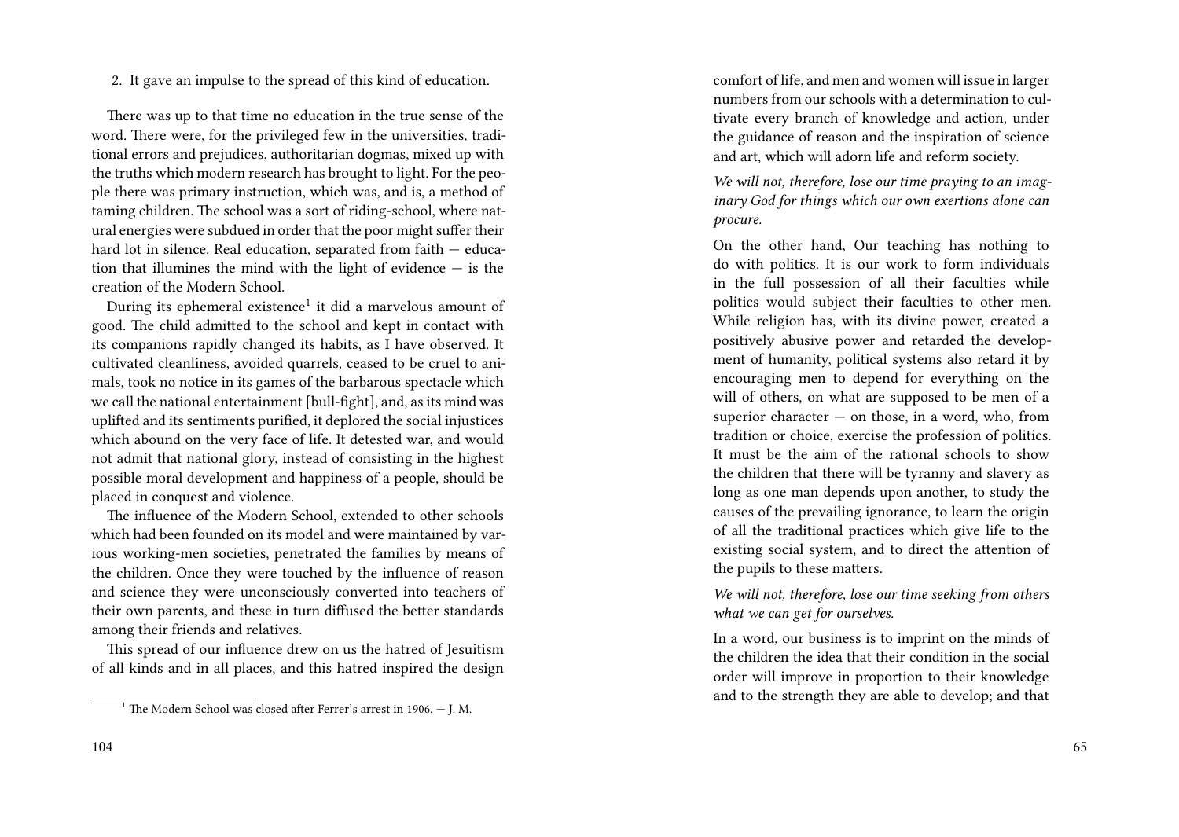2. It gave an impulse to the spread of this kind of education.

There was up to that time no education in the true sense of the word. There were, for the privileged few in the universities, traditional errors and prejudices, authoritarian dogmas, mixed up with the truths which modern research has brought to light. For the people there was primary instruction, which was, and is, a method of taming children. The school was a sort of riding-school, where natural energies were subdued in order that the poor might suffer their hard lot in silence. Real education, separated from faith — education that illumines the mind with the light of evidence — is the creation of the Modern School.

During its ephemeral existence[1] it did a marvelous amount of good. The child admitted to the school and kept in contact with its companions rapidly changed its habits, as I have observed. It cultivated cleanliness, avoided quarrels, ceased to be cruel to animals, took no notice in its games of the barbarous spectacle which we call the national entertainment [bull-fight], and, as its mind was uplifted and its sentiments purified, it deplored the social injustices which abound on the very face of life. It detested war, and would not admit that national glory, instead of consisting in the highest possible moral development and happiness of a people, should be placed in conquest and violence.

The influence of the Modern School, extended to other schools which had been founded on its model and were maintained by various working-men societies, penetrated the families by means of the children. Once they were touched by the influence of reason and science they were unconsciously converted into teachers of their own parents, and these in turn diffused the better standards among their friends and relatives.

This spread of our influence drew on us the hatred of Jesuitism of all kinds and in all places, and this hatred inspired the design

[1] The Modern School was closed after Ferrer's arrest in 1906. — J. M.

comfort of life, and men and women will issue in larger numbers from our schools with a determination to cultivate every branch of knowledge and action, under the guidance of reason and the inspiration of science and art, which will adorn life and reform society.

*We will not, therefore, lose our time praying to an imaginary God for things which our own exertions alone can procure.*

On the other hand, Our teaching has nothing to do with politics. It is our work to form individuals in the full possession of all their faculties while politics would subject their faculties to other men. While religion has, with its divine power, created a positively abusive power and retarded the development of humanity, political systems also retard it by encouraging men to depend for everything on the will of others, on what are supposed to be men of a superior character — on those, in a word, who, from tradition or choice, exercise the profession of politics. It must be the aim of the rational schools to show the children that there will be tyranny and slavery as long as one man depends upon another, to study the causes of the prevailing ignorance, to learn the origin of all the traditional practices which give life to the existing social system, and to direct the attention of the pupils to these matters.

*We will not, therefore, lose our time seeking from others what we can get for ourselves.*

In a word, our business is to imprint on the minds of the children the idea that their condition in the social order will improve in proportion to their knowledge and to the strength they are able to develop; and that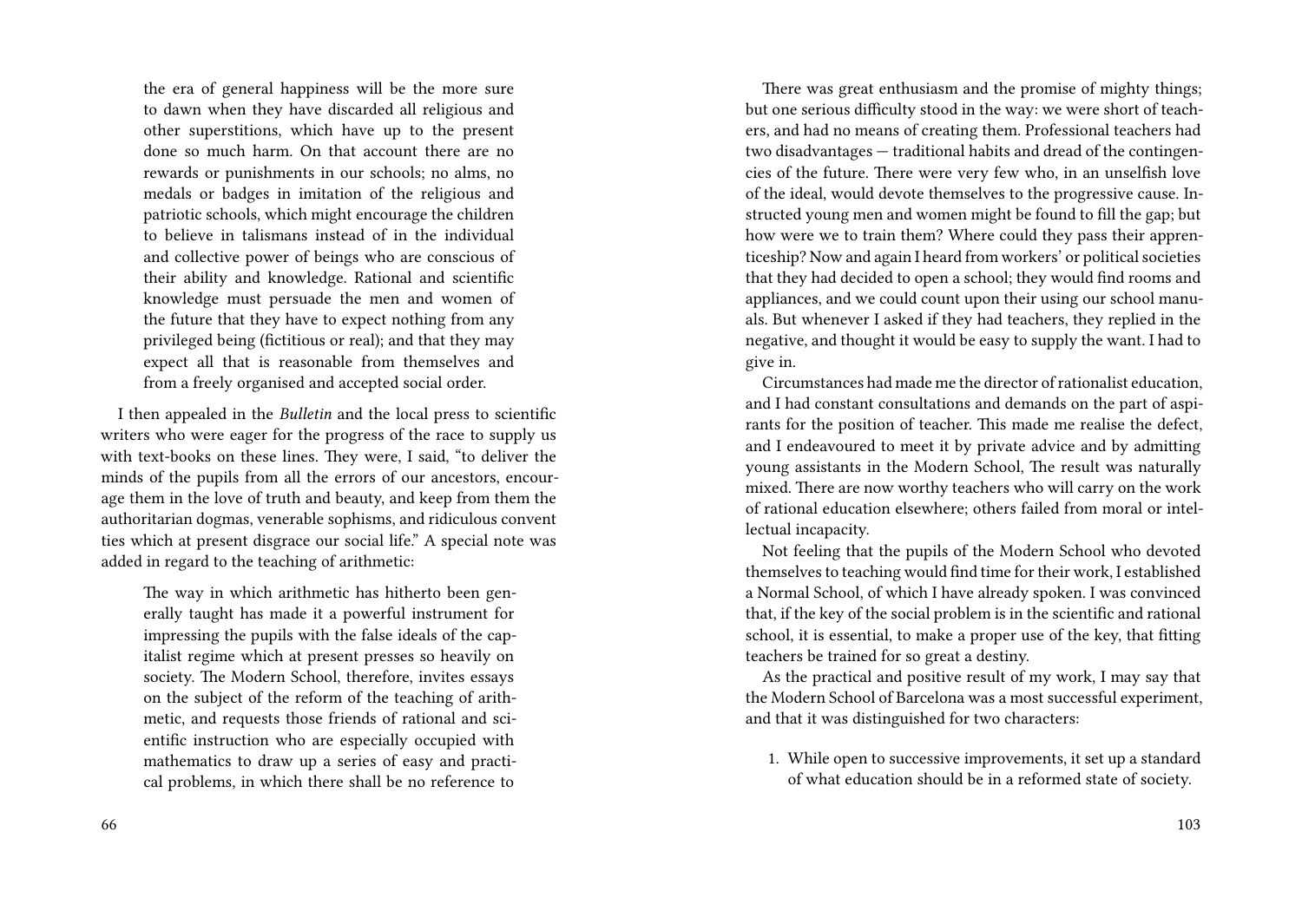the era of general happiness will be the more sure to dawn when they have discarded all religious and other superstitions, which have up to the present done so much harm. On that account there are no rewards or punishments in our schools; no alms, no medals or badges in imitation of the religious and patriotic schools, which might encourage the children to believe in talismans instead of in the individual and collective power of beings who are conscious of their ability and knowledge. Rational and scientific knowledge must persuade the men and women of the future that they have to expect nothing from any privileged being (fictitious or real); and that they may expect all that is reasonable from themselves and from a freely organised and accepted social order.

I then appealed in the *Bulletin* and the local press to scientific writers who were eager for the progress of the race to supply us with text-books on these lines. They were, I said, "to deliver the minds of the pupils from all the errors of our ancestors, encourage them in the love of truth and beauty, and keep from them the authoritarian dogmas, venerable sophisms, and ridiculous convent ties which at present disgrace our social life." A special note was added in regard to the teaching of arithmetic:

> The way in which arithmetic has hitherto been generally taught has made it a powerful instrument for impressing the pupils with the false ideals of the capitalist regime which at present presses so heavily on society. The Modern School, therefore, invites essays on the subject of the reform of the teaching of arithmetic, and requests those friends of rational and scientific instruction who are especially occupied with mathematics to draw up a series of easy and practical problems, in which there shall be no reference to

There was great enthusiasm and the promise of mighty things; but one serious difficulty stood in the way: we were short of teachers, and had no means of creating them. Professional teachers had two disadvantages — traditional habits and dread of the contingencies of the future. There were very few who, in an unselfish love of the ideal, would devote themselves to the progressive cause. Instructed young men and women might be found to fill the gap; but how were we to train them? Where could they pass their apprenticeship? Now and again I heard from workers' or political societies that they had decided to open a school; they would find rooms and appliances, and we could count upon their using our school manuals. But whenever I asked if they had teachers, they replied in the negative, and thought it would be easy to supply the want. I had to give in.

Circumstances had made me the director of rationalist education, and I had constant consultations and demands on the part of aspirants for the position of teacher. This made me realise the defect, and I endeavoured to meet it by private advice and by admitting young assistants in the Modern School, The result was naturally mixed. There are now worthy teachers who will carry on the work of rational education elsewhere; others failed from moral or intellectual incapacity.

Not feeling that the pupils of the Modern School who devoted themselves to teaching would find time for their work, I established a Normal School, of which I have already spoken. I was convinced that, if the key of the social problem is in the scientific and rational school, it is essential, to make a proper use of the key, that fitting teachers be trained for so great a destiny.

As the practical and positive result of my work, I may say that the Modern School of Barcelona was a most successful experiment, and that it was distinguished for two characters:

1. While open to successive improvements, it set up a standard of what education should be in a reformed state of society.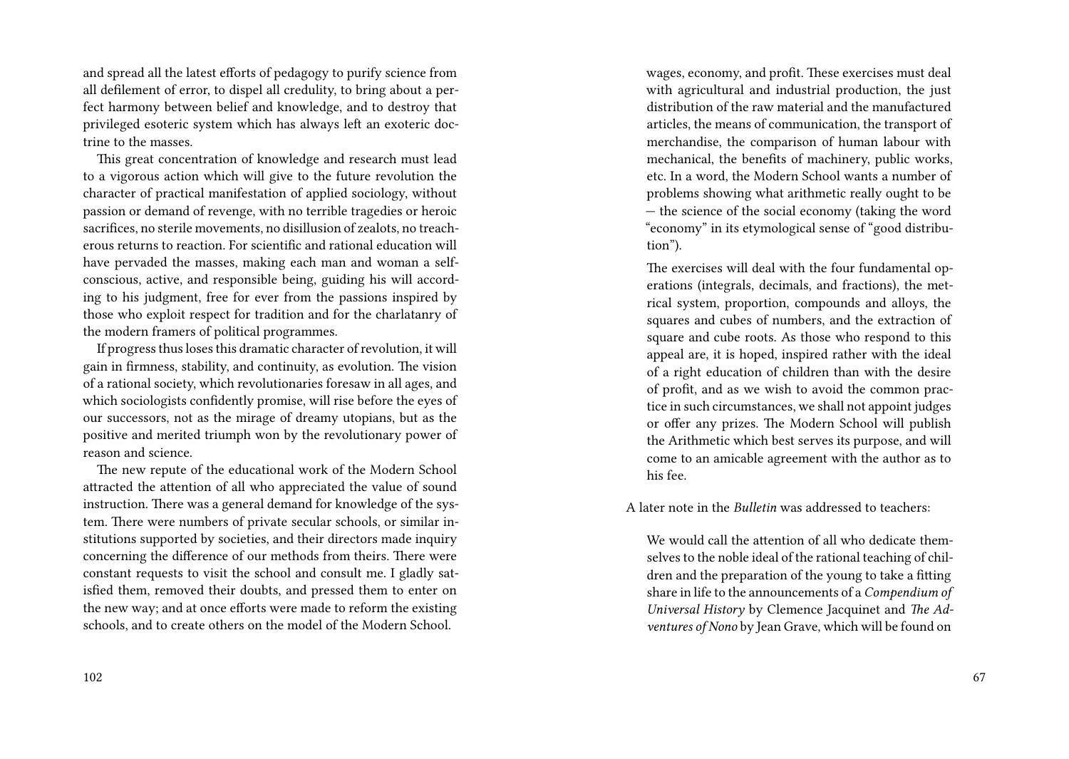and spread all the latest efforts of pedagogy to purify science from all defilement of error, to dispel all credulity, to bring about a perfect harmony between belief and knowledge, and to destroy that privileged esoteric system which has always left an exoteric doctrine to the masses.

This great concentration of knowledge and research must lead to a vigorous action which will give to the future revolution the character of practical manifestation of applied sociology, without passion or demand of revenge, with no terrible tragedies or heroic sacrifices, no sterile movements, no disillusion of zealots, no treacherous returns to reaction. For scientific and rational education will have pervaded the masses, making each man and woman a self-conscious, active, and responsible being, guiding his will according to his judgment, free for ever from the passions inspired by those who exploit respect for tradition and for the charlatanry of the modern framers of political programmes.

If progress thus loses this dramatic character of revolution, it will gain in firmness, stability, and continuity, as evolution. The vision of a rational society, which revolutionaries foresaw in all ages, and which sociologists confidently promise, will rise before the eyes of our successors, not as the mirage of dreamy utopians, but as the positive and merited triumph won by the revolutionary power of reason and science.

The new repute of the educational work of the Modern School attracted the attention of all who appreciated the value of sound instruction. There was a general demand for knowledge of the system. There were numbers of private secular schools, or similar institutions supported by societies, and their directors made inquiry concerning the difference of our methods from theirs. There were constant requests to visit the school and consult me. I gladly satisfied them, removed their doubts, and pressed them to enter on the new way; and at once efforts were made to reform the existing schools, and to create others on the model of the Modern School.

> wages, economy, and profit. These exercises must deal with agricultural and industrial production, the just distribution of the raw material and the manufactured articles, the means of communication, the transport of merchandise, the comparison of human labour with mechanical, the benefits of machinery, public works, etc. In a word, the Modern School wants a number of problems showing what arithmetic really ought to be — the science of the social economy (taking the word "economy" in its etymological sense of "good distribution").
>
> The exercises will deal with the four fundamental operations (integrals, decimals, and fractions), the metrical system, proportion, compounds and alloys, the squares and cubes of numbers, and the extraction of square and cube roots. As those who respond to this appeal are, it is hoped, inspired rather with the ideal of a right education of children than with the desire of profit, and as we wish to avoid the common practice in such circumstances, we shall not appoint judges or offer any prizes. The Modern School will publish the Arithmetic which best serves its purpose, and will come to an amicable agreement with the author as to his fee.

A later note in the *Bulletin* was addressed to teachers:

> We would call the attention of all who dedicate themselves to the noble ideal of the rational teaching of children and the preparation of the young to take a fitting share in life to the announcements of a *Compendium of Universal History* by Clemence Jacquinet and *The Adventures of Nono* by Jean Grave, which will be found on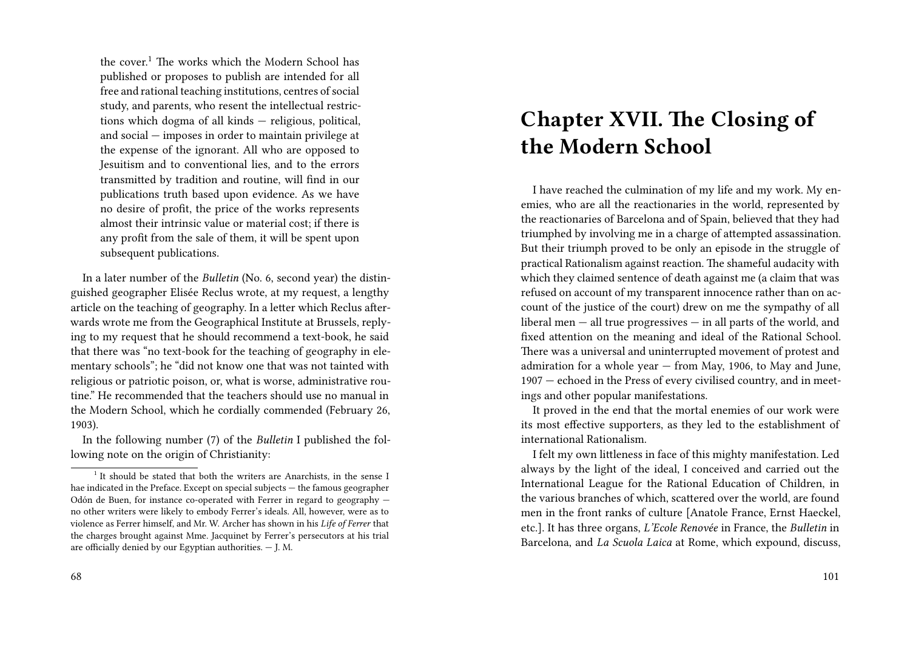the cover.[1] The works which the Modern School has published or proposes to publish are intended for all free and rational teaching institutions, centres of social study, and parents, who resent the intellectual restrictions which dogma of all kinds — religious, political, and social — imposes in order to maintain privilege at the expense of the ignorant. All who are opposed to Jesuitism and to conventional lies, and to the errors transmitted by tradition and routine, will find in our publications truth based upon evidence. As we have no desire of profit, the price of the works represents almost their intrinsic value or material cost; if there is any profit from the sale of them, it will be spent upon subsequent publications.

In a later number of the *Bulletin* (No. 6, second year) the distinguished geographer Elisée Reclus wrote, at my request, a lengthy article on the teaching of geography. In a letter which Reclus afterwards wrote me from the Geographical Institute at Brussels, replying to my request that he should recommend a text-book, he said that there was "no text-book for the teaching of geography in elementary schools"; he "did not know one that was not tainted with religious or patriotic poison, or, what is worse, administrative routine." He recommended that the teachers should use no manual in the Modern School, which he cordially commended (February 26, 1903).

In the following number (7) of the *Bulletin* I published the following note on the origin of Christianity:

[1] It should be stated that both the writers are Anarchists, in the sense I hae indicated in the Preface. Except on special subjects — the famous geographer Odón de Buen, for instance co-operated with Ferrer in regard to geography — no other writers were likely to embody Ferrer's ideals. All, however, were as to violence as Ferrer himself, and Mr. W. Archer has shown in his *Life of Ferrer* that the charges brought against Mme. Jacquinet by Ferrer's persecutors at his trial are officially denied by our Egyptian authorities. — J. M.

# Chapter XVII. The Closing of the Modern School

I have reached the culmination of my life and my work. My enemies, who are all the reactionaries in the world, represented by the reactionaries of Barcelona and of Spain, believed that they had triumphed by involving me in a charge of attempted assassination. But their triumph proved to be only an episode in the struggle of practical Rationalism against reaction. The shameful audacity with which they claimed sentence of death against me (a claim that was refused on account of my transparent innocence rather than on account of the justice of the court) drew on me the sympathy of all liberal men — all true progressives — in all parts of the world, and fixed attention on the meaning and ideal of the Rational School. There was a universal and uninterrupted movement of protest and admiration for a whole year — from May, 1906, to May and June, 1907 — echoed in the Press of every civilised country, and in meetings and other popular manifestations.

It proved in the end that the mortal enemies of our work were its most effective supporters, as they led to the establishment of international Rationalism.

I felt my own littleness in face of this mighty manifestation. Led always by the light of the ideal, I conceived and carried out the International League for the Rational Education of Children, in the various branches of which, scattered over the world, are found men in the front ranks of culture [Anatole France, Ernst Haeckel, etc.]. It has three organs, *L'Ecole Renovée* in France, the *Bulletin* in Barcelona, and *La Scuola Laica* at Rome, which expound, discuss,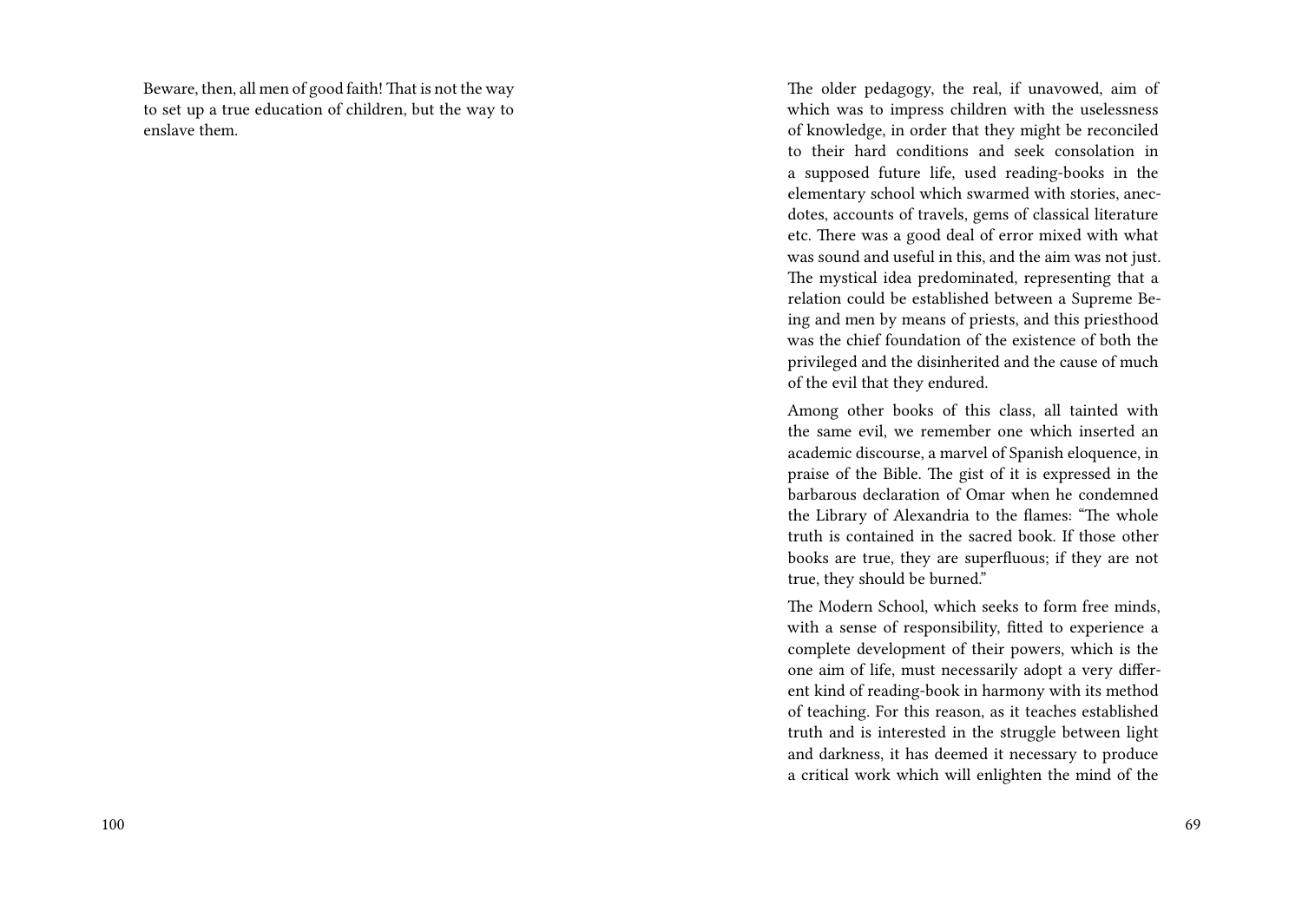Beware, then, all men of good faith! That is not the way to set up a true education of children, but the way to enslave them.

The older pedagogy, the real, if unavowed, aim of which was to impress children with the uselessness of knowledge, in order that they might be reconciled to their hard conditions and seek consolation in a supposed future life, used reading-books in the elementary school which swarmed with stories, anecdotes, accounts of travels, gems of classical literature etc. There was a good deal of error mixed with what was sound and useful in this, and the aim was not just. The mystical idea predominated, representing that a relation could be established between a Supreme Being and men by means of priests, and this priesthood was the chief foundation of the existence of both the privileged and the disinherited and the cause of much of the evil that they endured.

Among other books of this class, all tainted with the same evil, we remember one which inserted an academic discourse, a marvel of Spanish eloquence, in praise of the Bible. The gist of it is expressed in the barbarous declaration of Omar when he condemned the Library of Alexandria to the flames: "The whole truth is contained in the sacred book. If those other books are true, they are superfluous; if they are not true, they should be burned."

The Modern School, which seeks to form free minds, with a sense of responsibility, fitted to experience a complete development of their powers, which is the one aim of life, must necessarily adopt a very different kind of reading-book in harmony with its method of teaching. For this reason, as it teaches established truth and is interested in the struggle between light and darkness, it has deemed it necessary to produce a critical work which will enlighten the mind of the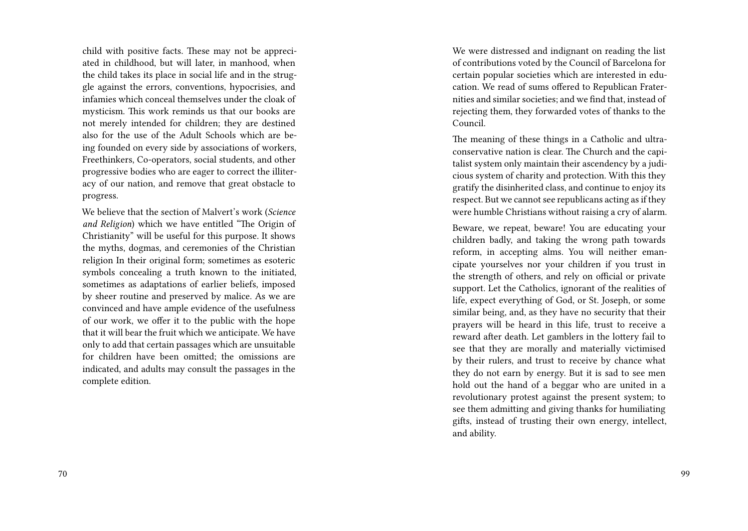child with positive facts. These may not be appreciated in childhood, but will later, in manhood, when the child takes its place in social life and in the struggle against the errors, conventions, hypocrisies, and infamies which conceal themselves under the cloak of mysticism. This work reminds us that our books are not merely intended for children; they are destined also for the use of the Adult Schools which are being founded on every side by associations of workers, Freethinkers, Co-operators, social students, and other progressive bodies who are eager to correct the illiteracy of our nation, and remove that great obstacle to progress.

We believe that the section of Malvert's work (*Science and Religion*) which we have entitled "The Origin of Christianity" will be useful for this purpose. It shows the myths, dogmas, and ceremonies of the Christian religion In their original form; sometimes as esoteric symbols concealing a truth known to the initiated, sometimes as adaptations of earlier beliefs, imposed by sheer routine and preserved by malice. As we are convinced and have ample evidence of the usefulness of our work, we offer it to the public with the hope that it will bear the fruit which we anticipate. We have only to add that certain passages which are unsuitable for children have been omitted; the omissions are indicated, and adults may consult the passages in the complete edition.

We were distressed and indignant on reading the list of contributions voted by the Council of Barcelona for certain popular societies which are interested in education. We read of sums offered to Republican Fraternities and similar societies; and we find that, instead of rejecting them, they forwarded votes of thanks to the Council.

The meaning of these things in a Catholic and ultra-conservative nation is clear. The Church and the capitalist system only maintain their ascendency by a judicious system of charity and protection. With this they gratify the disinherited class, and continue to enjoy its respect. But we cannot see republicans acting as if they were humble Christians without raising a cry of alarm.

Beware, we repeat, beware! You are educating your children badly, and taking the wrong path towards reform, in accepting alms. You will neither emancipate yourselves nor your children if you trust in the strength of others, and rely on official or private support. Let the Catholics, ignorant of the realities of life, expect everything of God, or St. Joseph, or some similar being, and, as they have no security that their prayers will be heard in this life, trust to receive a reward after death. Let gamblers in the lottery fail to see that they are morally and materially victimised by their rulers, and trust to receive by chance what they do not earn by energy. But it is sad to see men hold out the hand of a beggar who are united in a revolutionary protest against the present system; to see them admitting and giving thanks for humiliating gifts, instead of trusting their own energy, intellect, and ability.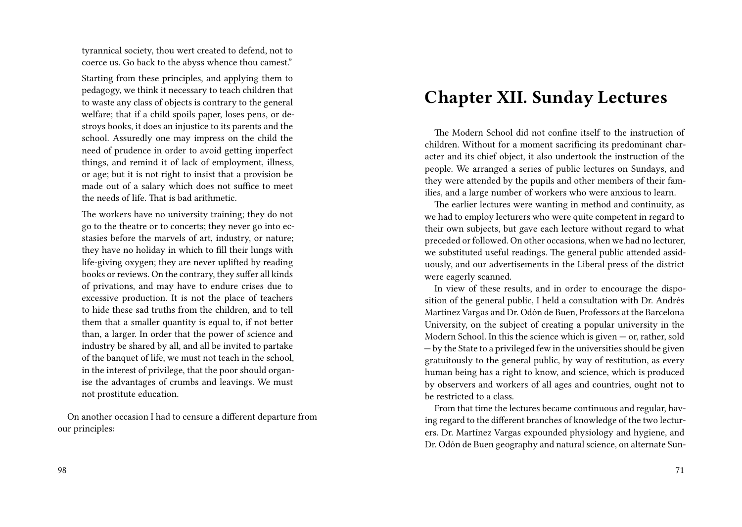> tyrannical society, thou wert created to defend, not to coerce us. Go back to the abyss whence thou camest."
>
> Starting from these principles, and applying them to pedagogy, we think it necessary to teach children that to waste any class of objects is contrary to the general welfare; that if a child spoils paper, loses pens, or destroys books, it does an injustice to its parents and the school. Assuredly one may impress on the child the need of prudence in order to avoid getting imperfect things, and remind it of lack of employment, illness, or age; but it is not right to insist that a provision be made out of a salary which does not suffice to meet the needs of life. That is bad arithmetic.
>
> The workers have no university training; they do not go to the theatre or to concerts; they never go into ecstasies before the marvels of art, industry, or nature; they have no holiday in which to fill their lungs with life-giving oxygen; they are never uplifted by reading books or reviews. On the contrary, they suffer all kinds of privations, and may have to endure crises due to excessive production. It is not the place of teachers to hide these sad truths from the children, and to tell them that a smaller quantity is equal to, if not better than, a larger. In order that the power of science and industry be shared by all, and all be invited to partake of the banquet of life, we must not teach in the school, in the interest of privilege, that the poor should organise the advantages of crumbs and leavings. We must not prostitute education.

On another occasion I had to censure a different departure from our principles:

# Chapter XII. Sunday Lectures

The Modern School did not confine itself to the instruction of children. Without for a moment sacrificing its predominant character and its chief object, it also undertook the instruction of the people. We arranged a series of public lectures on Sundays, and they were attended by the pupils and other members of their families, and a large number of workers who were anxious to learn.

The earlier lectures were wanting in method and continuity, as we had to employ lecturers who were quite competent in regard to their own subjects, but gave each lecture without regard to what preceded or followed. On other occasions, when we had no lecturer, we substituted useful readings. The general public attended assiduously, and our advertisements in the Liberal press of the district were eagerly scanned.

In view of these results, and in order to encourage the disposition of the general public, I held a consultation with Dr. Andrés Martínez Vargas and Dr. Odón de Buen, Professors at the Barcelona University, on the subject of creating a popular university in the Modern School. In this the science which is given — or, rather, sold — by the State to a privileged few in the universities should be given gratuitously to the general public, by way of restitution, as every human being has a right to know, and science, which is produced by observers and workers of all ages and countries, ought not to be restricted to a class.

From that time the lectures became continuous and regular, having regard to the different branches of knowledge of the two lecturers. Dr. Martínez Vargas expounded physiology and hygiene, and Dr. Odón de Buen geography and natural science, on alternate Sun-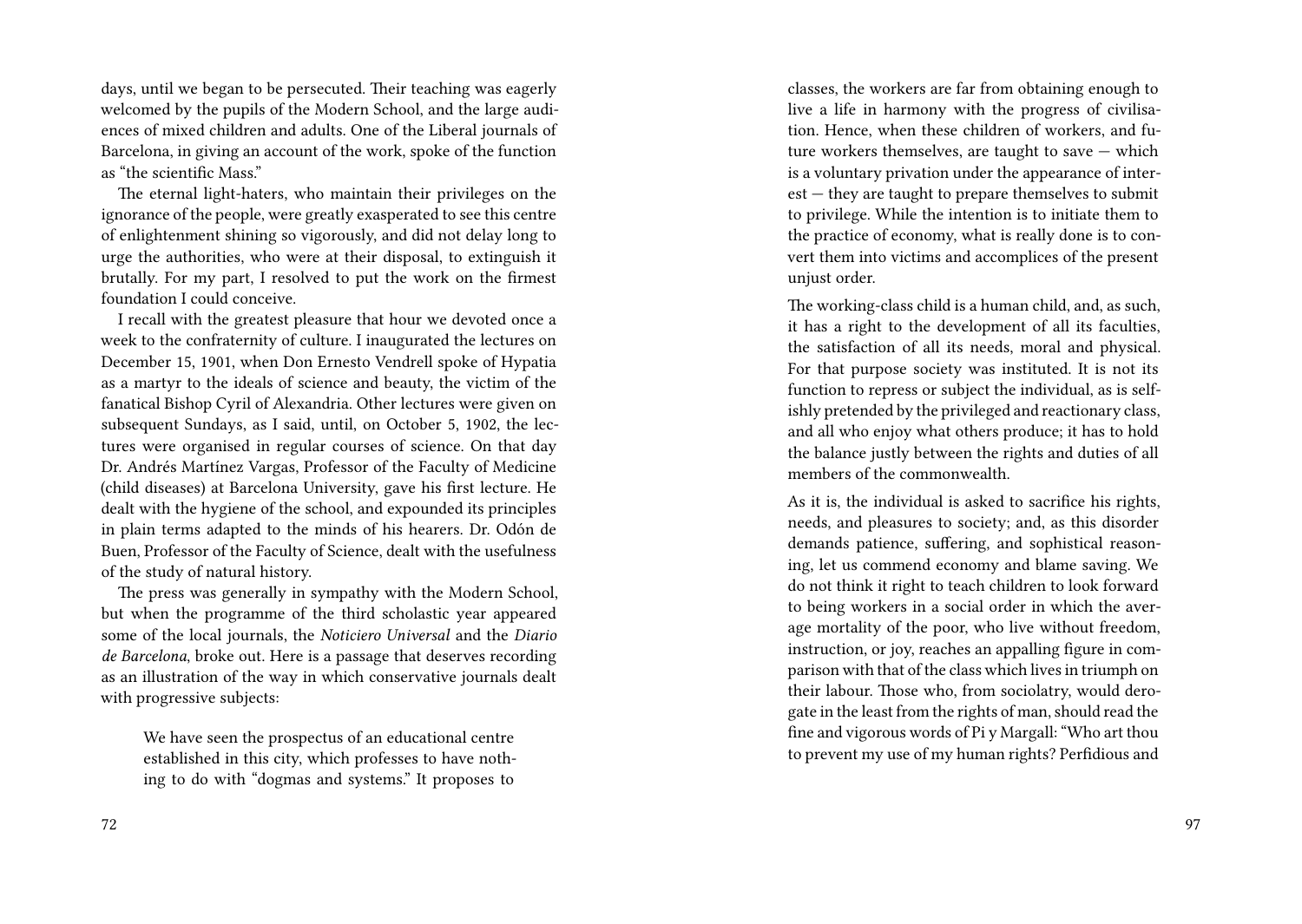days, until we began to be persecuted. Their teaching was eagerly welcomed by the pupils of the Modern School, and the large audiences of mixed children and adults. One of the Liberal journals of Barcelona, in giving an account of the work, spoke of the function as "the scientific Mass."

The eternal light-haters, who maintain their privileges on the ignorance of the people, were greatly exasperated to see this centre of enlightenment shining so vigorously, and did not delay long to urge the authorities, who were at their disposal, to extinguish it brutally. For my part, I resolved to put the work on the firmest foundation I could conceive.

I recall with the greatest pleasure that hour we devoted once a week to the confraternity of culture. I inaugurated the lectures on December 15, 1901, when Don Ernesto Vendrell spoke of Hypatia as a martyr to the ideals of science and beauty, the victim of the fanatical Bishop Cyril of Alexandria. Other lectures were given on subsequent Sundays, as I said, until, on October 5, 1902, the lectures were organised in regular courses of science. On that day Dr. Andrés Martínez Vargas, Professor of the Faculty of Medicine (child diseases) at Barcelona University, gave his first lecture. He dealt with the hygiene of the school, and expounded its principles in plain terms adapted to the minds of his hearers. Dr. Odón de Buen, Professor of the Faculty of Science, dealt with the usefulness of the study of natural history.

The press was generally in sympathy with the Modern School, but when the programme of the third scholastic year appeared some of the local journals, the *Noticiero Universal* and the *Diario de Barcelona*, broke out. Here is a passage that deserves recording as an illustration of the way in which conservative journals dealt with progressive subjects:

> We have seen the prospectus of an educational centre established in this city, which professes to have nothing to do with "dogmas and systems." It proposes to

> classes, the workers are far from obtaining enough to live a life in harmony with the progress of civilisation. Hence, when these children of workers, and future workers themselves, are taught to save — which is a voluntary privation under the appearance of interest — they are taught to prepare themselves to submit to privilege. While the intention is to initiate them to the practice of economy, what is really done is to convert them into victims and accomplices of the present unjust order.
>
> The working-class child is a human child, and, as such, it has a right to the development of all its faculties, the satisfaction of all its needs, moral and physical. For that purpose society was instituted. It is not its function to repress or subject the individual, as is selfishly pretended by the privileged and reactionary class, and all who enjoy what others produce; it has to hold the balance justly between the rights and duties of all members of the commonwealth.
>
> As it is, the individual is asked to sacrifice his rights, needs, and pleasures to society; and, as this disorder demands patience, suffering, and sophistical reasoning, let us commend economy and blame saving. We do not think it right to teach children to look forward to being workers in a social order in which the average mortality of the poor, who live without freedom, instruction, or joy, reaches an appalling figure in comparison with that of the class which lives in triumph on their labour. Those who, from sociolatry, would derogate in the least from the rights of man, should read the fine and vigorous words of Pi y Margall: "Who art thou to prevent my use of my human rights? Perfidious and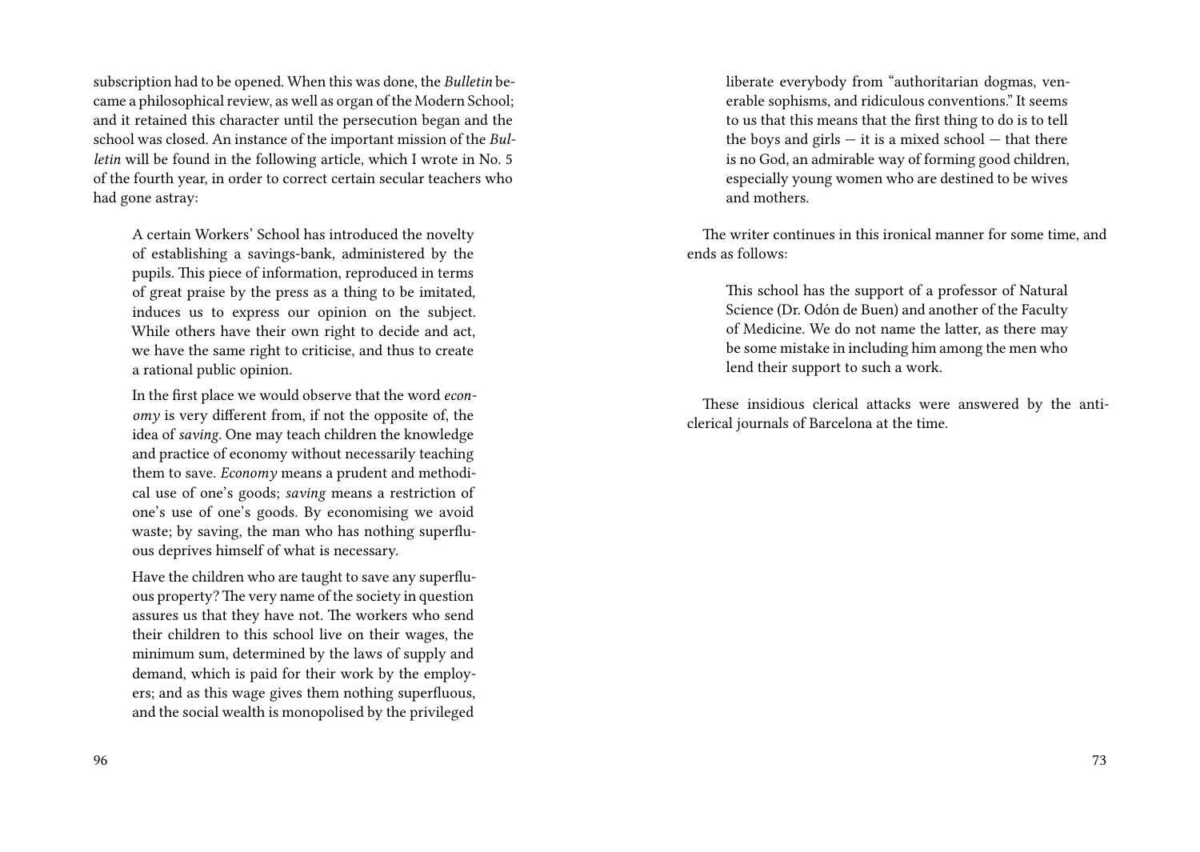subscription had to be opened. When this was done, the *Bulletin* became a philosophical review, as well as organ of the Modern School; and it retained this character until the persecution began and the school was closed. An instance of the important mission of the *Bulletin* will be found in the following article, which I wrote in No. 5 of the fourth year, in order to correct certain secular teachers who had gone astray:

> A certain Workers' School has introduced the novelty of establishing a savings-bank, administered by the pupils. This piece of information, reproduced in terms of great praise by the press as a thing to be imitated, induces us to express our opinion on the subject. While others have their own right to decide and act, we have the same right to criticise, and thus to create a rational public opinion.
>
> In the first place we would observe that the word *economy* is very different from, if not the opposite of, the idea of *saving*. One may teach children the knowledge and practice of economy without necessarily teaching them to save. *Economy* means a prudent and methodical use of one's goods; *saving* means a restriction of one's use of one's goods. By economising we avoid waste; by saving, the man who has nothing superfluous deprives himself of what is necessary.
>
> Have the children who are taught to save any superfluous property? The very name of the society in question assures us that they have not. The workers who send their children to this school live on their wages, the minimum sum, determined by the laws of supply and demand, which is paid for their work by the employers; and as this wage gives them nothing superfluous, and the social wealth is monopolised by the privileged

> liberate everybody from "authoritarian dogmas, venerable sophisms, and ridiculous conventions." It seems to us that this means that the first thing to do is to tell the boys and girls — it is a mixed school — that there is no God, an admirable way of forming good children, especially young women who are destined to be wives and mothers.

The writer continues in this ironical manner for some time, and ends as follows:

> This school has the support of a professor of Natural Science (Dr. Odón de Buen) and another of the Faculty of Medicine. We do not name the latter, as there may be some mistake in including him among the men who lend their support to such a work.

These insidious clerical attacks were answered by the anticlerical journals of Barcelona at the time.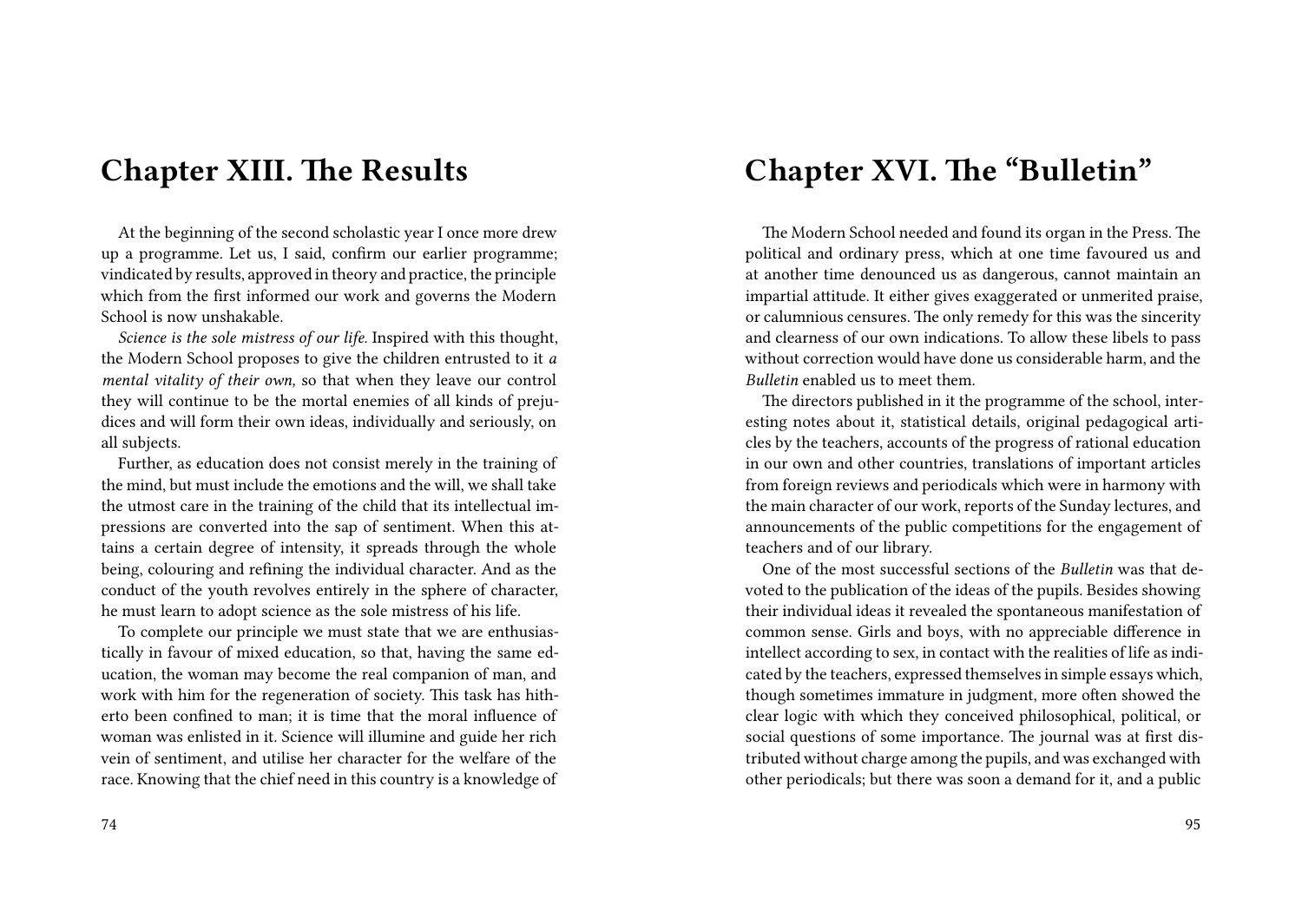# Chapter XIII. The Results

At the beginning of the second scholastic year I once more drew up a programme. Let us, I said, confirm our earlier programme; vindicated by results, approved in theory and practice, the principle which from the first informed our work and governs the Modern School is now unshakable.

*Science is the sole mistress of our life.* Inspired with this thought, the Modern School proposes to give the children entrusted to it *a mental vitality of their own,* so that when they leave our control they will continue to be the mortal enemies of all kinds of prejudices and will form their own ideas, individually and seriously, on all subjects.

Further, as education does not consist merely in the training of the mind, but must include the emotions and the will, we shall take the utmost care in the training of the child that its intellectual impressions are converted into the sap of sentiment. When this attains a certain degree of intensity, it spreads through the whole being, colouring and refining the individual character. And as the conduct of the youth revolves entirely in the sphere of character, he must learn to adopt science as the sole mistress of his life.

To complete our principle we must state that we are enthusiastically in favour of mixed education, so that, having the same education, the woman may become the real companion of man, and work with him for the regeneration of society. This task has hitherto been confined to man; it is time that the moral influence of woman was enlisted in it. Science will illumine and guide her rich vein of sentiment, and utilise her character for the welfare of the race. Knowing that the chief need in this country is a knowledge of

# Chapter XVI. The "Bulletin"

The Modern School needed and found its organ in the Press. The political and ordinary press, which at one time favoured us and at another time denounced us as dangerous, cannot maintain an impartial attitude. It either gives exaggerated or unmerited praise, or calumnious censures. The only remedy for this was the sincerity and clearness of our own indications. To allow these libels to pass without correction would have done us considerable harm, and the *Bulletin* enabled us to meet them.

The directors published in it the programme of the school, interesting notes about it, statistical details, original pedagogical articles by the teachers, accounts of the progress of rational education in our own and other countries, translations of important articles from foreign reviews and periodicals which were in harmony with the main character of our work, reports of the Sunday lectures, and announcements of the public competitions for the engagement of teachers and of our library.

One of the most successful sections of the *Bulletin* was that devoted to the publication of the ideas of the pupils. Besides showing their individual ideas it revealed the spontaneous manifestation of common sense. Girls and boys, with no appreciable difference in intellect according to sex, in contact with the realities of life as indicated by the teachers, expressed themselves in simple essays which, though sometimes immature in judgment, more often showed the clear logic with which they conceived philosophical, political, or social questions of some importance. The journal was at first distributed without charge among the pupils, and was exchanged with other periodicals; but there was soon a demand for it, and a public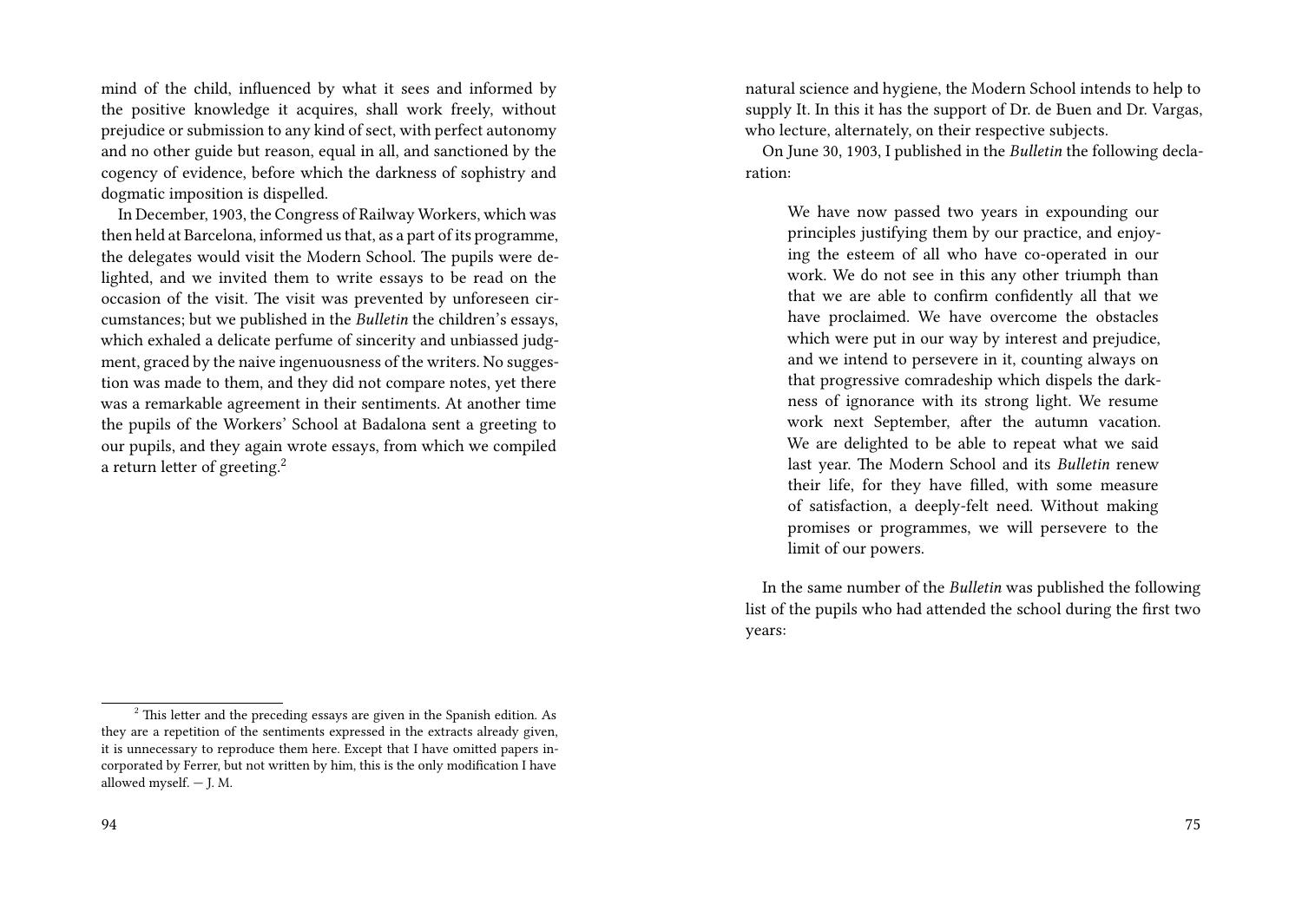mind of the child, influenced by what it sees and informed by the positive knowledge it acquires, shall work freely, without prejudice or submission to any kind of sect, with perfect autonomy and no other guide but reason, equal in all, and sanctioned by the cogency of evidence, before which the darkness of sophistry and dogmatic imposition is dispelled.

In December, 1903, the Congress of Railway Workers, which was then held at Barcelona, informed us that, as a part of its programme, the delegates would visit the Modern School. The pupils were delighted, and we invited them to write essays to be read on the occasion of the visit. The visit was prevented by unforeseen circumstances; but we published in the *Bulletin* the children's essays, which exhaled a delicate perfume of sincerity and unbiassed judgment, graced by the naive ingenuousness of the writers. No suggestion was made to them, and they did not compare notes, yet there was a remarkable agreement in their sentiments. At another time the pupils of the Workers' School at Badalona sent a greeting to our pupils, and they again wrote essays, from which we compiled a return letter of greeting.[2]

[2] This letter and the preceding essays are given in the Spanish edition. As they are a repetition of the sentiments expressed in the extracts already given, it is unnecessary to reproduce them here. Except that I have omitted papers incorporated by Ferrer, but not written by him, this is the only modification I have allowed myself. — J. M.

natural science and hygiene, the Modern School intends to help to supply It. In this it has the support of Dr. de Buen and Dr. Vargas, who lecture, alternately, on their respective subjects.

On June 30, 1903, I published in the *Bulletin* the following declaration:

> We have now passed two years in expounding our principles justifying them by our practice, and enjoying the esteem of all who have co-operated in our work. We do not see in this any other triumph than that we are able to confirm confidently all that we have proclaimed. We have overcome the obstacles which were put in our way by interest and prejudice, and we intend to persevere in it, counting always on that progressive comradeship which dispels the darkness of ignorance with its strong light. We resume work next September, after the autumn vacation. We are delighted to be able to repeat what we said last year. The Modern School and its *Bulletin* renew their life, for they have filled, with some measure of satisfaction, a deeply-felt need. Without making promises or programmes, we will persevere to the limit of our powers.

In the same number of the *Bulletin* was published the following list of the pupils who had attended the school during the first two years: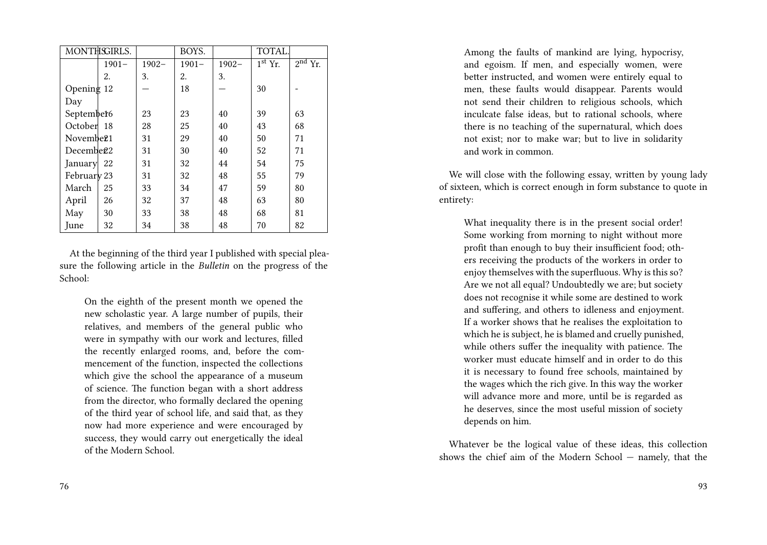| MONTHS. | GIRLS. | | BOYS. | | TOTAL. | |
|---|---|---|---|---|---|---|
| | 1901–2. | 1902–3. | 1901–2. | 1902–3. | 1st Yr. | 2nd Yr. |
| Opening Day | 12 | — | 18 | — | 30 | - |
| September | 16 | 23 | 23 | 40 | 39 | 63 |
| October | 18 | 28 | 25 | 40 | 43 | 68 |
| November | 21 | 31 | 29 | 40 | 50 | 71 |
| December | 22 | 31 | 30 | 40 | 52 | 71 |
| January | 22 | 31 | 32 | 44 | 54 | 75 |
| February | 23 | 31 | 32 | 48 | 55 | 79 |
| March | 25 | 33 | 34 | 47 | 59 | 80 |
| April | 26 | 32 | 37 | 48 | 63 | 80 |
| May | 30 | 33 | 38 | 48 | 68 | 81 |
| June | 32 | 34 | 38 | 48 | 70 | 82 |

At the beginning of the third year I published with special pleasure the following article in the *Bulletin* on the progress of the School:

> On the eighth of the present month we opened the new scholastic year. A large number of pupils, their relatives, and members of the general public who were in sympathy with our work and lectures, filled the recently enlarged rooms, and, before the commencement of the function, inspected the collections which give the school the appearance of a museum of science. The function began with a short address from the director, who formally declared the opening of the third year of school life, and said that, as they now had more experience and were encouraged by success, they would carry out energetically the ideal of the Modern School.

> Among the faults of mankind are lying, hypocrisy, and egoism. If men, and especially women, were better instructed, and women were entirely equal to men, these faults would disappear. Parents would not send their children to religious schools, which inculcate false ideas, but to rational schools, where there is no teaching of the supernatural, which does not exist; nor to make war; but to live in solidarity and work in common.

We will close with the following essay, written by young lady of sixteen, which is correct enough in form substance to quote in entirety:

> What inequality there is in the present social order! Some working from morning to night without more profit than enough to buy their insufficient food; others receiving the products of the workers in order to enjoy themselves with the superfluous. Why is this so? Are we not all equal? Undoubtedly we are; but society does not recognise it while some are destined to work and suffering, and others to idleness and enjoyment. If a worker shows that he realises the exploitation to which he is subject, he is blamed and cruelly punished, while others suffer the inequality with patience. The worker must educate himself and in order to do this it is necessary to found free schools, maintained by the wages which the rich give. In this way the worker will advance more and more, until be is regarded as he deserves, since the most useful mission of society depends on him.

Whatever be the logical value of these ideas, this collection shows the chief aim of the Modern School — namely, that the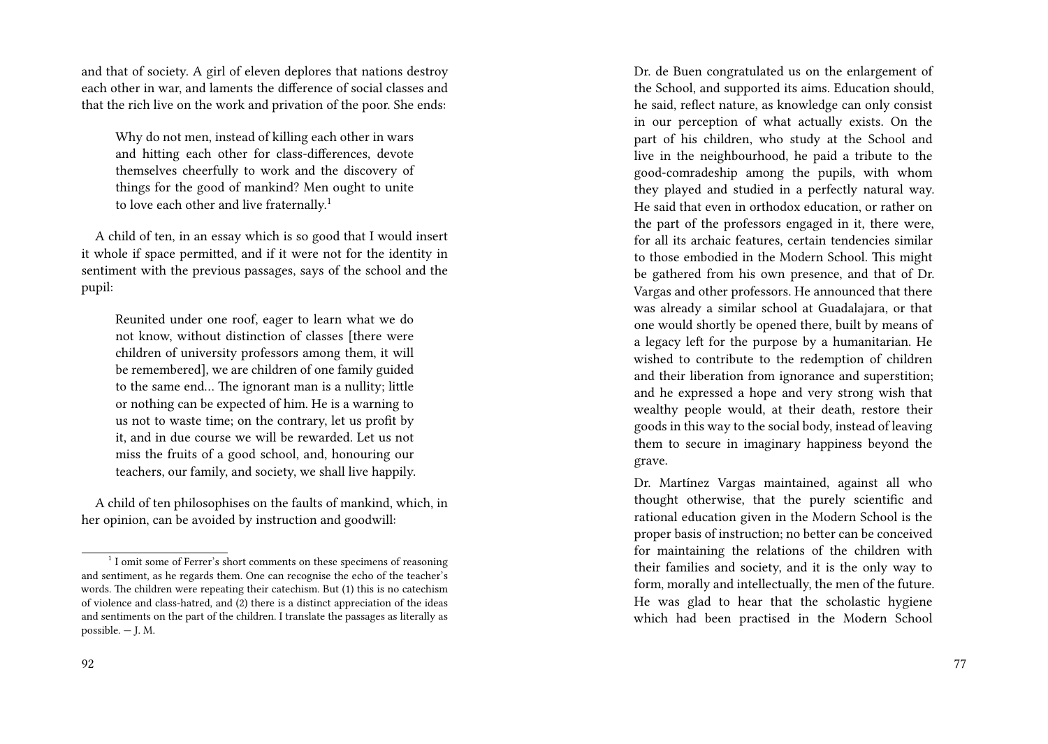and that of society. A girl of eleven deplores that nations destroy each other in war, and laments the difference of social classes and that the rich live on the work and privation of the poor. She ends:

> Why do not men, instead of killing each other in wars and hitting each other for class-differences, devote themselves cheerfully to work and the discovery of things for the good of mankind? Men ought to unite to love each other and live fraternally.[1]

A child of ten, in an essay which is so good that I would insert it whole if space permitted, and if it were not for the identity in sentiment with the previous passages, says of the school and the pupil:

> Reunited under one roof, eager to learn what we do not know, without distinction of classes [there were children of university professors among them, it will be remembered], we are children of one family guided to the same end… The ignorant man is a nullity; little or nothing can be expected of him. He is a warning to us not to waste time; on the contrary, let us profit by it, and in due course we will be rewarded. Let us not miss the fruits of a good school, and, honouring our teachers, our family, and society, we shall live happily.

A child of ten philosophises on the faults of mankind, which, in her opinion, can be avoided by instruction and goodwill:

[1] I omit some of Ferrer's short comments on these specimens of reasoning and sentiment, as he regards them. One can recognise the echo of the teacher's words. The children were repeating their catechism. But (1) this is no catechism of violence and class-hatred, and (2) there is a distinct appreciation of the ideas and sentiments on the part of the children. I translate the passages as literally as possible. — J. M.

Dr. de Buen congratulated us on the enlargement of the School, and supported its aims. Education should, he said, reflect nature, as knowledge can only consist in our perception of what actually exists. On the part of his children, who study at the School and live in the neighbourhood, he paid a tribute to the good-comradeship among the pupils, with whom they played and studied in a perfectly natural way. He said that even in orthodox education, or rather on the part of the professors engaged in it, there were, for all its archaic features, certain tendencies similar to those embodied in the Modern School. This might be gathered from his own presence, and that of Dr. Vargas and other professors. He announced that there was already a similar school at Guadalajara, or that one would shortly be opened there, built by means of a legacy left for the purpose by a humanitarian. He wished to contribute to the redemption of children and their liberation from ignorance and superstition; and he expressed a hope and very strong wish that wealthy people would, at their death, restore their goods in this way to the social body, instead of leaving them to secure in imaginary happiness beyond the grave.

Dr. Martínez Vargas maintained, against all who thought otherwise, that the purely scientific and rational education given in the Modern School is the proper basis of instruction; no better can be conceived for maintaining the relations of the children with their families and society, and it is the only way to form, morally and intellectually, the men of the future. He was glad to hear that the scholastic hygiene which had been practised in the Modern School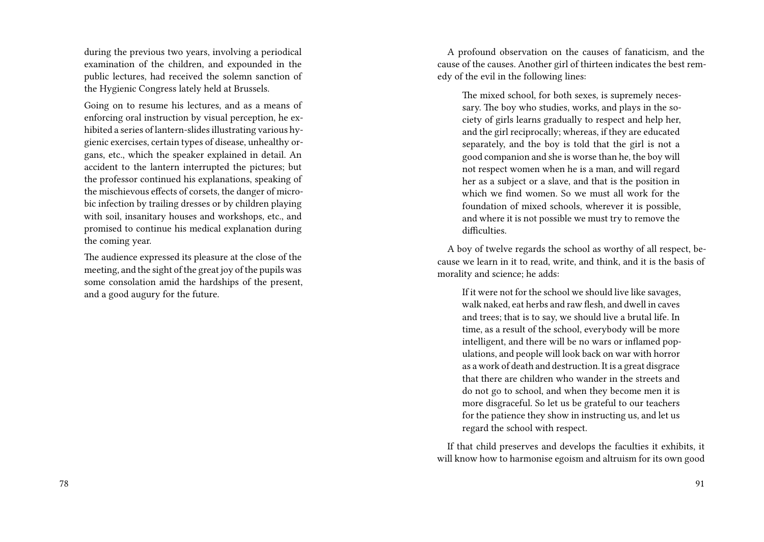during the previous two years, involving a periodical examination of the children, and expounded in the public lectures, had received the solemn sanction of the Hygienic Congress lately held at Brussels.

Going on to resume his lectures, and as a means of enforcing oral instruction by visual perception, he exhibited a series of lantern-slides illustrating various hygienic exercises, certain types of disease, unhealthy organs, etc., which the speaker explained in detail. An accident to the lantern interrupted the pictures; but the professor continued his explanations, speaking of the mischievous effects of corsets, the danger of microbic infection by trailing dresses or by children playing with soil, insanitary houses and workshops, etc., and promised to continue his medical explanation during the coming year.

The audience expressed its pleasure at the close of the meeting, and the sight of the great joy of the pupils was some consolation amid the hardships of the present, and a good augury for the future.

A profound observation on the causes of fanaticism, and the cause of the causes. Another girl of thirteen indicates the best remedy of the evil in the following lines:

> The mixed school, for both sexes, is supremely necessary. The boy who studies, works, and plays in the society of girls learns gradually to respect and help her, and the girl reciprocally; whereas, if they are educated separately, and the boy is told that the girl is not a good companion and she is worse than he, the boy will not respect women when he is a man, and will regard her as a subject or a slave, and that is the position in which we find women. So we must all work for the foundation of mixed schools, wherever it is possible, and where it is not possible we must try to remove the difficulties.

A boy of twelve regards the school as worthy of all respect, because we learn in it to read, write, and think, and it is the basis of morality and science; he adds:

> If it were not for the school we should live like savages, walk naked, eat herbs and raw flesh, and dwell in caves and trees; that is to say, we should live a brutal life. In time, as a result of the school, everybody will be more intelligent, and there will be no wars or inflamed populations, and people will look back on war with horror as a work of death and destruction. It is a great disgrace that there are children who wander in the streets and do not go to school, and when they become men it is more disgraceful. So let us be grateful to our teachers for the patience they show in instructing us, and let us regard the school with respect.

If that child preserves and develops the faculties it exhibits, it will know how to harmonise egoism and altruism for its own good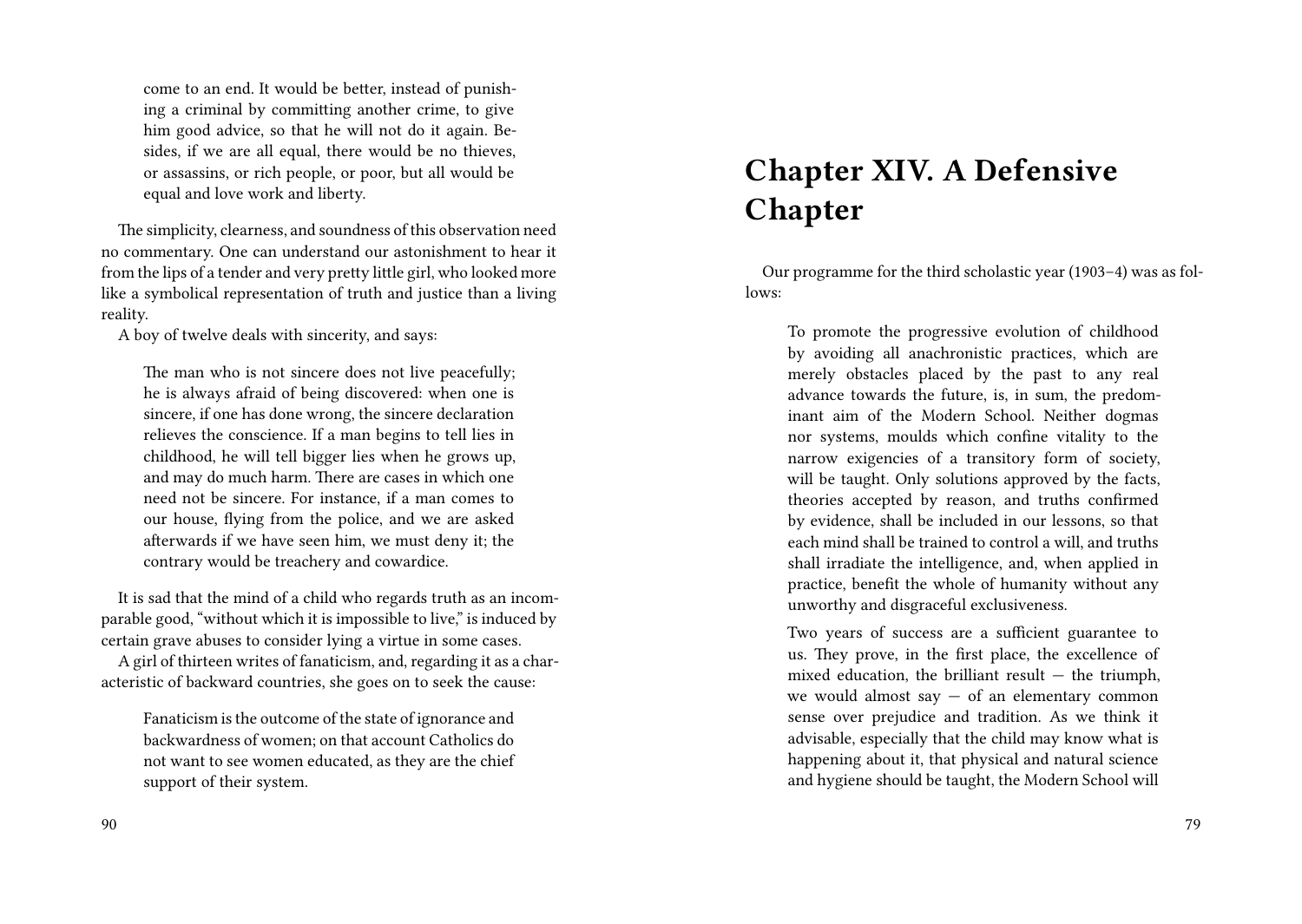> come to an end. It would be better, instead of punishing a criminal by committing another crime, to give him good advice, so that he will not do it again. Besides, if we are all equal, there would be no thieves, or assassins, or rich people, or poor, but all would be equal and love work and liberty.

The simplicity, clearness, and soundness of this observation need no commentary. One can understand our astonishment to hear it from the lips of a tender and very pretty little girl, who looked more like a symbolical representation of truth and justice than a living reality.

A boy of twelve deals with sincerity, and says:

> The man who is not sincere does not live peacefully; he is always afraid of being discovered: when one is sincere, if one has done wrong, the sincere declaration relieves the conscience. If a man begins to tell lies in childhood, he will tell bigger lies when he grows up, and may do much harm. There are cases in which one need not be sincere. For instance, if a man comes to our house, flying from the police, and we are asked afterwards if we have seen him, we must deny it; the contrary would be treachery and cowardice.

It is sad that the mind of a child who regards truth as an incomparable good, "without which it is impossible to live," is induced by certain grave abuses to consider lying a virtue in some cases.

A girl of thirteen writes of fanaticism, and, regarding it as a characteristic of backward countries, she goes on to seek the cause:

> Fanaticism is the outcome of the state of ignorance and backwardness of women; on that account Catholics do not want to see women educated, as they are the chief support of their system.

# Chapter XIV. A Defensive Chapter

Our programme for the third scholastic year (1903–4) was as follows:

> To promote the progressive evolution of childhood by avoiding all anachronistic practices, which are merely obstacles placed by the past to any real advance towards the future, is, in sum, the predominant aim of the Modern School. Neither dogmas nor systems, moulds which confine vitality to the narrow exigencies of a transitory form of society, will be taught. Only solutions approved by the facts, theories accepted by reason, and truths confirmed by evidence, shall be included in our lessons, so that each mind shall be trained to control a will, and truths shall irradiate the intelligence, and, when applied in practice, benefit the whole of humanity without any unworthy and disgraceful exclusiveness.
>
> Two years of success are a sufficient guarantee to us. They prove, in the first place, the excellence of mixed education, the brilliant result — the triumph, we would almost say — of an elementary common sense over prejudice and tradition. As we think it advisable, especially that the child may know what is happening about it, that physical and natural science and hygiene should be taught, the Modern School will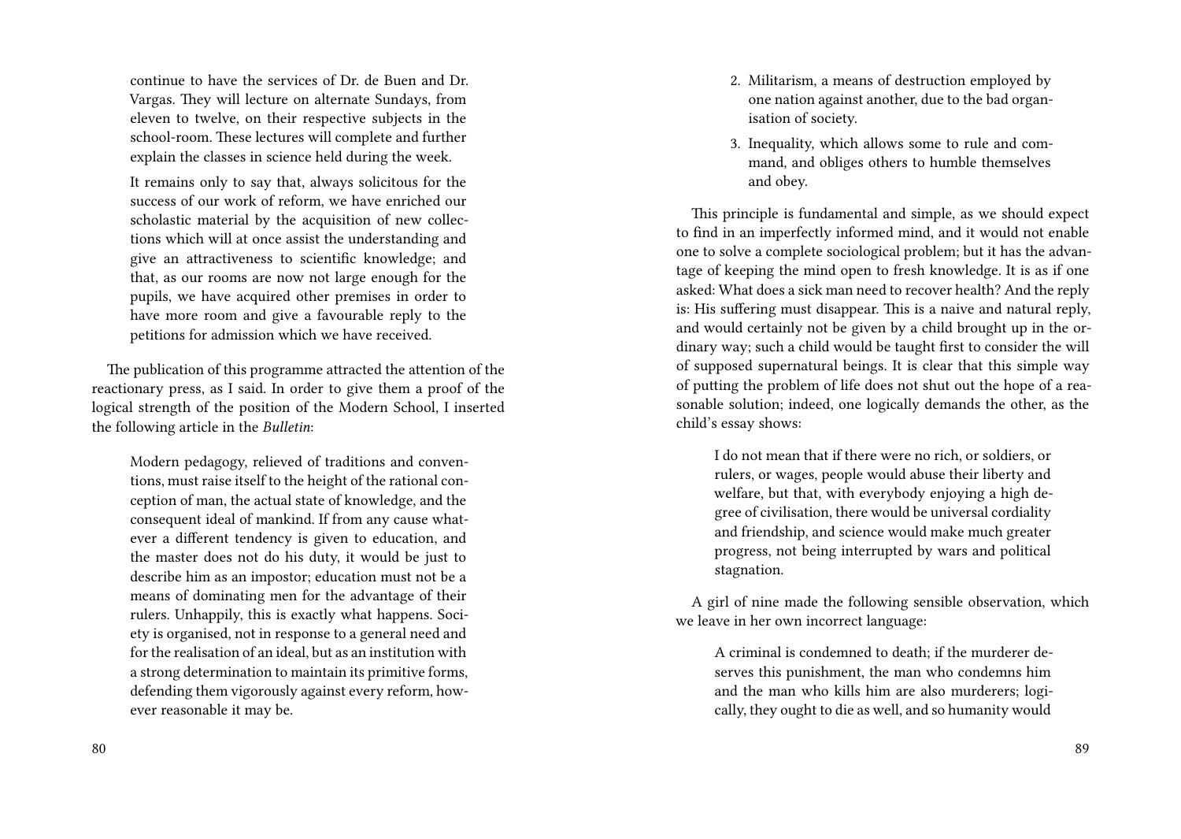continue to have the services of Dr. de Buen and Dr. Vargas. They will lecture on alternate Sundays, from eleven to twelve, on their respective subjects in the school-room. These lectures will complete and further explain the classes in science held during the week.

> It remains only to say that, always solicitous for the success of our work of reform, we have enriched our scholastic material by the acquisition of new collections which will at once assist the understanding and give an attractiveness to scientific knowledge; and that, as our rooms are now not large enough for the pupils, we have acquired other premises in order to have more room and give a favourable reply to the petitions for admission which we have received.

The publication of this programme attracted the attention of the reactionary press, as I said. In order to give them a proof of the logical strength of the position of the Modern School, I inserted the following article in the *Bulletin*:

> Modern pedagogy, relieved of traditions and conventions, must raise itself to the height of the rational conception of man, the actual state of knowledge, and the consequent ideal of mankind. If from any cause whatever a different tendency is given to education, and the master does not do his duty, it would be just to describe him as an impostor; education must not be a means of dominating men for the advantage of their rulers. Unhappily, this is exactly what happens. Society is organised, not in response to a general need and for the realisation of an ideal, but as an institution with a strong determination to maintain its primitive forms, defending them vigorously against every reform, however reasonable it may be.

2. Militarism, a means of destruction employed by one nation against another, due to the bad organisation of society.
3. Inequality, which allows some to rule and command, and obliges others to humble themselves and obey.

This principle is fundamental and simple, as we should expect to find in an imperfectly informed mind, and it would not enable one to solve a complete sociological problem; but it has the advantage of keeping the mind open to fresh knowledge. It is as if one asked: What does a sick man need to recover health? And the reply is: His suffering must disappear. This is a naive and natural reply, and would certainly not be given by a child brought up in the ordinary way; such a child would be taught first to consider the will of supposed supernatural beings. It is clear that this simple way of putting the problem of life does not shut out the hope of a reasonable solution; indeed, one logically demands the other, as the child's essay shows:

> I do not mean that if there were no rich, or soldiers, or rulers, or wages, people would abuse their liberty and welfare, but that, with everybody enjoying a high degree of civilisation, there would be universal cordiality and friendship, and science would make much greater progress, not being interrupted by wars and political stagnation.

A girl of nine made the following sensible observation, which we leave in her own incorrect language:

> A criminal is condemned to death; if the murderer deserves this punishment, the man who condemns him and the man who kills him are also murderers; logically, they ought to die as well, and so humanity would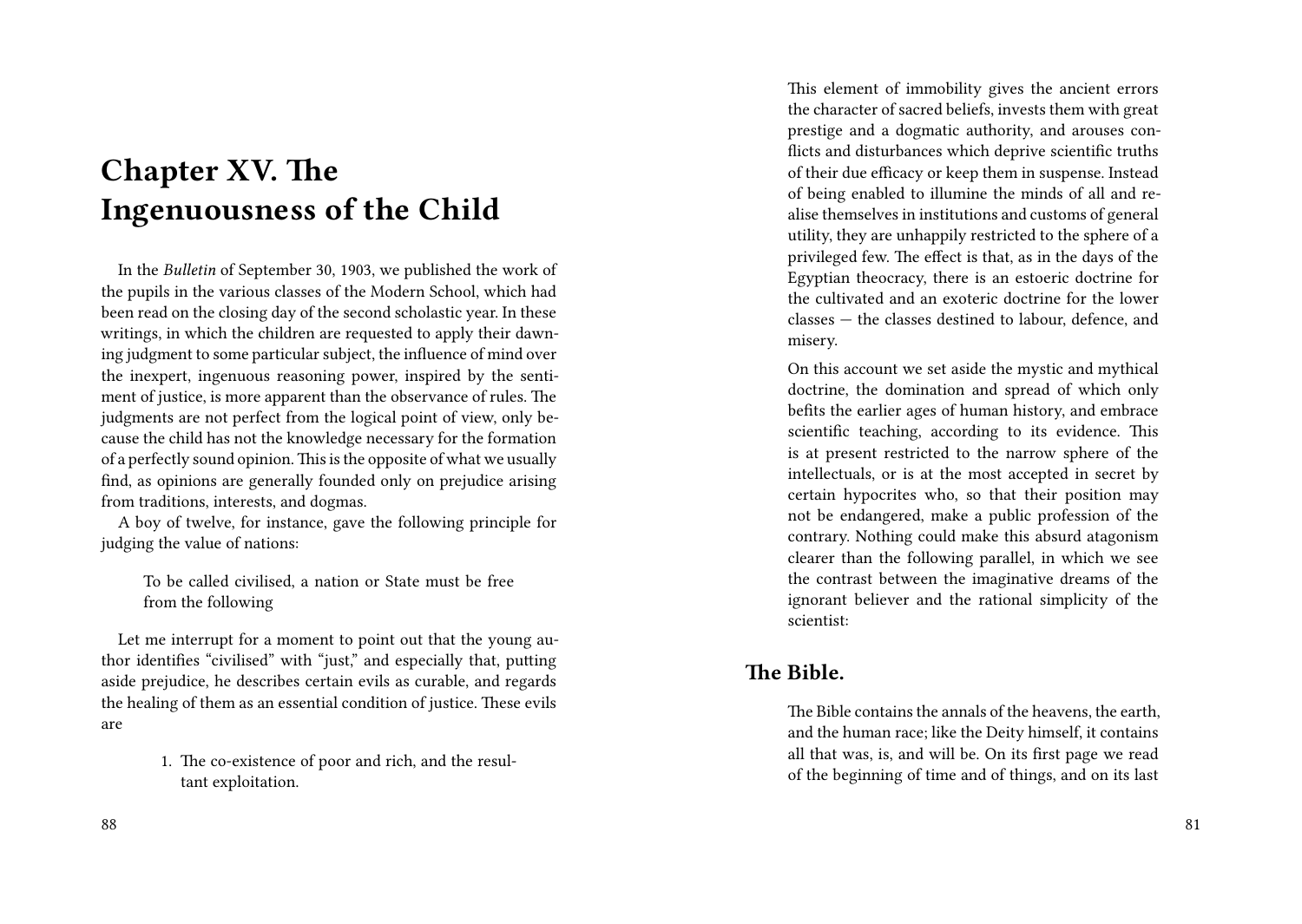# Chapter XV. The Ingenuousness of the Child

In the *Bulletin* of September 30, 1903, we published the work of the pupils in the various classes of the Modern School, which had been read on the closing day of the second scholastic year. In these writings, in which the children are requested to apply their dawning judgment to some particular subject, the influence of mind over the inexpert, ingenuous reasoning power, inspired by the sentiment of justice, is more apparent than the observance of rules. The judgments are not perfect from the logical point of view, only because the child has not the knowledge necessary for the formation of a perfectly sound opinion. This is the opposite of what we usually find, as opinions are generally founded only on prejudice arising from traditions, interests, and dogmas.

A boy of twelve, for instance, gave the following principle for judging the value of nations:

> To be called civilised, a nation or State must be free from the following

Let me interrupt for a moment to point out that the young author identifies "civilised" with "just," and especially that, putting aside prejudice, he describes certain evils as curable, and regards the healing of them as an essential condition of justice. These evils are

1. The co-existence of poor and rich, and the resultant exploitation.

This element of immobility gives the ancient errors the character of sacred beliefs, invests them with great prestige and a dogmatic authority, and arouses conflicts and disturbances which deprive scientific truths of their due efficacy or keep them in suspense. Instead of being enabled to illumine the minds of all and realise themselves in institutions and customs of general utility, they are unhappily restricted to the sphere of a privileged few. The effect is that, as in the days of the Egyptian theocracy, there is an estoeric doctrine for the cultivated and an exoteric doctrine for the lower classes — the classes destined to labour, defence, and misery.

On this account we set aside the mystic and mythical doctrine, the domination and spread of which only befits the earlier ages of human history, and embrace scientific teaching, according to its evidence. This is at present restricted to the narrow sphere of the intellectuals, or is at the most accepted in secret by certain hypocrites who, so that their position may not be endangered, make a public profession of the contrary. Nothing could make this absurd atagonism clearer than the following parallel, in which we see the contrast between the imaginative dreams of the ignorant believer and the rational simplicity of the scientist:

## The Bible.

The Bible contains the annals of the heavens, the earth, and the human race; like the Deity himself, it contains all that was, is, and will be. On its first page we read of the beginning of time and of things, and on its last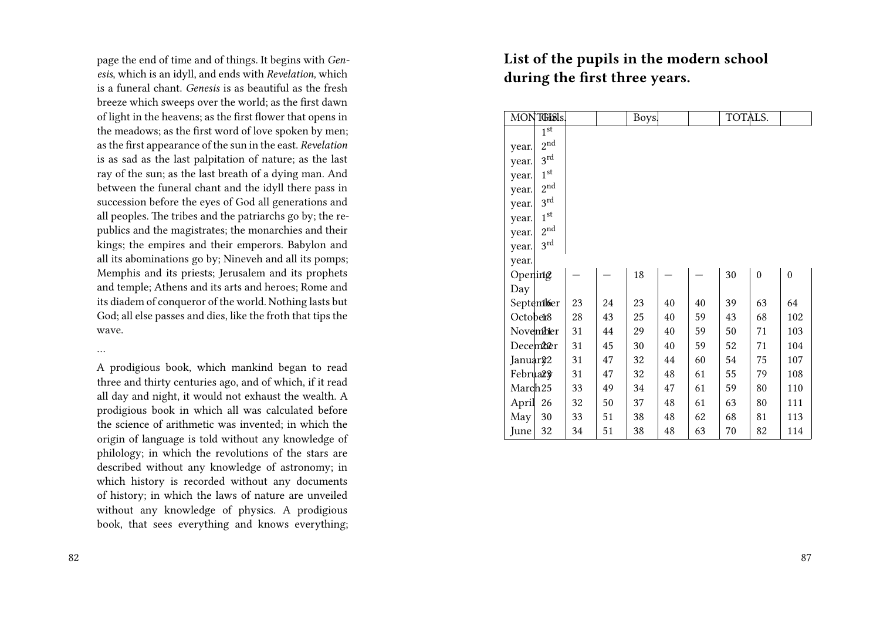page the end of time and of things. It begins with *Genesis*, which is an idyll, and ends with *Revelation,* which is a funeral chant. *Genesis* is as beautiful as the fresh breeze which sweeps over the world; as the first dawn of light in the heavens; as the first flower that opens in the meadows; as the first word of love spoken by men; as the first appearance of the sun in the east. *Revelation* is as sad as the last palpitation of nature; as the last ray of the sun; as the last breath of a dying man. And between the funeral chant and the idyll there pass in succession before the eyes of God all generations and all peoples. The tribes and the patriarchs go by; the republics and the magistrates; the monarchies and their kings; the empires and their emperors. Babylon and all its abominations go by; Nineveh and all its pomps; Memphis and its priests; Jerusalem and its prophets and temple; Athens and its arts and heroes; Rome and its diadem of conqueror of the world. Nothing lasts but God; all else passes and dies, like the froth that tips the wave.

…

A prodigious book, which mankind began to read three and thirty centuries ago, and of which, if it read all day and night, it would not exhaust the wealth. A prodigious book in which all was calculated before the science of arithmetic was invented; in which the origin of language is told without any knowledge of philology; in which the revolutions of the stars are described without any knowledge of astronomy; in which history is recorded without any documents of history; in which the laws of nature are unveiled without any knowledge of physics. A prodigious book, that sees everything and knows everything;

## List of the pupils in the modern school during the first three years.

| MONTHS. | Girls. | | | Boys. | | | TOTALS. | | |
|---|---|---|---|---|---|---|---|---|---|
| | 1st year. | 2nd year. | 3rd year. | 1st year. | 2nd year. | 3rd year. | 1st year. | 2nd year. | 3rd year. |
| Opening Day | 12 | — | — | 18 | — | — | 30 | 0 | 0 |
| September | 16 | 23 | 24 | 23 | 40 | 40 | 39 | 63 | 64 |
| October | 18 | 28 | 43 | 25 | 40 | 59 | 43 | 68 | 102 |
| November | 21 | 31 | 44 | 29 | 40 | 59 | 50 | 71 | 103 |
| December | 22 | 31 | 45 | 30 | 40 | 59 | 52 | 71 | 104 |
| January | 22 | 31 | 47 | 32 | 44 | 60 | 54 | 75 | 107 |
| February | 23 | 31 | 47 | 32 | 48 | 61 | 55 | 79 | 108 |
| March | 25 | 33 | 49 | 34 | 47 | 61 | 59 | 80 | 110 |
| April | 26 | 32 | 50 | 37 | 48 | 61 | 63 | 80 | 111 |
| May | 30 | 33 | 51 | 38 | 48 | 62 | 68 | 81 | 113 |
| June | 32 | 34 | 51 | 38 | 48 | 63 | 70 | 82 | 114 |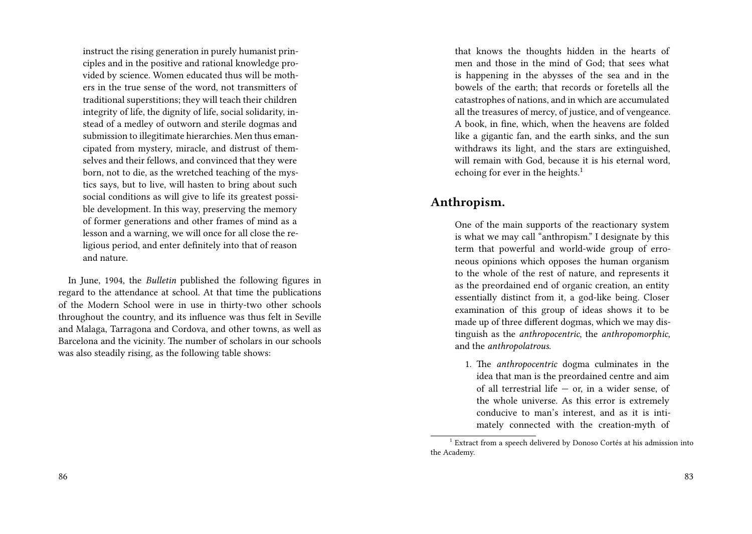instruct the rising generation in purely humanist principles and in the positive and rational knowledge provided by science. Women educated thus will be mothers in the true sense of the word, not transmitters of traditional superstitions; they will teach their children integrity of life, the dignity of life, social solidarity, instead of a medley of outworn and sterile dogmas and submission to illegitimate hierarchies. Men thus emancipated from mystery, miracle, and distrust of themselves and their fellows, and convinced that they were born, not to die, as the wretched teaching of the mystics says, but to live, will hasten to bring about such social conditions as will give to life its greatest possible development. In this way, preserving the memory of former generations and other frames of mind as a lesson and a warning, we will once for all close the religious period, and enter definitely into that of reason and nature.

In June, 1904, the *Bulletin* published the following figures in regard to the attendance at school. At that time the publications of the Modern School were in use in thirty-two other schools throughout the country, and its influence was thus felt in Seville and Malaga, Tarragona and Cordova, and other towns, as well as Barcelona and the vicinity. The number of scholars in our schools was also steadily rising, as the following table shows:

that knows the thoughts hidden in the hearts of men and those in the mind of God; that sees what is happening in the abysses of the sea and in the bowels of the earth; that records or foretells all the catastrophes of nations, and in which are accumulated all the treasures of mercy, of justice, and of vengeance. A book, in fine, which, when the heavens are folded like a gigantic fan, and the earth sinks, and the sun withdraws its light, and the stars are extinguished, will remain with God, because it is his eternal word, echoing for ever in the heights.[1]

## Anthropism.

One of the main supports of the reactionary system is what we may call "anthropism." I designate by this term that powerful and world-wide group of erroneous opinions which opposes the human organism to the whole of the rest of nature, and represents it as the preordained end of organic creation, an entity essentially distinct from it, a god-like being. Closer examination of this group of ideas shows it to be made up of three different dogmas, which we may distinguish as the *anthropocentric*, the *anthropomorphic*, and the *anthropolatrous*.

1. The *anthropocentric* dogma culminates in the idea that man is the preordained centre and aim of all terrestrial life — or, in a wider sense, of the whole universe. As this error is extremely conducive to man's interest, and as it is intimately connected with the creation-myth of

[1] Extract from a speech delivered by Donoso Cortés at his admission into the Academy.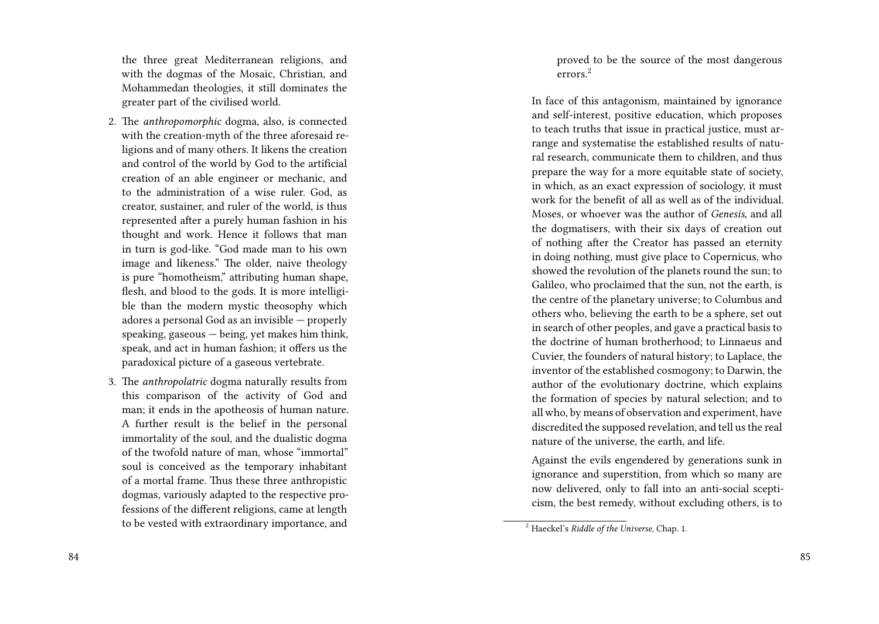the three great Mediterranean religions, and with the dogmas of the Mosaic, Christian, and Mohammedan theologies, it still dominates the greater part of the civilised world.

2. The *anthropomorphic* dogma, also, is connected with the creation-myth of the three aforesaid religions and of many others. It likens the creation and control of the world by God to the artificial creation of an able engineer or mechanic, and to the administration of a wise ruler. God, as creator, sustainer, and ruler of the world, is thus represented after a purely human fashion in his thought and work. Hence it follows that man in turn is god-like. "God made man to his own image and likeness." The older, naive theology is pure "homotheism," attributing human shape, flesh, and blood to the gods. It is more intelligible than the modern mystic theosophy which adores a personal God as an invisible — properly speaking, gaseous — being, yet makes him think, speak, and act in human fashion; it offers us the paradoxical picture of a gaseous vertebrate.
3. The *anthropolatric* dogma naturally results from this comparison of the activity of God and man; it ends in the apotheosis of human nature. A further result is the belief in the personal immortality of the soul, and the dualistic dogma of the twofold nature of man, whose "immortal" soul is conceived as the temporary inhabitant of a mortal frame. Thus these three anthropistic dogmas, variously adapted to the respective professions of the different religions, came at length to be vested with extraordinary importance, and proved to be the source of the most dangerous errors.[2]

In face of this antagonism, maintained by ignorance and self-interest, positive education, which proposes to teach truths that issue in practical justice, must arrange and systematise the established results of natural research, communicate them to children, and thus prepare the way for a more equitable state of society, in which, as an exact expression of sociology, it must work for the benefit of all as well as of the individual. Moses, or whoever was the author of *Genesis*, and all the dogmatisers, with their six days of creation out of nothing after the Creator has passed an eternity in doing nothing, must give place to Copernicus, who showed the revolution of the planets round the sun; to Galileo, who proclaimed that the sun, not the earth, is the centre of the planetary universe; to Columbus and others who, believing the earth to be a sphere, set out in search of other peoples, and gave a practical basis to the doctrine of human brotherhood; to Linnaeus and Cuvier, the founders of natural history; to Laplace, the inventor of the established cosmogony; to Darwin, the author of the evolutionary doctrine, which explains the formation of species by natural selection; and to all who, by means of observation and experiment, have discredited the supposed revelation, and tell us the real nature of the universe, the earth, and life.

Against the evils engendered by generations sunk in ignorance and superstition, from which so many are now delivered, only to fall into an anti-social scepticism, the best remedy, without excluding others, is to

[2] Haeckel's *Riddle of the Universe*, Chap. 1.